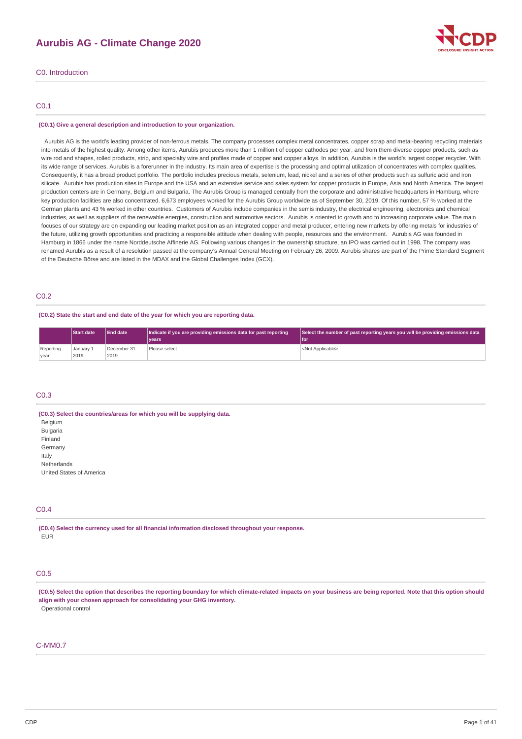# Aurubis AG - Climate Change 2020

## C0. Introduction

### C0.1

**(C0.1) Give a general description and introduction to your organization.**

Aurubis AG is the world's leading provider of non-ferrous metals. The company processes complex metal concentrates, copper scrap and metal-bearing recycling materials into metals of the highest quality. Among other items, Aurubis produces more than 1 million t of copper cathodes per year, and from them diverse copper products, such as wire rod and shapes, rolled products, strip, and specialty wire and profiles made of copper and copper alloys. In addition, Aurubis is the world's largest copper recycler. With its wide range of services, Aurubis is a forerunner in the industry. Its main area of expertise is the processing and optimal utilization of concentrates with complex qualities. Consequently, it has a broad product portfolio. The portfolio includes precious metals, selenium, lead, nickel and a series of other products such as sulfuric acid and iron silicate. Aurubis has production sites in Europe and the USA and an extensive service and sales system for copper products in Europe, Asia and North America. The largest production centers are in Germany, Belgium and Bulgaria. The Aurubis Group is managed centrally from the corporate and administrative headquarters in Hamburg, where key production facilities are also concentrated. 6,673 employees worked for the Aurubis Group worldwide as of September 30, 2019. Of this number, 57 % worked at the German plants and 43 % worked in other countries. Customers of Aurubis include companies in the semis industry, the electrical engineering, electronics and chemical industries, as well as suppliers of the renewable energies, construction and automotive sectors. Aurubis is oriented to growth and to increasing corporate value. The main focuses of our strategy are on expanding our leading market position as an integrated copper and metal producer, entering new markets by offering metals for industries of the future, utilizing growth opportunities and practicing a responsible attitude when dealing with people, resources and the environment. Aurubis AG was founded in Hamburg in 1866 under the name Norddeutsche Affinerie AG. Following various changes in the ownership structure, an IPO was carried out in 1998. The company was renamed Aurubis as a result of a resolution passed at the company's Annual General Meeting on February 26, 2009. Aurubis shares are part of the Prime Standard Segment of the Deutsche Börse and are listed in the MDAX and the Global Challenges Index (GCX).

### C0.2

**(C0.2) State the start and end date of the year for which you are reporting data.**

| | Start date | End date | Indicate if you are providing emissions data for past reporting years | Select the number of past reporting years you will be providing emissions data for |
|---|---|---|---|---|
| Reporting year | January 1 2019 | December 31 2019 | Please select | <Not Applicable> |

### C0.3

**(C0.3) Select the countries/areas for which you will be supplying data.**

Belgium
Bulgaria
Finland
Germany
Italy
Netherlands
United States of America

### C0.4

**(C0.4) Select the currency used for all financial information disclosed throughout your response.**

EUR

### C0.5

**(C0.5) Select the option that describes the reporting boundary for which climate-related impacts on your business are being reported. Note that this option should align with your chosen approach for consolidating your GHG inventory.**

Operational control

### C-MM0.7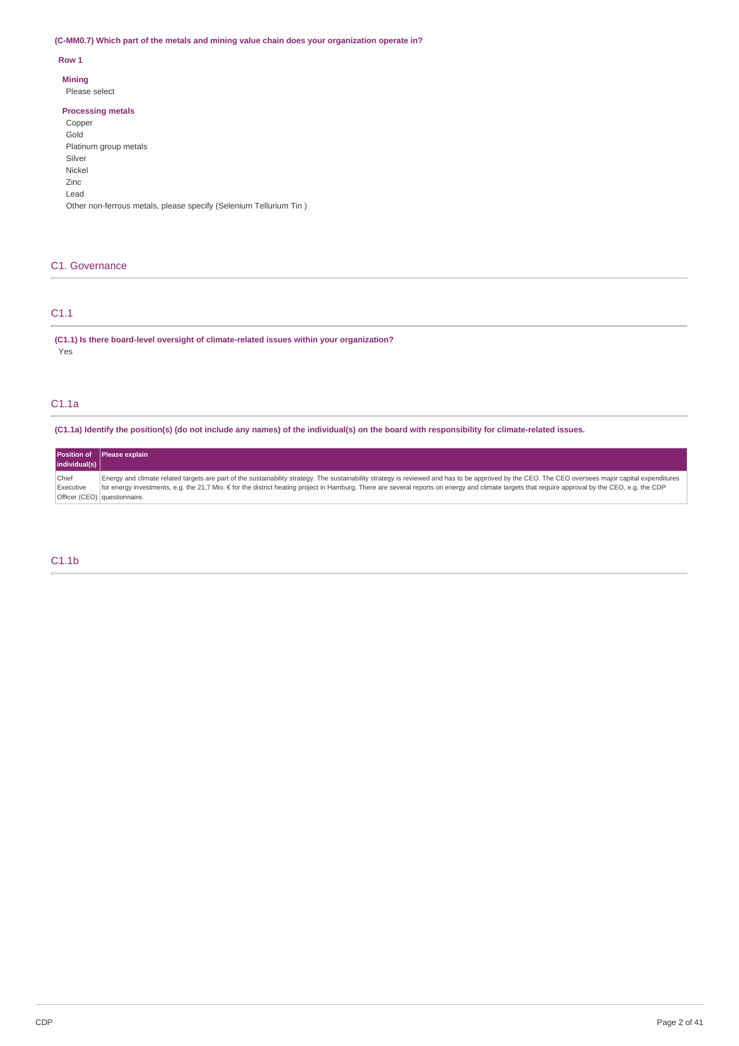**(C-MM0.7) Which part of the metals and mining value chain does your organization operate in?**

**Row 1**

**Mining**

Please select

**Processing metals**

Copper

Gold

Platinum group metals

Silver

Nickel

Zinc

Lead

Other non-ferrous metals, please specify (Selenium Tellurium Tin )

## C1. Governance

### C1.1

**(C1.1) Is there board-level oversight of climate-related issues within your organization?**

Yes

### C1.1a

**(C1.1a) Identify the position(s) (do not include any names) of the individual(s) on the board with responsibility for climate-related issues.**

| Position of individual(s) | Please explain |
|---|---|
| Chief Executive Officer (CEO) | Energy and climate related targets are part of the sustainability strategy. The sustainability strategy is reviewed and has to be approved by the CEO. The CEO oversees major capital expenditures for energy investments, e.g. the 21,7 Mio. € for the district heating project in Hamburg. There are several reports on energy and climate targets that require approval by the CEO, e.g. the CDP questionnaire. |

### C1.1b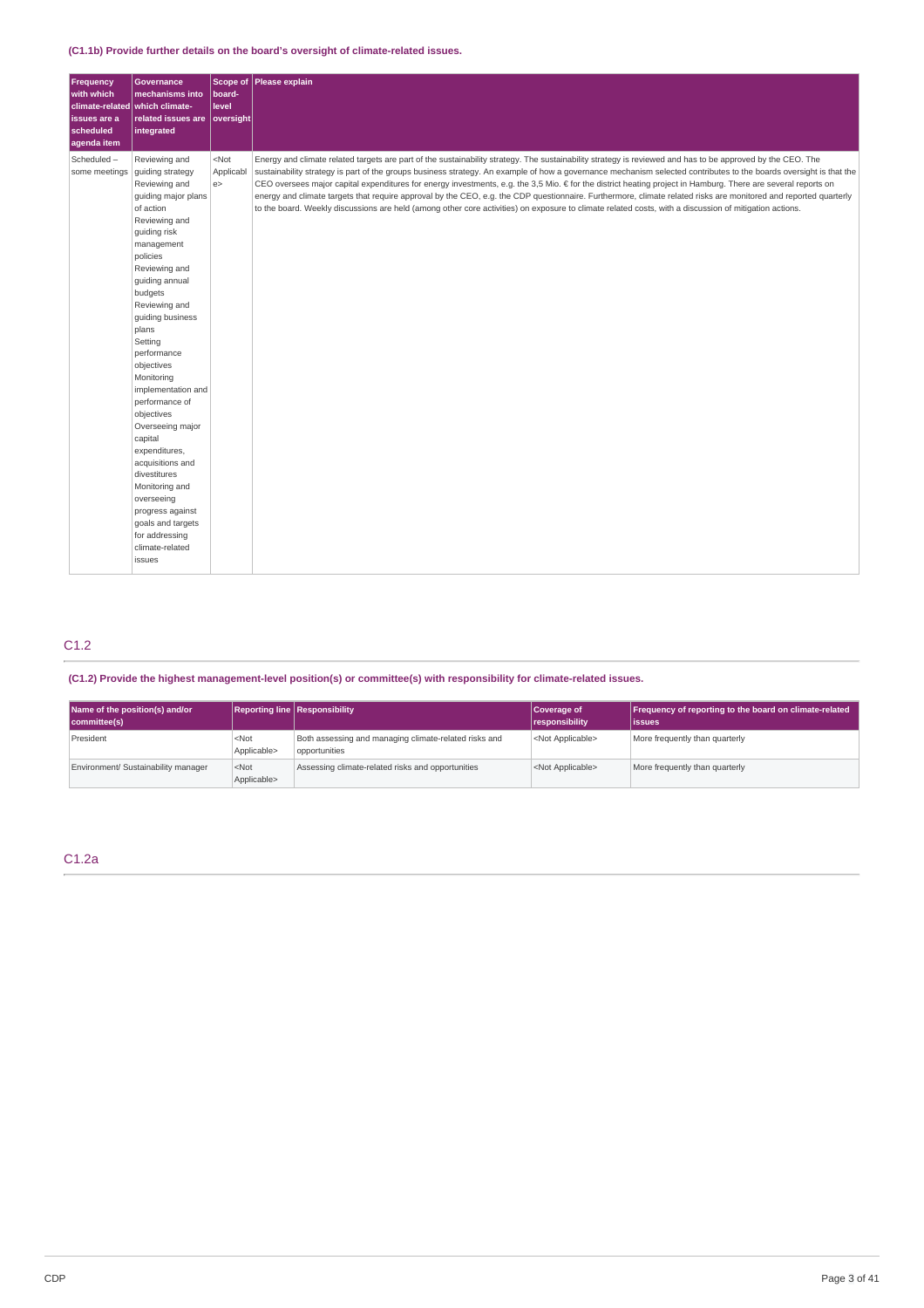(C1.1b) Provide further details on the board's oversight of climate-related issues.

| Frequency with which climate-related issues are a scheduled agenda item | Governance mechanisms into which climate-related issues are integrated | Scope of board-level oversight | Please explain |
|---|---|---|---|
| Scheduled – some meetings | Reviewing and guiding strategy<br>Reviewing and guiding major plans of action<br>Reviewing and guiding risk management policies<br>Reviewing and guiding annual budgets<br>Reviewing and guiding business plans<br>Setting performance objectives<br>Monitoring implementation and performance of objectives<br>Overseeing major capital expenditures, acquisitions and divestitures<br>Monitoring and overseeing progress against goals and targets for addressing climate-related issues | <Not Applicable> | Energy and climate related targets are part of the sustainability strategy. The sustainability strategy is reviewed and has to be approved by the CEO. The sustainability strategy is part of the groups business strategy. An example of how a governance mechanism selected contributes to the boards oversight is that the CEO oversees major capital expenditures for energy investments, e.g. the 3,5 Mio. € for the district heating project in Hamburg. There are several reports on energy and climate targets that require approval by the CEO, e.g. the CDP questionnaire. Furthermore, climate related risks are monitored and reported quarterly to the board. Weekly discussions are held (among other core activities) on exposure to climate related costs, with a discussion of mitigation actions. |

## C1.2

(C1.2) Provide the highest management-level position(s) or committee(s) with responsibility for climate-related issues.

| Name of the position(s) and/or committee(s) | Reporting line | Responsibility | Coverage of responsibility | Frequency of reporting to the board on climate-related issues |
|---|---|---|---|---|
| President | <Not Applicable> | Both assessing and managing climate-related risks and opportunities | <Not Applicable> | More frequently than quarterly |
| Environment/ Sustainability manager | <Not Applicable> | Assessing climate-related risks and opportunities | <Not Applicable> | More frequently than quarterly |

## C1.2a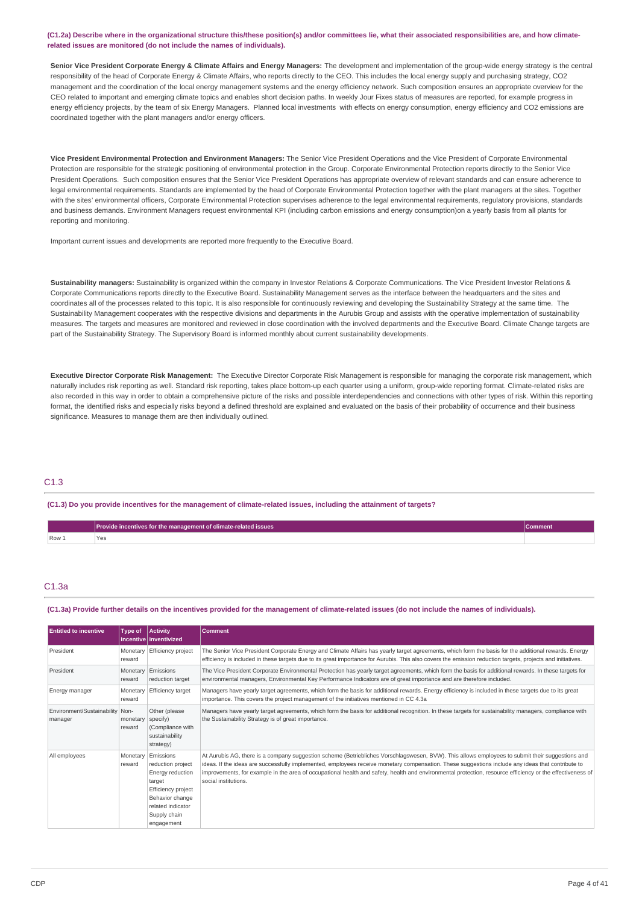**(C1.2a) Describe where in the organizational structure this/these position(s) and/or committees lie, what their associated responsibilities are, and how climate-related issues are monitored (do not include the names of individuals).**

**Senior Vice President Corporate Energy & Climate Affairs and Energy Managers:** The development and implementation of the group-wide energy strategy is the central responsibility of the head of Corporate Energy & Climate Affairs, who reports directly to the CEO. This includes the local energy supply and purchasing strategy, CO2 management and the coordination of the local energy management systems and the energy efficiency network. Such composition ensures an appropriate overview for the CEO related to important and emerging climate topics and enables short decision paths. In weekly Jour Fixes status of measures are reported, for example progress in energy efficiency projects, by the team of six Energy Managers. Planned local investments with effects on energy consumption, energy efficiency and CO2 emissions are coordinated together with the plant managers and/or energy officers.

**Vice President Environmental Protection and Environment Managers:** The Senior Vice President Operations and the Vice President of Corporate Environmental Protection are responsible for the strategic positioning of environmental protection in the Group. Corporate Environmental Protection reports directly to the Senior Vice President Operations. Such composition ensures that the Senior Vice President Operations has appropriate overview of relevant standards and can ensure adherence to legal environmental requirements. Standards are implemented by the head of Corporate Environmental Protection together with the plant managers at the sites. Together with the sites' environmental officers, Corporate Environmental Protection supervises adherence to the legal environmental requirements, regulatory provisions, standards and business demands. Environment Managers request environmental KPI (including carbon emissions and energy consumption)on a yearly basis from all plants for reporting and monitoring.

Important current issues and developments are reported more frequently to the Executive Board.

**Sustainability managers:** Sustainability is organized within the company in Investor Relations & Corporate Communications. The Vice President Investor Relations & Corporate Communications reports directly to the Executive Board. Sustainability Management serves as the interface between the headquarters and the sites and coordinates all of the processes related to this topic. It is also responsible for continuously reviewing and developing the Sustainability Strategy at the same time. The Sustainability Management cooperates with the respective divisions and departments in the Aurubis Group and assists with the operative implementation of sustainability measures. The targets and measures are monitored and reviewed in close coordination with the involved departments and the Executive Board. Climate Change targets are part of the Sustainability Strategy. The Supervisory Board is informed monthly about current sustainability developments.

**Executive Director Corporate Risk Management:** The Executive Director Corporate Risk Management is responsible for managing the corporate risk management, which naturally includes risk reporting as well. Standard risk reporting, takes place bottom-up each quarter using a uniform, group-wide reporting format. Climate-related risks are also recorded in this way in order to obtain a comprehensive picture of the risks and possible interdependencies and connections with other types of risk. Within this reporting format, the identified risks and especially risks beyond a defined threshold are explained and evaluated on the basis of their probability of occurrence and their business significance. Measures to manage them are then individually outlined.

## C1.3

**(C1.3) Do you provide incentives for the management of climate-related issues, including the attainment of targets?**

| | Provide incentives for the management of climate-related issues | Comment |
|---|---|---|
| Row 1 | Yes | |

## C1.3a

**(C1.3a) Provide further details on the incentives provided for the management of climate-related issues (do not include the names of individuals).**

| Entitled to incentive | Type of incentive | Activity inventivized | Comment |
|---|---|---|---|
| President | Monetary reward | Efficiency project | The Senior Vice President Corporate Energy and Climate Affairs has yearly target agreements, which form the basis for the additional rewards. Energy efficiency is included in these targets due to its great importance for Aurubis. This also covers the emission reduction targets, projects and initiatives. |
| President | Monetary reward | Emissions reduction target | The Vice President Corporate Environmental Protection has yearly target agreements, which form the basis for additional rewards. In these targets for environmental managers, Environmental Key Performance Indicators are of great importance and are therefore included. |
| Energy manager | Monetary reward | Efficiency target | Managers have yearly target agreements, which form the basis for additional rewards. Energy efficiency is included in these targets due to its great importance. This covers the project management of the initiatives mentioned in CC 4.3a |
| Environment/Sustainability manager | Non-monetary reward | Other (please specify) (Compliance with sustainability strategy) | Managers have yearly target agreements, which form the basis for additional recognition. In these targets for sustainability managers, compliance with the Sustainability Strategy is of great importance. |
| All employees | Monetary reward | Emissions reduction project Energy reduction target Efficiency project Behavior change related indicator Supply chain engagement | At Aurubis AG, there is a company suggestion scheme (Betriebliches Vorschlagswesen, BVW). This allows employees to submit their suggestions and ideas. If the ideas are successfully implemented, employees receive monetary compensation. These suggestions include any ideas that contribute to improvements, for example in the area of occupational health and safety, health and environmental protection, resource efficiency or the effectiveness of social institutions. |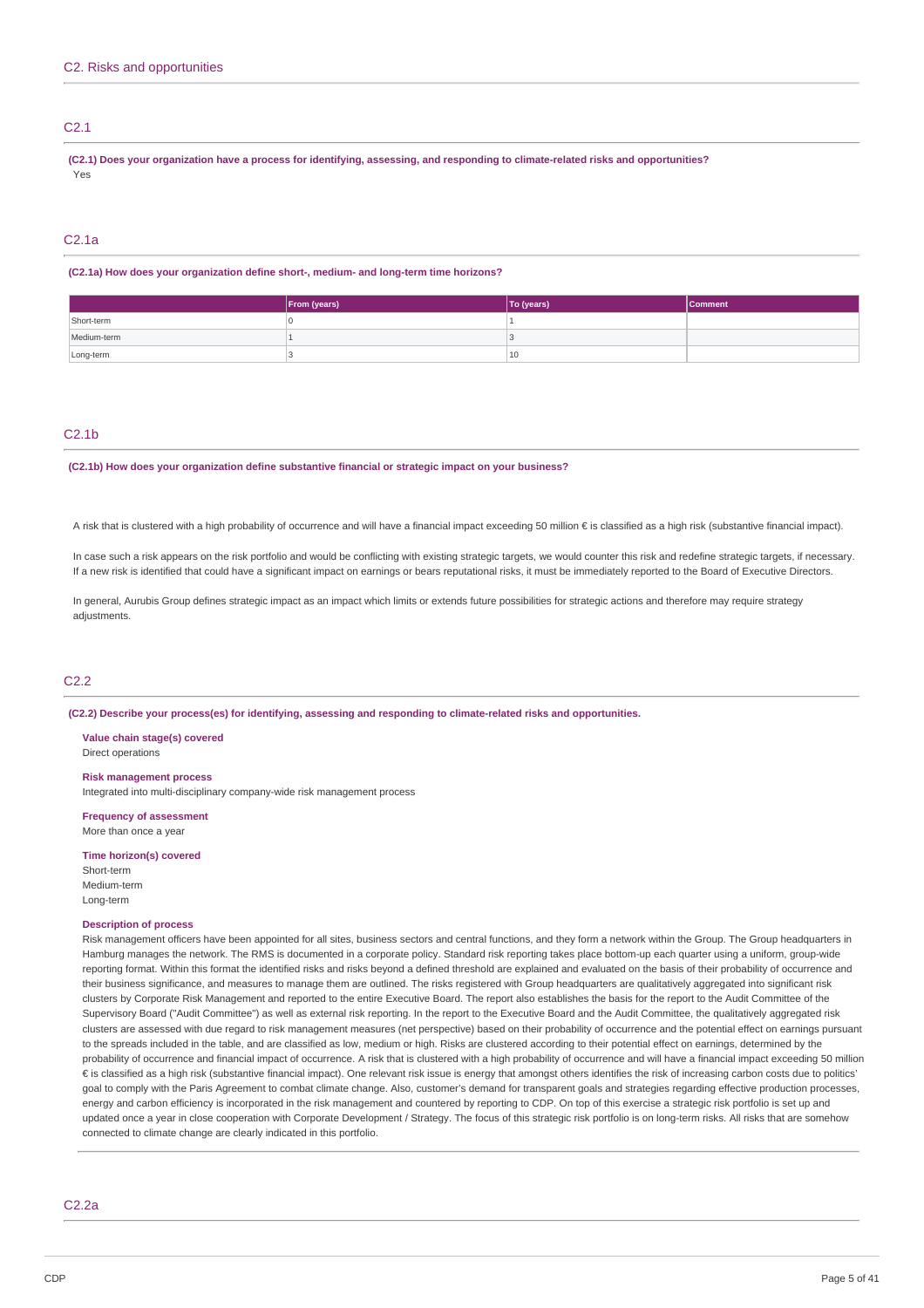## C2. Risks and opportunities

### C2.1

**(C2.1) Does your organization have a process for identifying, assessing, and responding to climate-related risks and opportunities?**

Yes

### C2.1a

**(C2.1a) How does your organization define short-, medium- and long-term time horizons?**

| | From (years) | To (years) | Comment |
|---|---|---|---|
| Short-term | 0 | 1 | |
| Medium-term | 1 | 3 | |
| Long-term | 3 | 10 | |

### C2.1b

**(C2.1b) How does your organization define substantive financial or strategic impact on your business?**

A risk that is clustered with a high probability of occurrence and will have a financial impact exceeding 50 million € is classified as a high risk (substantive financial impact).

In case such a risk appears on the risk portfolio and would be conflicting with existing strategic targets, we would counter this risk and redefine strategic targets, if necessary. If a new risk is identified that could have a significant impact on earnings or bears reputational risks, it must be immediately reported to the Board of Executive Directors.

In general, Aurubis Group defines strategic impact as an impact which limits or extends future possibilities for strategic actions and therefore may require strategy adjustments.

### C2.2

**(C2.2) Describe your process(es) for identifying, assessing and responding to climate-related risks and opportunities.**

**Value chain stage(s) covered**
Direct operations

**Risk management process**
Integrated into multi-disciplinary company-wide risk management process

**Frequency of assessment**
More than once a year

**Time horizon(s) covered**
Short-term
Medium-term
Long-term

**Description of process**
Risk management officers have been appointed for all sites, business sectors and central functions, and they form a network within the Group. The Group headquarters in Hamburg manages the network. The RMS is documented in a corporate policy. Standard risk reporting takes place bottom-up each quarter using a uniform, group-wide reporting format. Within this format the identified risks and risks beyond a defined threshold are explained and evaluated on the basis of their probability of occurrence and their business significance, and measures to manage them are outlined. The risks registered with Group headquarters are qualitatively aggregated into significant risk clusters by Corporate Risk Management and reported to the entire Executive Board. The report also establishes the basis for the report to the Audit Committee of the Supervisory Board ("Audit Committee") as well as external risk reporting. In the report to the Executive Board and the Audit Committee, the qualitatively aggregated risk clusters are assessed with due regard to risk management measures (net perspective) based on their probability of occurrence and the potential effect on earnings pursuant to the spreads included in the table, and are classified as low, medium or high. Risks are clustered according to their potential effect on earnings, determined by the probability of occurrence and financial impact of occurrence. A risk that is clustered with a high probability of occurrence and will have a financial impact exceeding 50 million € is classified as a high risk (substantive financial impact). One relevant risk issue is energy that amongst others identifies the risk of increasing carbon costs due to politics' goal to comply with the Paris Agreement to combat climate change. Also, customer's demand for transparent goals and strategies regarding effective production processes, energy and carbon efficiency is incorporated in the risk management and countered by reporting to CDP. On top of this exercise a strategic risk portfolio is set up and updated once a year in close cooperation with Corporate Development / Strategy. The focus of this strategic risk portfolio is on long-term risks. All risks that are somehow connected to climate change are clearly indicated in this portfolio.

### C2.2a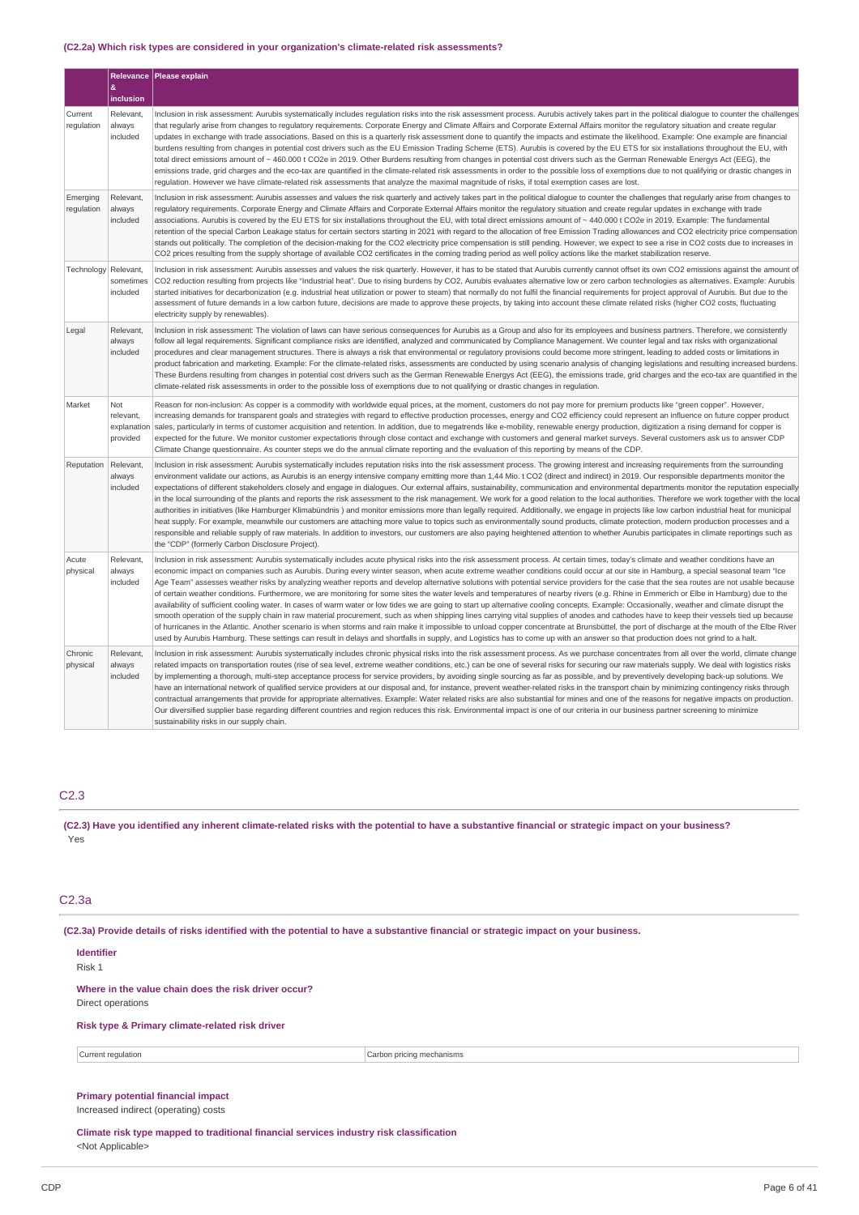### (C2.2a) Which risk types are considered in your organization's climate-related risk assessments?

| | Relevance & inclusion | Please explain |
|---|---|---|
| Current regulation | Relevant, always included | Inclusion in risk assessment: Aurubis systematically includes regulation risks into the risk assessment process. Aurubis actively takes part in the political dialogue to counter the challenges that regularly arise from changes to regulatory requirements. Corporate Energy and Climate Affairs and Corporate External Affairs monitor the regulatory situation and create regular updates in exchange with trade associations. Based on this is a quarterly risk assessment done to quantify the impacts and estimate the likelihood. Example: One example are financial burdens resulting from changes in potential cost drivers such as the EU Emission Trading Scheme (ETS). Aurubis is covered by the EU ETS for six installations throughout the EU, with total direct emissions amount of ~ 460.000 t CO2e in 2019. Other Burdens resulting from changes in potential cost drivers such as the German Renewable Energys Act (EEG), the emissions trade, grid charges and the eco-tax are quantified in the climate-related risk assessments in order to the possible loss of exemptions due to not qualifying or drastic changes in regulation. However we have climate-related risk assessments that analyze the maximal magnitude of risks, if total exemption cases are lost. |
| Emerging regulation | Relevant, always included | Inclusion in risk assessment: Aurubis assesses and values the risk quarterly and actively takes part in the political dialogue to counter the challenges that regularly arise from changes to regulatory requirements. Corporate Energy and Climate Affairs and Corporate External Affairs monitor the regulatory situation and create regular updates in exchange with trade associations. Aurubis is covered by the EU ETS for six installations throughout the EU, with total direct emissions amount of ~ 440.000 t CO2e in 2019. Example: The fundamental retention of the special Carbon Leakage status for certain sectors starting in 2021 with regard to the allocation of free Emission Trading allowances and CO2 electricity price compensation stands out politically. The completion of the decision-making for the CO2 electricity price compensation is still pending. However, we expect to see a rise in CO2 costs due to increases in CO2 prices resulting from the supply shortage of available CO2 certificates in the coming trading period as well policy actions like the market stabilization reserve. |
| Technology | Relevant, sometimes included | Inclusion in risk assessment: Aurubis assesses and values the risk quarterly. However, it has to be stated that Aurubis currently cannot offset its own CO2 emissions against the amount of CO2 reduction resulting from projects like "Industrial heat". Due to rising burdens by CO2, Aurubis evaluates alternative low or zero carbon technologies as alternatives. Example: Aurubis started initiatives for decarbonization (e.g. industrial heat utilization or power to steam) that normally do not fulfil the financial requirements for project approval of Aurubis. But due to the assessment of future demands in a low carbon future, decisions are made to approve these projects, by taking into account these climate related risks (higher CO2 costs, fluctuating electricity supply by renewables). |
| Legal | Relevant, always included | Inclusion in risk assessment: The violation of laws can have serious consequences for Aurubis as a Group and also for its employees and business partners. Therefore, we consistently follow all legal requirements. Significant compliance risks are identified, analyzed and communicated by Compliance Management. We counter legal and tax risks with organizational procedures and clear management structures. There is always a risk that environmental or regulatory provisions could become more stringent, leading to added costs or limitations in product fabrication and marketing. Example: For the climate-related risks, assessments are conducted by using scenario analysis of changing legislations and resulting increased burdens. These Burdens resulting from changes in potential cost drivers such as the German Renewable Energys Act (EEG), the emissions trade, grid charges and the eco-tax are quantified in the climate-related risk assessments in order to the possible loss of exemptions due to not qualifying or drastic changes in regulation. |
| Market | Not relevant, explanation provided | Reason for non-inclusion: As copper is a commodity with worldwide equal prices, at the moment, customers do not pay more for premium products like "green copper". However, increasing demands for transparent goals and strategies with regard to effective production processes, energy and CO2 efficiency could represent an influence on future copper product sales, particularly in terms of customer acquisition and retention. In addition, due to megatrends like e-mobility, renewable energy production, digitization a rising demand for copper is expected for the future. We monitor customer expectations through close contact and exchange with customers and general market surveys. Several customers ask us to answer CDP Climate Change questionnaire. As counter steps we do the annual climate reporting and the evaluation of this reporting by means of the CDP. |
| Reputation | Relevant, always included | Inclusion in risk assessment: Aurubis systematically includes reputation risks into the risk assessment process. The growing interest and increasing requirements from the surrounding environment validate our actions, as Aurubis is an energy intensive company emitting more than 1,44 Mio. t CO2 (direct and indirect) in 2019. Our responsible departments monitor the expectations of different stakeholders closely and engage in dialogues. Our external affairs, sustainability, communication and environmental departments monitor the reputation especially in the local surrounding of the plants and reports the risk assessment to the risk management. We work for a good relation to the local authorities. Therefore we work together with the local authorities in initiatives (like Hamburger Klimabündnis ) and monitor emissions more than legally required. Additionally, we engage in projects like low carbon industrial heat for municipal heat supply. For example, meanwhile our customers are attaching more value to topics such as environmentally sound products, climate protection, modern production processes and a responsible and reliable supply of raw materials. In addition to investors, our customers are also paying heightened attention to whether Aurubis participates in climate reportings such as the "CDP" (formerly Carbon Disclosure Project). |
| Acute physical | Relevant, always included | Inclusion in risk assessment: Aurubis systematically includes acute physical risks into the risk assessment process. At certain times, today's climate and weather conditions have an economic impact on companies such as Aurubis. During every winter season, when acute extreme weather conditions could occur at our site in Hamburg, a special seasonal team "Ice Age Team" assesses weather risks by analyzing weather reports and develop alternative solutions with potential service providers for the case that the sea routes are not usable because of certain weather conditions. Furthermore, we are monitoring for some sites the water levels and temperatures of nearby rivers (e.g. Rhine in Emmerich or Elbe in Hamburg) due to the availability of sufficient cooling water. In cases of warm water or low tides we are going to start up alternative cooling concepts. Example: Occasionally, weather and climate disrupt the smooth operation of the supply chain in raw material procurement, such as when shipping lines carrying vital supplies of anodes and cathodes have to keep their vessels tied up because of hurricanes in the Atlantic. Another scenario is when storms and rain make it impossible to unload copper concentrate at Brunsbüttel, the port of discharge at the mouth of the Elbe River used by Aurubis Hamburg. These settings can result in delays and shortfalls in supply, and Logistics has to come up with an answer so that production does not grind to a halt. |
| Chronic physical | Relevant, always included | Inclusion in risk assessment: Aurubis systematically includes chronic physical risks into the risk assessment process. As we purchase concentrates from all over the world, climate change related impacts on transportation routes (rise of sea level, extreme weather conditions, etc.) can be one of several risks for securing our raw materials supply. We deal with logistics risks by implementing a thorough, multi-step acceptance process for service providers, by avoiding single sourcing as far as possible, and by preventively developing back-up solutions. We have an international network of qualified service providers at our disposal and, for instance, prevent weather-related risks in the transport chain by minimizing contingency risks through contractual arrangements that provide for appropriate alternatives. Example: Water related risks are also substantial for mines and one of the reasons for negative impacts on production. Our diversified supplier base regarding different countries and region reduces this risk. Environmental impact is one of our criteria in our business partner screening to minimize sustainability risks in our supply chain. |

## C2.3

**(C2.3) Have you identified any inherent climate-related risks with the potential to have a substantive financial or strategic impact on your business?**

Yes

## C2.3a

**(C2.3a) Provide details of risks identified with the potential to have a substantive financial or strategic impact on your business.**

**Identifier**

Risk 1

**Where in the value chain does the risk driver occur?**

Direct operations

**Risk type & Primary climate-related risk driver**

| | |
|---|---|
| Current regulation | Carbon pricing mechanisms |

**Primary potential financial impact**

Increased indirect (operating) costs

**Climate risk type mapped to traditional financial services industry risk classification**

<Not Applicable>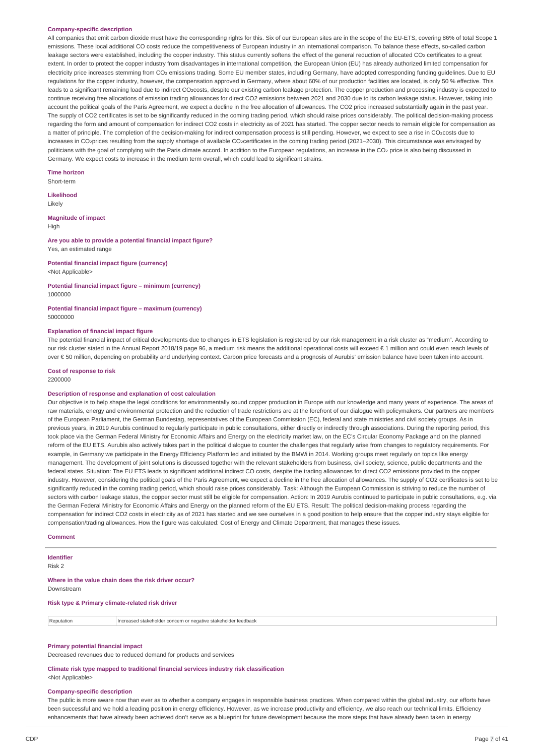**Company-specific description**

All companies that emit carbon dioxide must have the corresponding rights for this. Six of our European sites are in the scope of the EU-ETS, covering 86% of total Scope 1 emissions. These local additional CO costs reduce the competitiveness of European industry in an international comparison. To balance these effects, so-called carbon leakage sectors were established, including the copper industry. This status currently softens the effect of the general reduction of allocated $CO_2$ certificates to a great extent. In order to protect the copper industry from disadvantages in international competition, the European Union (EU) has already authorized limited compensation for electricity price increases stemming from $CO_2$ emissions trading. Some EU member states, including Germany, have adopted corresponding funding guidelines. Due to EU regulations for the copper industry, however, the compensation approved in Germany, where about 60% of our production facilities are located, is only 50 % effective. This leads to a significant remaining load due to indirect $CO_2$costs, despite our existing carbon leakage protection. The copper production and processing industry is expected to continue receiving free allocations of emission trading allowances for direct CO2 emissions between 2021 and 2030 due to its carbon leakage status. However, taking into account the political goals of the Paris Agreement, we expect a decline in the free allocation of allowances. The CO2 price increased substantially again in the past year. The supply of CO2 certificates is set to be significantly reduced in the coming trading period, which should raise prices considerably. The political decision-making process regarding the form and amount of compensation for indirect CO2 costs in electricity as of 2021 has started. The copper sector needs to remain eligible for compensation as a matter of principle. The completion of the decision-making for indirect compensation process is still pending. However, we expect to see a rise in $CO_2$costs due to increases in $CO_2$prices resulting from the supply shortage of available $CO_2$certificates in the coming trading period (2021–2030). This circumstance was envisaged by politicians with the goal of complying with the Paris climate accord. In addition to the European regulations, an increase in the $CO_2$ price is also being discussed in Germany. We expect costs to increase in the medium term overall, which could lead to significant strains.

**Time horizon**

Short-term

**Likelihood**

Likely

**Magnitude of impact**

High

**Are you able to provide a potential financial impact figure?**

Yes, an estimated range

**Potential financial impact figure (currency)**

<Not Applicable>

**Potential financial impact figure – minimum (currency)**

1000000

**Potential financial impact figure – maximum (currency)**

50000000

**Explanation of financial impact figure**

The potential financial impact of critical developments due to changes in ETS legislation is registered by our risk management in a risk cluster as "medium". According to our risk cluster stated in the Annual Report 2018/19 page 96, a medium risk means the additional operational costs will exceed € 1 million and could even reach levels of over € 50 million, depending on probability and underlying context. Carbon price forecasts and a prognosis of Aurubis' emission balance have been taken into account.

**Cost of response to risk**

2200000

**Description of response and explanation of cost calculation**

Our objective is to help shape the legal conditions for environmentally sound copper production in Europe with our knowledge and many years of experience. The areas of raw materials, energy and environmental protection and the reduction of trade restrictions are at the forefront of our dialogue with policymakers. Our partners are members of the European Parliament, the German Bundestag, representatives of the European Commission (EC), federal and state ministries and civil society groups. As in previous years, in 2019 Aurubis continued to regularly participate in public consultations, either directly or indirectly through associations. During the reporting period, this took place via the German Federal Ministry for Economic Affairs and Energy on the electricity market law, on the EC's Circular Economy Package and on the planned reform of the EU ETS. Aurubis also actively takes part in the political dialogue to counter the challenges that regularly arise from changes to regulatory requirements. For example, in Germany we participate in the Energy Efficiency Platform led and initiated by the BMWi in 2014. Working groups meet regularly on topics like energy management. The development of joint solutions is discussed together with the relevant stakeholders from business, civil society, science, public departments and the federal states. Situation: The EU ETS leads to significant additional indirect CO costs, despite the trading allowances for direct CO2 emissions provided to the copper industry. However, considering the political goals of the Paris Agreement, we expect a decline in the free allocation of allowances. The supply of CO2 certificates is set to be significantly reduced in the coming trading period, which should raise prices considerably. Task: Although the European Commission is striving to reduce the number of sectors with carbon leakage status, the copper sector must still be eligible for compensation. Action: In 2019 Aurubis continued to participate in public consultations, e.g. via the German Federal Ministry for Economic Affairs and Energy on the planned reform of the EU ETS. Result: The political decision-making process regarding the compensation for indirect CO2 costs in electricity as of 2021 has started and we see ourselves in a good position to help ensure that the copper industry stays eligible for compensation/trading allowances. How the figure was calculated: Cost of Energy and Climate Department, that manages these issues.

**Comment**

---

**Identifier**

Risk 2

**Where in the value chain does the risk driver occur?**

Downstream

**Risk type & Primary climate-related risk driver**

| Reputation | Increased stakeholder concern or negative stakeholder feedback |
|---|---|

**Primary potential financial impact**

Decreased revenues due to reduced demand for products and services

**Climate risk type mapped to traditional financial services industry risk classification**

<Not Applicable>

**Company-specific description**

The public is more aware now than ever as to whether a company engages in responsible business practices. When compared within the global industry, our efforts have been successful and we hold a leading position in energy efficiency. However, as we increase productivity and efficiency, we also reach our technical limits. Efficiency enhancements that have already been achieved don't serve as a blueprint for future development because the more steps that have already been taken in energy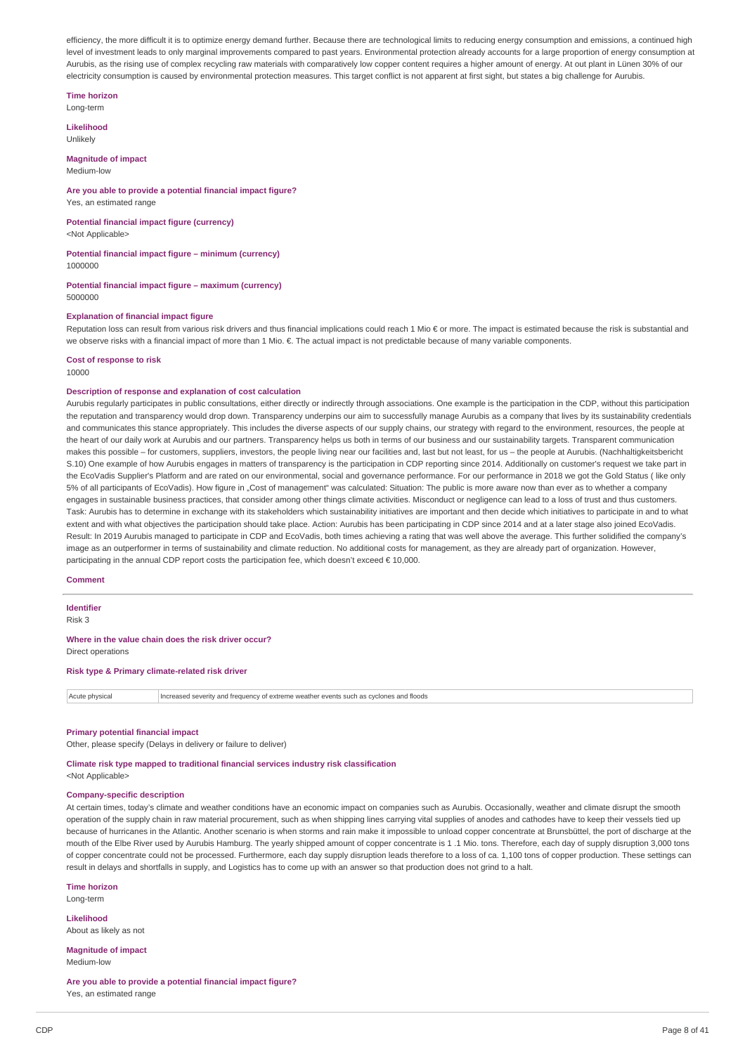efficiency, the more difficult it is to optimize energy demand further. Because there are technological limits to reducing energy consumption and emissions, a continued high level of investment leads to only marginal improvements compared to past years. Environmental protection already accounts for a large proportion of energy consumption at Aurubis, as the rising use of complex recycling raw materials with comparatively low copper content requires a higher amount of energy. At out plant in Lünen 30% of our electricity consumption is caused by environmental protection measures. This target conflict is not apparent at first sight, but states a big challenge for Aurubis.

**Time horizon**
Long-term

**Likelihood**
Unlikely

**Magnitude of impact**
Medium-low

**Are you able to provide a potential financial impact figure?**
Yes, an estimated range

**Potential financial impact figure (currency)**
<Not Applicable>

**Potential financial impact figure – minimum (currency)**
1000000

**Potential financial impact figure – maximum (currency)**
5000000

**Explanation of financial impact figure**
Reputation loss can result from various risk drivers and thus financial implications could reach 1 Mio € or more. The impact is estimated because the risk is substantial and we observe risks with a financial impact of more than 1 Mio. €. The actual impact is not predictable because of many variable components.

**Cost of response to risk**
10000

**Description of response and explanation of cost calculation**
Aurubis regularly participates in public consultations, either directly or indirectly through associations. One example is the participation in the CDP, without this participation the reputation and transparency would drop down. Transparency underpins our aim to successfully manage Aurubis as a company that lives by its sustainability credentials and communicates this stance appropriately. This includes the diverse aspects of our supply chains, our strategy with regard to the environment, resources, the people at the heart of our daily work at Aurubis and our partners. Transparency helps us both in terms of our business and our sustainability targets. Transparent communication makes this possible – for customers, suppliers, investors, the people living near our facilities and, last but not least, for us – the people at Aurubis. (Nachhaltigkeitsbericht S.10) One example of how Aurubis engages in matters of transparency is the participation in CDP reporting since 2014. Additionally on customer's request we take part in the EcoVadis Supplier's Platform and are rated on our environmental, social and governance performance. For our performance in 2018 we got the Gold Status ( like only 5% of all participants of EcoVadis). How figure in „Cost of management" was calculated: Situation: The public is more aware now than ever as to whether a company engages in sustainable business practices, that consider among other things climate activities. Misconduct or negligence can lead to a loss of trust and thus customers. Task: Aurubis has to determine in exchange with its stakeholders which sustainability initiatives are important and then decide which initiatives to participate in and to what extent and with what objectives the participation should take place. Action: Aurubis has been participating in CDP since 2014 and at a later stage also joined EcoVadis. Result: In 2019 Aurubis managed to participate in CDP and EcoVadis, both times achieving a rating that was well above the average. This further solidified the company's image as an outperformer in terms of sustainability and climate reduction. No additional costs for management, as they are already part of organization. However, participating in the annual CDP report costs the participation fee, which doesn't exceed € 10,000.

**Comment**

---

**Identifier**
Risk 3

**Where in the value chain does the risk driver occur?**
Direct operations

**Risk type & Primary climate-related risk driver**

| Acute physical | Increased severity and frequency of extreme weather events such as cyclones and floods |
|---|---|

**Primary potential financial impact**
Other, please specify (Delays in delivery or failure to deliver)

**Climate risk type mapped to traditional financial services industry risk classification**
<Not Applicable>

**Company-specific description**
At certain times, today's climate and weather conditions have an economic impact on companies such as Aurubis. Occasionally, weather and climate disrupt the smooth operation of the supply chain in raw material procurement, such as when shipping lines carrying vital supplies of anodes and cathodes have to keep their vessels tied up because of hurricanes in the Atlantic. Another scenario is when storms and rain make it impossible to unload copper concentrate at Brunsbüttel, the port of discharge at the mouth of the Elbe River used by Aurubis Hamburg. The yearly shipped amount of copper concentrate is 1 .1 Mio. tons. Therefore, each day of supply disruption 3,000 tons of copper concentrate could not be processed. Furthermore, each day supply disruption leads therefore to a loss of ca. 1,100 tons of copper production. These settings can result in delays and shortfalls in supply, and Logistics has to come up with an answer so that production does not grind to a halt.

**Time horizon**
Long-term

**Likelihood**
About as likely as not

**Magnitude of impact**
Medium-low

**Are you able to provide a potential financial impact figure?**
Yes, an estimated range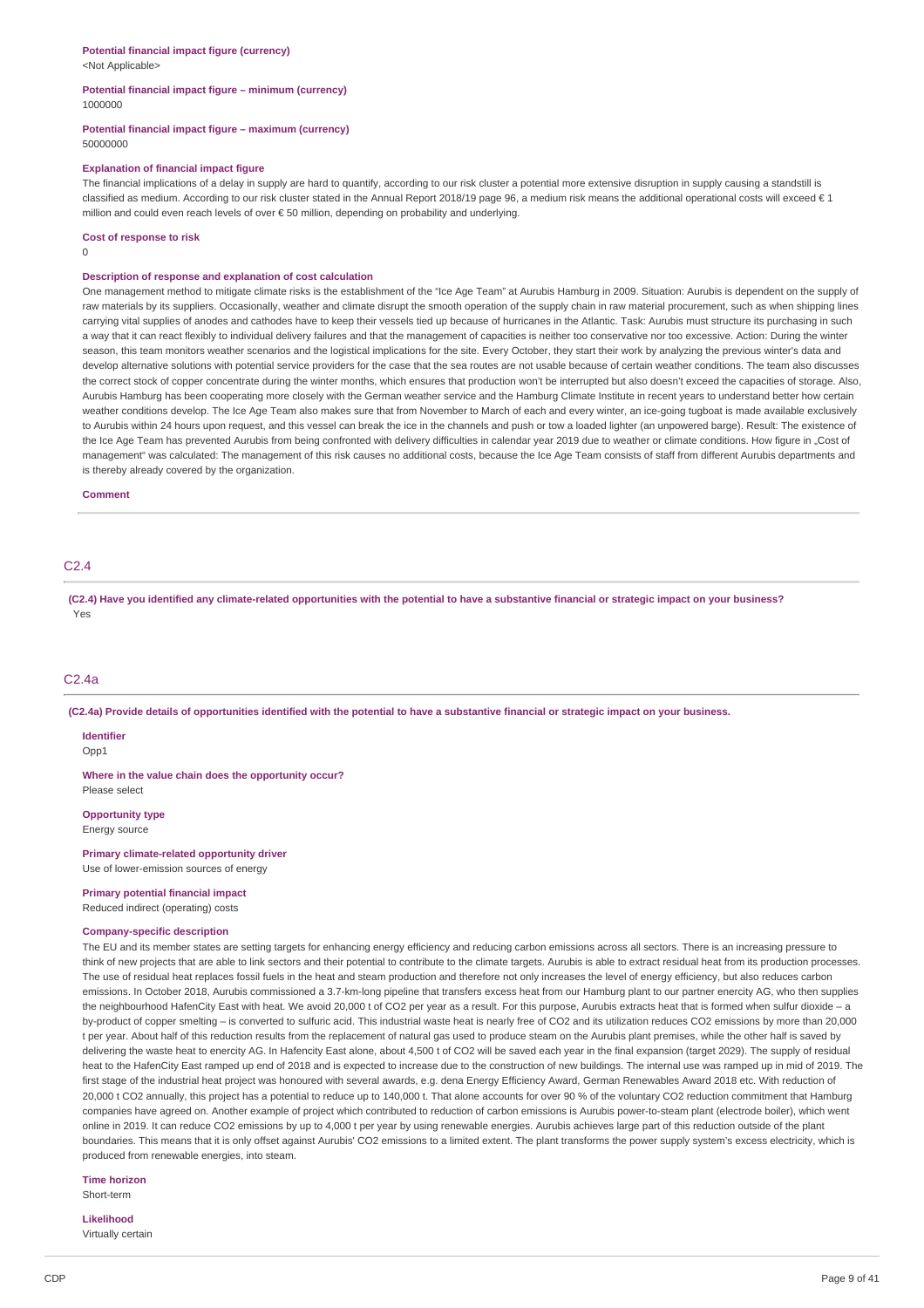**Potential financial impact figure (currency)**
<Not Applicable>

**Potential financial impact figure – minimum (currency)**
1000000

**Potential financial impact figure – maximum (currency)**
50000000

**Explanation of financial impact figure**
The financial implications of a delay in supply are hard to quantify, according to our risk cluster a potential more extensive disruption in supply causing a standstill is classified as medium. According to our risk cluster stated in the Annual Report 2018/19 page 96, a medium risk means the additional operational costs will exceed € 1 million and could even reach levels of over € 50 million, depending on probability and underlying.

**Cost of response to risk**
0

**Description of response and explanation of cost calculation**
One management method to mitigate climate risks is the establishment of the "Ice Age Team" at Aurubis Hamburg in 2009. Situation: Aurubis is dependent on the supply of raw materials by its suppliers. Occasionally, weather and climate disrupt the smooth operation of the supply chain in raw material procurement, such as when shipping lines carrying vital supplies of anodes and cathodes have to keep their vessels tied up because of hurricanes in the Atlantic. Task: Aurubis must structure its purchasing in such a way that it can react flexibly to individual delivery failures and that the management of capacities is neither too conservative nor too excessive. Action: During the winter season, this team monitors weather scenarios and the logistical implications for the site. Every October, they start their work by analyzing the previous winter's data and develop alternative solutions with potential service providers for the case that the sea routes are not usable because of certain weather conditions. The team also discusses the correct stock of copper concentrate during the winter months, which ensures that production won't be interrupted but also doesn't exceed the capacities of storage. Also, Aurubis Hamburg has been cooperating more closely with the German weather service and the Hamburg Climate Institute in recent years to understand better how certain weather conditions develop. The Ice Age Team also makes sure that from November to March of each and every winter, an ice-going tugboat is made available exclusively to Aurubis within 24 hours upon request, and this vessel can break the ice in the channels and push or tow a loaded lighter (an unpowered barge). Result: The existence of the Ice Age Team has prevented Aurubis from being confronted with delivery difficulties in calendar year 2019 due to weather or climate conditions. How figure in „Cost of management" was calculated: The management of this risk causes no additional costs, because the Ice Age Team consists of staff from different Aurubis departments and is thereby already covered by the organization.

**Comment**

## C2.4

**(C2.4) Have you identified any climate-related opportunities with the potential to have a substantive financial or strategic impact on your business?**
Yes

## C2.4a

**(C2.4a) Provide details of opportunities identified with the potential to have a substantive financial or strategic impact on your business.**

**Identifier**
Opp1

**Where in the value chain does the opportunity occur?**
Please select

**Opportunity type**
Energy source

**Primary climate-related opportunity driver**
Use of lower-emission sources of energy

**Primary potential financial impact**
Reduced indirect (operating) costs

**Company-specific description**
The EU and its member states are setting targets for enhancing energy efficiency and reducing carbon emissions across all sectors. There is an increasing pressure to think of new projects that are able to link sectors and their potential to contribute to the climate targets. Aurubis is able to extract residual heat from its production processes. The use of residual heat replaces fossil fuels in the heat and steam production and therefore not only increases the level of energy efficiency, but also reduces carbon emissions. In October 2018, Aurubis commissioned a 3.7-km-long pipeline that transfers excess heat from our Hamburg plant to our partner enercity AG, who then supplies the neighbourhood HafenCity East with heat. We avoid 20,000 t of $CO_2$ per year as a result. For this purpose, Aurubis extracts heat that is formed when sulfur dioxide – a by-product of copper smelting – is converted to sulfuric acid. This industrial waste heat is nearly free of $CO_2$ and its utilization reduces $CO_2$ emissions by more than 20,000 t per year. About half of this reduction results from the replacement of natural gas used to produce steam on the Aurubis plant premises, while the other half is saved by delivering the waste heat to enercity AG. In Hafencity East alone, about 4,500 t of $CO_2$ will be saved each year in the final expansion (target 2029). The supply of residual heat to the HafenCity East ramped up end of 2018 and is expected to increase due to the construction of new buildings. The internal use was ramped up in mid of 2019. The first stage of the industrial heat project was honoured with several awards, e.g. dena Energy Efficiency Award, German Renewables Award 2018 etc. With reduction of 20,000 t $CO_2$ annually, this project has a potential to reduce up to 140,000 t. That alone accounts for over 90 % of the voluntary $CO_2$ reduction commitment that Hamburg companies have agreed on. Another example of project which contributed to reduction of carbon emissions is Aurubis power-to-steam plant (electrode boiler), which went online in 2019. It can reduce $CO_2$ emissions by up to 4,000 t per year by using renewable energies. Aurubis achieves large part of this reduction outside of the plant boundaries. This means that it is only offset against Aurubis' $CO_2$ emissions to a limited extent. The plant transforms the power supply system's excess electricity, which is produced from renewable energies, into steam.

**Time horizon**
Short-term

**Likelihood**
Virtually certain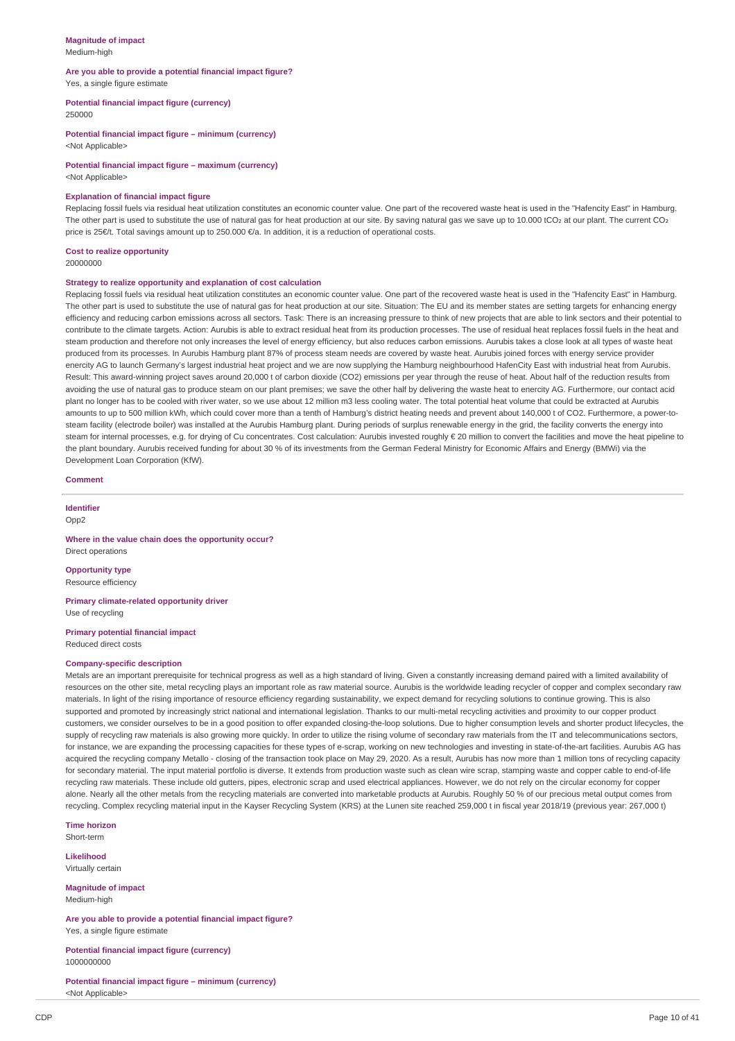**Magnitude of impact**
Medium-high

**Are you able to provide a potential financial impact figure?**
Yes, a single figure estimate

**Potential financial impact figure (currency)**
250000

**Potential financial impact figure – minimum (currency)**
<Not Applicable>

**Potential financial impact figure – maximum (currency)**
<Not Applicable>

**Explanation of financial impact figure**
Replacing fossil fuels via residual heat utilization constitutes an economic counter value. One part of the recovered waste heat is used in the "Hafencity East" in Hamburg. The other part is used to substitute the use of natural gas for heat production at our site. By saving natural gas we save up to 10.000 t$CO_2$ at our plant. The current $CO_2$ price is 25€/t. Total savings amount up to 250.000 €/a. In addition, it is a reduction of operational costs.

**Cost to realize opportunity**
20000000

**Strategy to realize opportunity and explanation of cost calculation**
Replacing fossil fuels via residual heat utilization constitutes an economic counter value. One part of the recovered waste heat is used in the "Hafencity East" in Hamburg. The other part is used to substitute the use of natural gas for heat production at our site. Situation: The EU and its member states are setting targets for enhancing energy efficiency and reducing carbon emissions across all sectors. Task: There is an increasing pressure to think of new projects that are able to link sectors and their potential to contribute to the climate targets. Action: Aurubis is able to extract residual heat from its production processes. The use of residual heat replaces fossil fuels in the heat and steam production and therefore not only increases the level of energy efficiency, but also reduces carbon emissions. Aurubis takes a close look at all types of waste heat produced from its processes. In Aurubis Hamburg plant 87% of process steam needs are covered by waste heat. Aurubis joined forces with energy service provider enercity AG to launch Germany's largest industrial heat project and we are now supplying the Hamburg neighbourhood HafenCity East with industrial heat from Aurubis. Result: This award-winning project saves around 20,000 t of carbon dioxide (CO2) emissions per year through the reuse of heat. About half of the reduction results from avoiding the use of natural gas to produce steam on our plant premises; we save the other half by delivering the waste heat to enercity AG. Furthermore, our contact acid plant no longer has to be cooled with river water, so we use about 12 million m3 less cooling water. The total potential heat volume that could be extracted at Aurubis amounts to up to 500 million kWh, which could cover more than a tenth of Hamburg's district heating needs and prevent about 140,000 t of CO2. Furthermore, a power-to-steam facility (electrode boiler) was installed at the Aurubis Hamburg plant. During periods of surplus renewable energy in the grid, the facility converts the energy into steam for internal processes, e.g. for drying of Cu concentrates. Cost calculation: Aurubis invested roughly € 20 million to convert the facilities and move the heat pipeline to the plant boundary. Aurubis received funding for about 30 % of its investments from the German Federal Ministry for Economic Affairs and Energy (BMWi) via the Development Loan Corporation (KfW).

**Comment**

---

**Identifier**
Opp2

**Where in the value chain does the opportunity occur?**
Direct operations

**Opportunity type**
Resource efficiency

**Primary climate-related opportunity driver**
Use of recycling

**Primary potential financial impact**
Reduced direct costs

**Company-specific description**
Metals are an important prerequisite for technical progress as well as a high standard of living. Given a constantly increasing demand paired with a limited availability of resources on the other site, metal recycling plays an important role as raw material source. Aurubis is the worldwide leading recycler of copper and complex secondary raw materials. In light of the rising importance of resource efficiency regarding sustainability, we expect demand for recycling solutions to continue growing. This is also supported and promoted by increasingly strict national and international legislation. Thanks to our multi-metal recycling activities and proximity to our copper product customers, we consider ourselves to be in a good position to offer expanded closing-the-loop solutions. Due to higher consumption levels and shorter product lifecycles, the supply of recycling raw materials is also growing more quickly. In order to utilize the rising volume of secondary raw materials from the IT and telecommunications sectors, for instance, we are expanding the processing capacities for these types of e-scrap, working on new technologies and investing in state-of-the-art facilities. Aurubis AG has acquired the recycling company Metallo - closing of the transaction took place on May 29, 2020. As a result, Aurubis has now more than 1 million tons of recycling capacity for secondary material. The input material portfolio is diverse. It extends from production waste such as clean wire scrap, stamping waste and copper cable to end-of-life recycling raw materials. These include old gutters, pipes, electronic scrap and used electrical appliances. However, we do not rely on the circular economy for copper alone. Nearly all the other metals from the recycling materials are converted into marketable products at Aurubis. Roughly 50 % of our precious metal output comes from recycling. Complex recycling material input in the Kayser Recycling System (KRS) at the Lunen site reached 259,000 t in fiscal year 2018/19 (previous year: 267,000 t)

**Time horizon**
Short-term

**Likelihood**
Virtually certain

**Magnitude of impact**
Medium-high

**Are you able to provide a potential financial impact figure?**
Yes, a single figure estimate

**Potential financial impact figure (currency)**
1000000000

**Potential financial impact figure – minimum (currency)**
<Not Applicable>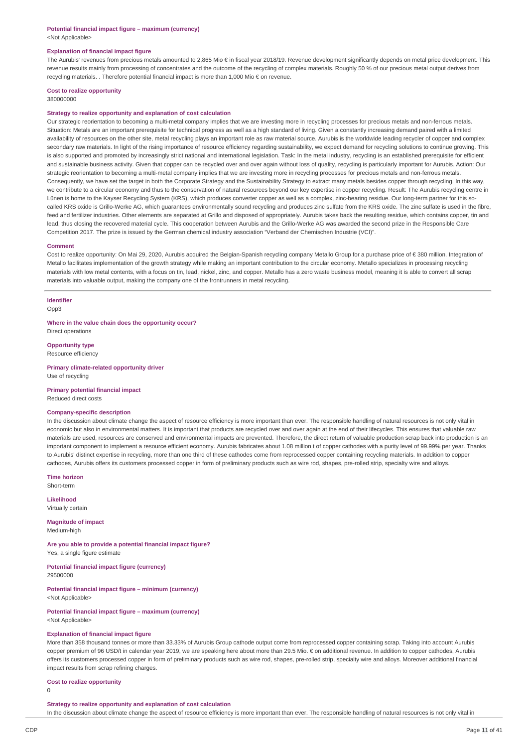**Potential financial impact figure – maximum (currency)**
<Not Applicable>

**Explanation of financial impact figure**
The Aurubis' revenues from precious metals amounted to 2,865 Mio € in fiscal year 2018/19. Revenue development significantly depends on metal price development. This revenue results mainly from processing of concentrates and the outcome of the recycling of complex materials. Roughly 50 % of our precious metal output derives from recycling materials. . Therefore potential financial impact is more than 1,000 Mio € on revenue.

**Cost to realize opportunity**
380000000

**Strategy to realize opportunity and explanation of cost calculation**
Our strategic reorientation to becoming a multi-metal company implies that we are investing more in recycling processes for precious metals and non-ferrous metals. Situation: Metals are an important prerequisite for technical progress as well as a high standard of living. Given a constantly increasing demand paired with a limited availability of resources on the other site, metal recycling plays an important role as raw material source. Aurubis is the worldwide leading recycler of copper and complex secondary raw materials. In light of the rising importance of resource efficiency regarding sustainability, we expect demand for recycling solutions to continue growing. This is also supported and promoted by increasingly strict national and international legislation. Task: In the metal industry, recycling is an established prerequisite for efficient and sustainable business activity. Given that copper can be recycled over and over again without loss of quality, recycling is particularly important for Aurubis. Action: Our strategic reorientation to becoming a multi-metal company implies that we are investing more in recycling processes for precious metals and non-ferrous metals. Consequently, we have set the target in both the Corporate Strategy and the Sustainability Strategy to extract many metals besides copper through recycling. In this way, we contribute to a circular economy and thus to the conservation of natural resources beyond our key expertise in copper recycling. Result: The Aurubis recycling centre in Lünen is home to the Kayser Recycling System (KRS), which produces converter copper as well as a complex, zinc-bearing residue. Our long-term partner for this so-called KRS oxide is Grillo-Werke AG, which guarantees environmentally sound recycling and produces zinc sulfate from the KRS oxide. The zinc sulfate is used in the fibre, feed and fertilizer industries. Other elements are separated at Grillo and disposed of appropriately. Aurubis takes back the resulting residue, which contains copper, tin and lead, thus closing the recovered material cycle. This cooperation between Aurubis and the Grillo-Werke AG was awarded the second prize in the Responsible Care Competition 2017. The prize is issued by the German chemical industry association "Verband der Chemischen Industrie (VCI)".

**Comment**
Cost to realize opportunity: On Mai 29, 2020, Aurubis acquired the Belgian-Spanish recycling company Metallo Group for a purchase price of € 380 million. Integration of Metallo facilitates implementation of the growth strategy while making an important contribution to the circular economy. Metallo specializes in processing recycling materials with low metal contents, with a focus on tin, lead, nickel, zinc, and copper. Metallo has a zero waste business model, meaning it is able to convert all scrap materials into valuable output, making the company one of the frontrunners in metal recycling.

---

**Identifier**
Opp3

**Where in the value chain does the opportunity occur?**
Direct operations

**Opportunity type**
Resource efficiency

**Primary climate-related opportunity driver**
Use of recycling

**Primary potential financial impact**
Reduced direct costs

**Company-specific description**
In the discussion about climate change the aspect of resource efficiency is more important than ever. The responsible handling of natural resources is not only vital in economic but also in environmental matters. It is important that products are recycled over and over again at the end of their lifecycles. This ensures that valuable raw materials are used, resources are conserved and environmental impacts are prevented. Therefore, the direct return of valuable production scrap back into production is an important component to implement a resource efficient economy. Aurubis fabricates about 1.08 million t of copper cathodes with a purity level of 99.99% per year. Thanks to Aurubis' distinct expertise in recycling, more than one third of these cathodes come from reprocessed copper containing recycling materials. In addition to copper cathodes, Aurubis offers its customers processed copper in form of preliminary products such as wire rod, shapes, pre-rolled strip, specialty wire and alloys.

**Time horizon**
Short-term

**Likelihood**
Virtually certain

**Magnitude of impact**
Medium-high

**Are you able to provide a potential financial impact figure?**
Yes, a single figure estimate

**Potential financial impact figure (currency)**
29500000

**Potential financial impact figure – minimum (currency)**
<Not Applicable>

**Potential financial impact figure – maximum (currency)**
<Not Applicable>

**Explanation of financial impact figure**
More than 358 thousand tonnes or more than 33.33% of Aurubis Group cathode output come from reprocessed copper containing scrap. Taking into account Aurubis copper premium of 96 USD/t in calendar year 2019, we are speaking here about more than 29.5 Mio. € on additional revenue. In addition to copper cathodes, Aurubis offers its customers processed copper in form of preliminary products such as wire rod, shapes, pre-rolled strip, specialty wire and alloys. Moreover additional financial impact results from scrap refining charges.

**Cost to realize opportunity**
0

**Strategy to realize opportunity and explanation of cost calculation**
In the discussion about climate change the aspect of resource efficiency is more important than ever. The responsible handling of natural resources is not only vital in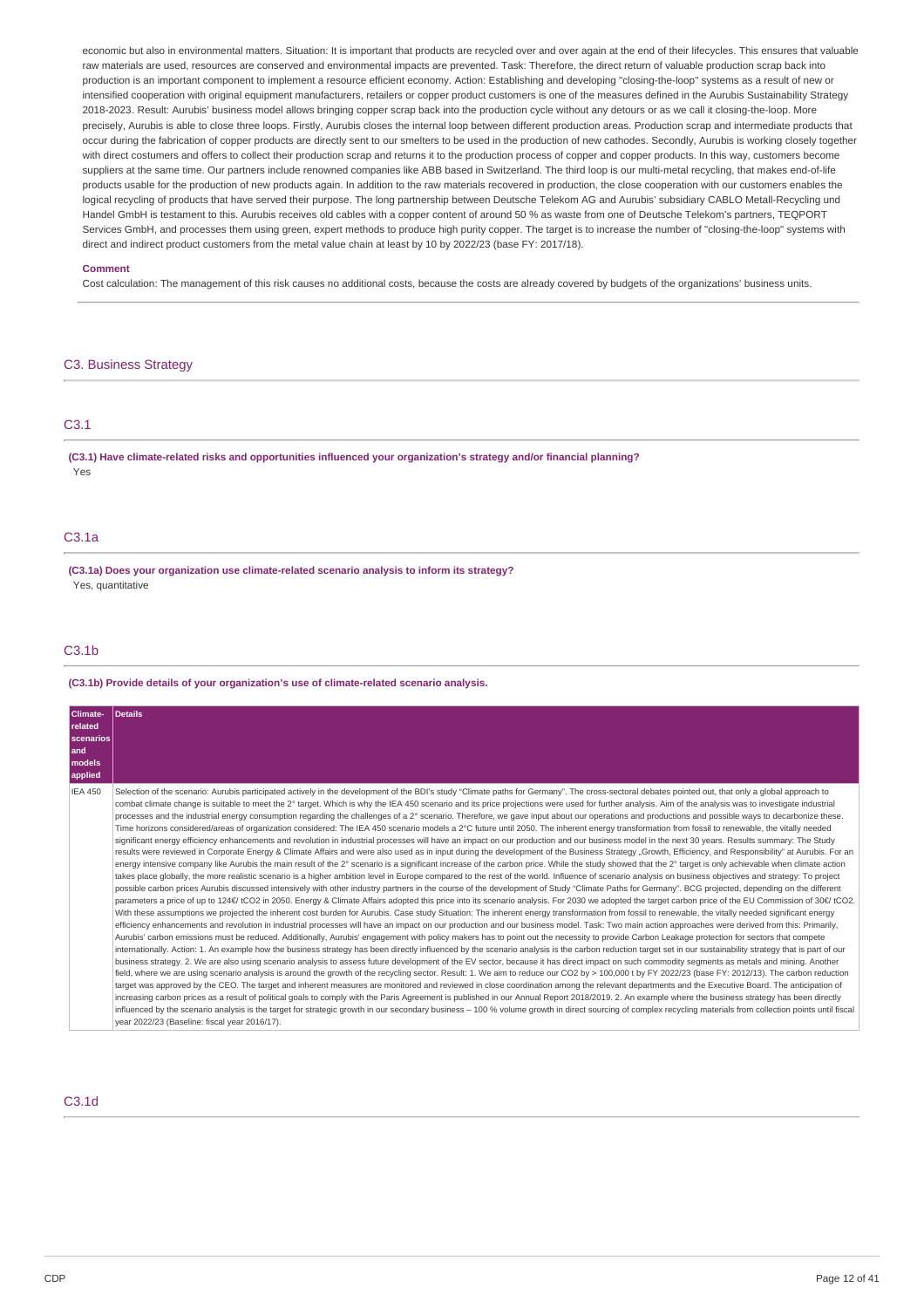economic but also in environmental matters. Situation: It is important that products are recycled over and over again at the end of their lifecycles. This ensures that valuable raw materials are used, resources are conserved and environmental impacts are prevented. Task: Therefore, the direct return of valuable production scrap back into production is an important component to implement a resource efficient economy. Action: Establishing and developing "closing-the-loop" systems as a result of new or intensified cooperation with original equipment manufacturers, retailers or copper product customers is one of the measures defined in the Aurubis Sustainability Strategy 2018-2023. Result: Aurubis' business model allows bringing copper scrap back into the production cycle without any detours or as we call it closing-the-loop. More precisely, Aurubis is able to close three loops. Firstly, Aurubis closes the internal loop between different production areas. Production scrap and intermediate products that occur during the fabrication of copper products are directly sent to our smelters to be used in the production of new cathodes. Secondly, Aurubis is working closely together with direct costumers and offers to collect their production scrap and returns it to the production process of copper and copper products. In this way, customers become suppliers at the same time. Our partners include renowned companies like ABB based in Switzerland. The third loop is our multi-metal recycling, that makes end-of-life products usable for the production of new products again. In addition to the raw materials recovered in production, the close cooperation with our customers enables the logical recycling of products that have served their purpose. The long partnership between Deutsche Telekom AG and Aurubis' subsidiary CABLO Metall-Recycling und Handel GmbH is testament to this. Aurubis receives old cables with a copper content of around 50 % as waste from one of Deutsche Telekom's partners, TEQPORT Services GmbH, and processes them using green, expert methods to produce high purity copper. The target is to increase the number of "closing-the-loop" systems with direct and indirect product customers from the metal value chain at least by 10 by 2022/23 (base FY: 2017/18).

**Comment**

Cost calculation: The management of this risk causes no additional costs, because the costs are already covered by budgets of the organizations' business units.

## C3. Business Strategy

### C3.1

**(C3.1) Have climate-related risks and opportunities influenced your organization's strategy and/or financial planning?**

Yes

### C3.1a

**(C3.1a) Does your organization use climate-related scenario analysis to inform its strategy?**

Yes, quantitative

### C3.1b

**(C3.1b) Provide details of your organization's use of climate-related scenario analysis.**

| Climate-related scenarios and models applied | Details |
|---|---|
| IEA 450 | Selection of the scenario: Aurubis participated actively in the development of the BDI's study "Climate paths for Germany". The cross-sectoral debates pointed out, that only a global approach to combat climate change is suitable to meet the 2° target. Which is why the IEA 450 scenario and its price projections were used for further analysis. Aim of the analysis was to investigate industrial processes and the industrial energy consumption regarding the challenges of a 2° scenario. Therefore, we gave input about our operations and productions and possible ways to decarbonize these. Time horizons considered/areas of organization considered: The IEA 450 scenario models a 2°C future until 2050. The inherent energy transformation from fossil to renewable, the vitally needed significant energy efficiency enhancements and revolution in industrial processes will have an impact on our production and our business model in the next 30 years. Results summary: The Study results were reviewed in Corporate Energy & Climate Affairs and were also used as in input during the development of the Business Strategy „Growth, Efficiency, and Responsibility" at Aurubis. For an energy intensive company like Aurubis the main result of the 2° scenario is a significant increase of the carbon price. While the study showed that the 2° target is only achievable when climate action takes place globally, the more realistic scenario is a higher ambition level in Europe compared to the rest of the world. Influence of scenario analysis on business objectives and strategy: To project possible carbon prices Aurubis discussed intensively with other industry partners in the course of the development of Study "Climate Paths for Germany". BCG projected, depending on the different parameters a price of up to 124€/ tCO2 in 2050. Energy & Climate Affairs adopted this price into its scenario analysis. For 2030 we adopted the target carbon price of the EU Commission of 30€/ tCO2. With these assumptions we projected the inherent cost burden for Aurubis. Case study Situation: The inherent energy transformation from fossil to renewable, the vitally needed significant energy efficiency enhancements and revolution in industrial processes will have an impact on our production and our business model. Task: Two main action approaches were derived from this: Primarily, Aurubis' carbon emissions must be reduced. Additionally, Aurubis' engagement with policy makers has to point out the necessity to provide Carbon Leakage protection for sectors that compete internationally. Action: 1. An example how the business strategy has been directly influenced by the scenario analysis is the carbon reduction target set in our sustainability strategy that is part of our business strategy. 2. We are also using scenario analysis to assess future development of the EV sector, because it has direct impact on such commodity segments as metals and mining. Another field, where we are using scenario analysis is around the growth of the recycling sector. Result: 1. We aim to reduce our CO2 by > 100,000 t by FY 2022/23 (base FY: 2012/13). The carbon reduction target was approved by the CEO. The target and inherent measures are monitored and reviewed in close coordination among the relevant departments and the Executive Board. The anticipation of increasing carbon prices as a result of political goals to comply with the Paris Agreement is published in our Annual Report 2018/2019. 2. An example where the business strategy has been directly influenced by the scenario analysis is the target for strategic growth in our secondary business – 100 % volume growth in direct sourcing of complex recycling materials from collection points until fiscal year 2022/23 (Baseline: fiscal year 2016/17). |

### C3.1d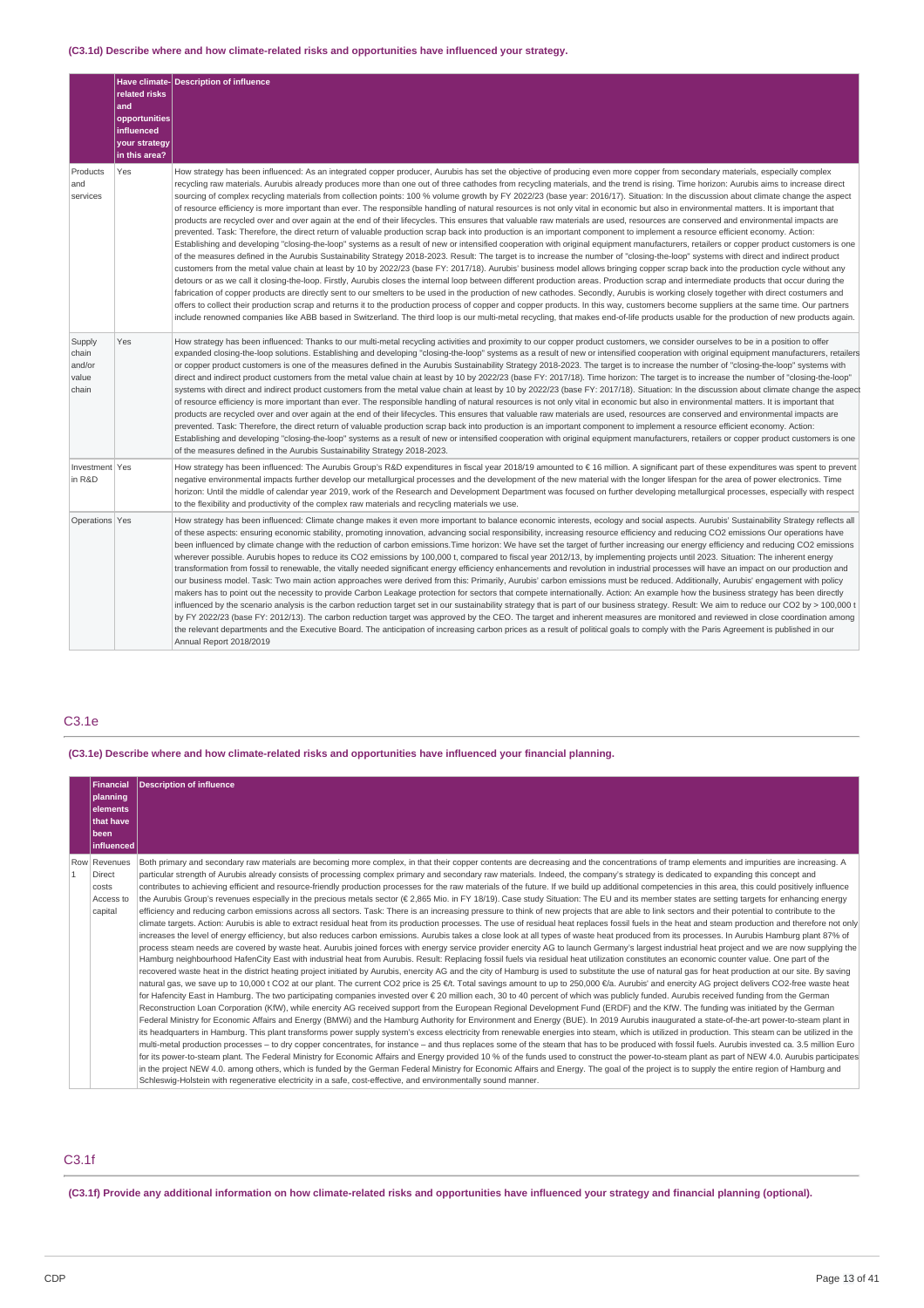**(C3.1d) Describe where and how climate-related risks and opportunities have influenced your strategy.**

| | Have climate-related risks and opportunities influenced your strategy in this area? | Description of influence |
|---|---|---|
| Products and services | Yes | How strategy has been influenced: As an integrated copper producer, Aurubis has set the objective of producing even more copper from secondary materials, especially complex recycling raw materials. Aurubis already produces more than one out of three cathodes from recycling materials, and the trend is rising. Time horizon: Aurubis aims to increase direct sourcing of complex recycling materials from collection points: 100 % volume growth by FY 2022/23 (base year: 2016/17). Situation: In the discussion about climate change the aspect of resource efficiency is more important than ever. The responsible handling of natural resources is not only vital in economic but also in environmental matters. It is important that products are recycled over and over again at the end of their lifecycles. This ensures that valuable raw materials are used, resources are conserved and environmental impacts are prevented. Task: Therefore, the direct return of valuable production scrap back into production is an important component to implement a resource efficient economy. Action: Establishing and developing "closing-the-loop" systems as a result of new or intensified cooperation with original equipment manufacturers, retailers or copper product customers is one of the measures defined in the Aurubis Sustainability Strategy 2018-2023. Result: The target is to increase the number of "closing-the-loop" systems with direct and indirect product customers from the metal value chain at least by 10 by 2022/23 (base FY: 2017/18). Aurubis' business model allows bringing copper scrap back into the production cycle without any detours or as we call it closing-the-loop. Firstly, Aurubis closes the internal loop between different production areas. Production scrap and intermediate products that occur during the fabrication of copper products are directly sent to our smelters to be used in the production of new cathodes. Secondly, Aurubis is working closely together with direct costumers and offers to collect their production scrap and returns it to the production process of copper and copper products. In this way, customers become suppliers at the same time. Our partners include renowned companies like ABB based in Switzerland. The third loop is our multi-metal recycling, that makes end-of-life products usable for the production of new products again. |
| Supply chain and/or value chain | Yes | How strategy has been influenced: Thanks to our multi-metal recycling activities and proximity to our copper product customers, we consider ourselves to be in a position to offer expanded closing-the-loop solutions. Establishing and developing "closing-the-loop" systems as a result of new or intensified cooperation with original equipment manufacturers, retailers or copper product customers is one of the measures defined in the Aurubis Sustainability Strategy 2018-2023. The target is to increase the number of "closing-the-loop" systems with direct and indirect product customers from the metal value chain at least by 10 by 2022/23 (base FY: 2017/18). Time horizon: The target is to increase the number of "closing-the-loop" systems with direct and indirect product customers from the metal value chain at least by 10 by 2022/23 (base FY: 2017/18). Situation: In the discussion about climate change the aspect of resource efficiency is more important than ever. The responsible handling of natural resources is not only vital in economic but also in environmental matters. It is important that products are recycled over and over again at the end of their lifecycles. This ensures that valuable raw materials are used, resources are conserved and environmental impacts are prevented. Task: Therefore, the direct return of valuable production scrap back into production is an important component to implement a resource efficient economy. Action: Establishing and developing "closing-the-loop" systems as a result of new or intensified cooperation with original equipment manufacturers, retailers or copper product customers is one of the measures defined in the Aurubis Sustainability Strategy 2018-2023. |
| Investment in R&D | Yes | How strategy has been influenced: The Aurubis Group's R&D expenditures in fiscal year 2018/19 amounted to € 16 million. A significant part of these expenditures was spent to prevent negative environmental impacts further develop our metallurgical processes and the development of the new material with the longer lifespan for the area of power electronics. Time horizon: Until the middle of calendar year 2019, work of the Research and Development Department was focused on further developing metallurgical processes, especially with respect to the flexibility and productivity of the complex raw materials and recycling materials we use. |
| Operations | Yes | How strategy has been influenced: Climate change makes it even more important to balance economic interests, ecology and social aspects. Aurubis' Sustainability Strategy reflects all of these aspects: ensuring economic stability, promoting innovation, advancing social responsibility, increasing resource efficiency and reducing CO2 emissions Our operations have been influenced by climate change with the reduction of carbon emissions.Time horizon: We have set the target of further increasing our energy efficiency and reducing CO2 emissions wherever possible. Aurubis hopes to reduce its CO2 emissions by 100,000 t, compared to fiscal year 2012/13, by implementing projects until 2023. Situation: The inherent energy transformation from fossil to renewable, the vitally needed significant energy efficiency enhancements and revolution in industrial processes will have an impact on our production and our business model. Task: Two main action approaches were derived from this: Primarily, Aurubis' carbon emissions must be reduced. Additionally, Aurubis' engagement with policy makers has to point out the necessity to provide Carbon Leakage protection for sectors that compete internationally. Action: An example how the business strategy has been directly influenced by the scenario analysis is the carbon reduction target set in our sustainability strategy that is part of our business strategy. Result: We aim to reduce our CO2 by > 100,000 t by FY 2022/23 (base FY: 2012/13). The carbon reduction target was approved by the CEO. The target and inherent measures are monitored and reviewed in close coordination among the relevant departments and the Executive Board. The anticipation of increasing carbon prices as a result of political goals to comply with the Paris Agreement is published in our Annual Report 2018/2019 |

## C3.1e

**(C3.1e) Describe where and how climate-related risks and opportunities have influenced your financial planning.**

| | Financial planning elements that have been influenced | Description of influence |
|---|---|---|
| Row 1 | Revenues<br>Direct costs<br>Access to capital | Both primary and secondary raw materials are becoming more complex, in that their copper contents are decreasing and the concentrations of tramp elements and impurities are increasing. A particular strength of Aurubis already consists of processing complex primary and secondary raw materials. Indeed, the company's strategy is dedicated to expanding this concept and contributes to achieving efficient and resource-friendly production processes for the raw materials of the future. If we build up additional competencies in this area, this could positively influence the Aurubis Group's revenues especially in the precious metals sector (€ 2,865 Mio. in FY 18/19). Case study Situation: The EU and its member states are setting targets for enhancing energy efficiency and reducing carbon emissions across all sectors. Task: There is an increasing pressure to think of new projects that are able to link sectors and their potential to contribute to the climate targets. Action: Aurubis is able to extract residual heat from its production processes. The use of residual heat replaces fossil fuels in the heat and steam production and therefore not only increases the level of energy efficiency, but also reduces carbon emissions. Aurubis takes a close look at all types of waste heat produced from its processes. In Aurubis Hamburg plant 87% of process steam needs are covered by waste heat. Aurubis joined forces with energy service provider enercity AG to launch Germany's largest industrial heat project and we are now supplying the Hamburg neighbourhood HafenCity East with industrial heat from Aurubis. Result: Replacing fossil fuels via residual heat utilization constitutes an economic counter value. One part of the recovered waste heat in the district heating project initiated by Aurubis, enercity AG and the city of Hamburg is used to substitute the use of natural gas for heat production at our site. By saving natural gas, we save up to 10,000 t CO2 at our plant. The current CO2 price is 25 €/t. Total savings amount to up to 250,000 €/a. Aurubis' and enercity AG project delivers CO2-free waste heat for Hafencity East in Hamburg. The two participating companies invested over € 20 million each, 30 to 40 percent of which was publicly funded. Aurubis received funding from the German Reconstruction Loan Corporation (KfW), while enercity AG received support from the European Regional Development Fund (ERDF) and the KfW. The funding was initiated by the German Federal Ministry for Economic Affairs and Energy (BMWi) and the Hamburg Authority for Environment and Energy (BUE). In 2019 Aurubis inaugurated a state-of-the-art power-to-steam plant in its headquarters in Hamburg. This plant transforms power supply system's excess electricity from renewable energies into steam, which is utilized in production. This steam can be utilized in the multi-metal production processes – to dry copper concentrates, for instance – and thus replaces some of the steam that has to be produced with fossil fuels. Aurubis invested ca. 3.5 million Euro for its power-to-steam plant. The Federal Ministry for Economic Affairs and Energy provided 10 % of the funds used to construct the power-to-steam plant as part of NEW 4.0. Aurubis participates in the project NEW 4.0. among others, which is funded by the German Federal Ministry for Economic Affairs and Energy. The goal of the project is to supply the entire region of Hamburg and Schleswig-Holstein with regenerative electricity in a safe, cost-effective, and environmentally sound manner. |

## C3.1f

**(C3.1f) Provide any additional information on how climate-related risks and opportunities have influenced your strategy and financial planning (optional).**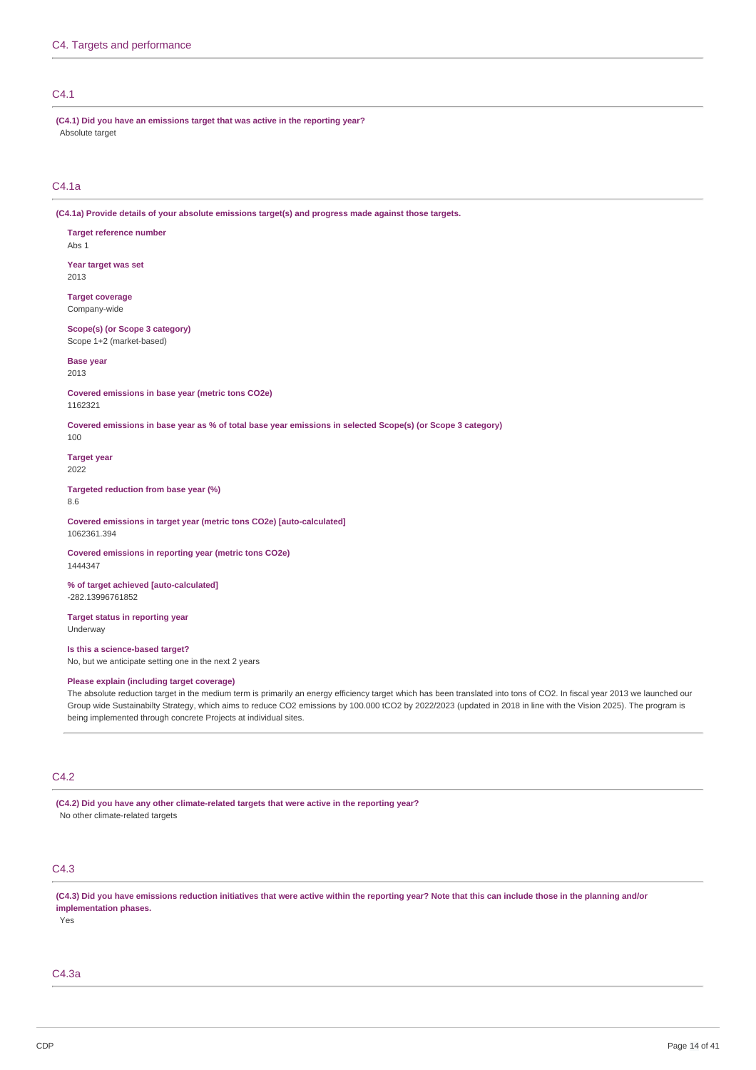## C4. Targets and performance

### C4.1

**(C4.1) Did you have an emissions target that was active in the reporting year?**

Absolute target

### C4.1a

**(C4.1a) Provide details of your absolute emissions target(s) and progress made against those targets.**

**Target reference number**
Abs 1

**Year target was set**
2013

**Target coverage**
Company-wide

**Scope(s) (or Scope 3 category)**
Scope 1+2 (market-based)

**Base year**
2013

**Covered emissions in base year (metric tons CO2e)**
1162321

**Covered emissions in base year as % of total base year emissions in selected Scope(s) (or Scope 3 category)**
100

**Target year**
2022

**Targeted reduction from base year (%)**
8.6

**Covered emissions in target year (metric tons CO2e) [auto-calculated]**
1062361.394

**Covered emissions in reporting year (metric tons CO2e)**
1444347

**% of target achieved [auto-calculated]**
-282.13996761852

**Target status in reporting year**
Underway

**Is this a science-based target?**
No, but we anticipate setting one in the next 2 years

**Please explain (including target coverage)**
The absolute reduction target in the medium term is primarily an energy efficiency target which has been translated into tons of CO2. In fiscal year 2013 we launched our Group wide Sustainabilty Strategy, which aims to reduce CO2 emissions by 100.000 tCO2 by 2022/2023 (updated in 2018 in line with the Vision 2025). The program is being implemented through concrete Projects at individual sites.

### C4.2

**(C4.2) Did you have any other climate-related targets that were active in the reporting year?**

No other climate-related targets

### C4.3

**(C4.3) Did you have emissions reduction initiatives that were active within the reporting year? Note that this can include those in the planning and/or implementation phases.**

Yes

### C4.3a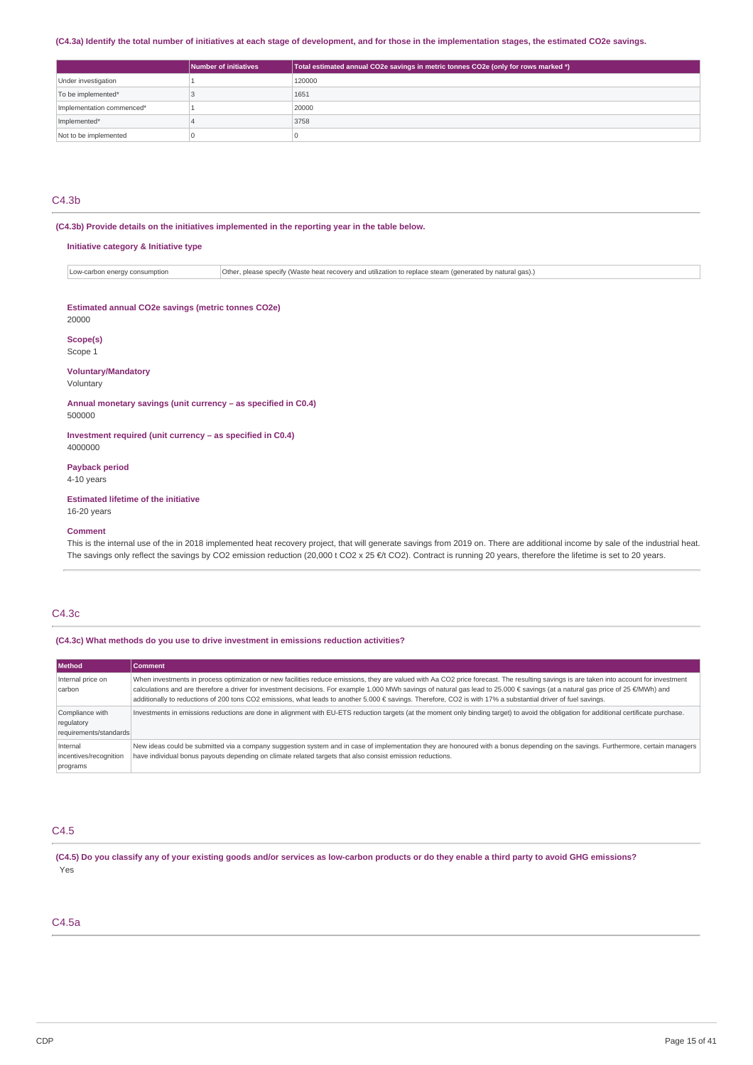(C4.3a) Identify the total number of initiatives at each stage of development, and for those in the implementation stages, the estimated $CO_2e$ savings.

| | Number of initiatives | Total estimated annual CO2e savings in metric tonnes CO2e (only for rows marked *) |
|---|---|---|
| Under investigation | 1 | 120000 |
| To be implemented* | 3 | 1651 |
| Implementation commenced* | 1 | 20000 |
| Implemented* | 4 | 3758 |
| Not to be implemented | 0 | 0 |

## C4.3b

**(C4.3b) Provide details on the initiatives implemented in the reporting year in the table below.**

**Initiative category & Initiative type**

| Low-carbon energy consumption | Other, please specify (Waste heat recovery and utilization to replace steam (generated by natural gas).) |
|---|---|

**Estimated annual CO2e savings (metric tonnes CO2e)**
20000

**Scope(s)**
Scope 1

**Voluntary/Mandatory**
Voluntary

**Annual monetary savings (unit currency – as specified in C0.4)**
500000

**Investment required (unit currency – as specified in C0.4)**
4000000

**Payback period**
4-10 years

**Estimated lifetime of the initiative**
16-20 years

**Comment**
This is the internal use of the in 2018 implemented heat recovery project, that will generate savings from 2019 on. There are additional income by sale of the industrial heat. The savings only reflect the savings by CO2 emission reduction (20,000 t CO2 x 25 €/t CO2). Contract is running 20 years, therefore the lifetime is set to 20 years.

## C4.3c

**(C4.3c) What methods do you use to drive investment in emissions reduction activities?**

| Method | Comment |
|---|---|
| Internal price on carbon | When investments in process optimization or new facilities reduce emissions, they are valued with Aa CO2 price forecast. The resulting savings is are taken into account for investment calculations and are therefore a driver for investment decisions. For example 1.000 MWh savings of natural gas lead to 25.000 € savings (at a natural gas price of 25 €/MWh) and additionally to reductions of 200 tons CO2 emissions, what leads to another 5.000 € savings. Therefore, CO2 is with 17% a substantial driver of fuel savings. |
| Compliance with regulatory requirements/standards | Investments in emissions reductions are done in alignment with EU-ETS reduction targets (at the moment only binding target) to avoid the obligation for additional certificate purchase. |
| Internal incentives/recognition programs | New ideas could be submitted via a company suggestion system and in case of implementation they are honoured with a bonus depending on the savings. Furthermore, certain managers have individual bonus payouts depending on climate related targets that also consist emission reductions. |

## C4.5

**(C4.5) Do you classify any of your existing goods and/or services as low-carbon products or do they enable a third party to avoid GHG emissions?**

Yes

## C4.5a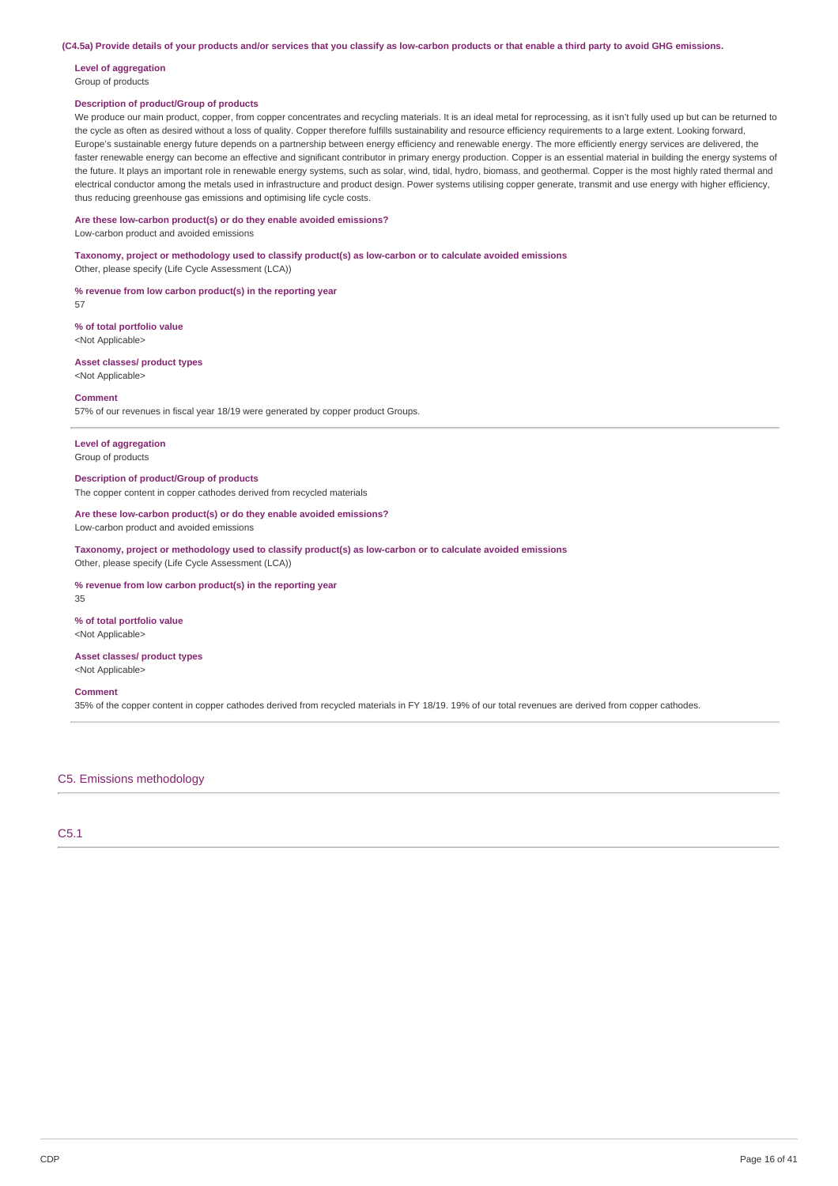**(C4.5a) Provide details of your products and/or services that you classify as low-carbon products or that enable a third party to avoid GHG emissions.**

**Level of aggregation**
Group of products

**Description of product/Group of products**
We produce our main product, copper, from copper concentrates and recycling materials. It is an ideal metal for reprocessing, as it isn't fully used up but can be returned to the cycle as often as desired without a loss of quality. Copper therefore fulfills sustainability and resource efficiency requirements to a large extent. Looking forward, Europe's sustainable energy future depends on a partnership between energy efficiency and renewable energy. The more efficiently energy services are delivered, the faster renewable energy can become an effective and significant contributor in primary energy production. Copper is an essential material in building the energy systems of the future. It plays an important role in renewable energy systems, such as solar, wind, tidal, hydro, biomass, and geothermal. Copper is the most highly rated thermal and electrical conductor among the metals used in infrastructure and product design. Power systems utilising copper generate, transmit and use energy with higher efficiency, thus reducing greenhouse gas emissions and optimising life cycle costs.

**Are these low-carbon product(s) or do they enable avoided emissions?**
Low-carbon product and avoided emissions

**Taxonomy, project or methodology used to classify product(s) as low-carbon or to calculate avoided emissions**
Other, please specify (Life Cycle Assessment (LCA))

**% revenue from low carbon product(s) in the reporting year**
57

**% of total portfolio value**
<Not Applicable>

**Asset classes/ product types**
<Not Applicable>

**Comment**
57% of our revenues in fiscal year 18/19 were generated by copper product Groups.

---

**Level of aggregation**
Group of products

**Description of product/Group of products**
The copper content in copper cathodes derived from recycled materials

**Are these low-carbon product(s) or do they enable avoided emissions?**
Low-carbon product and avoided emissions

**Taxonomy, project or methodology used to classify product(s) as low-carbon or to calculate avoided emissions**
Other, please specify (Life Cycle Assessment (LCA))

**% revenue from low carbon product(s) in the reporting year**
35

**% of total portfolio value**
<Not Applicable>

**Asset classes/ product types**
<Not Applicable>

**Comment**
35% of the copper content in copper cathodes derived from recycled materials in FY 18/19. 19% of our total revenues are derived from copper cathodes.

## C5. Emissions methodology

## C5.1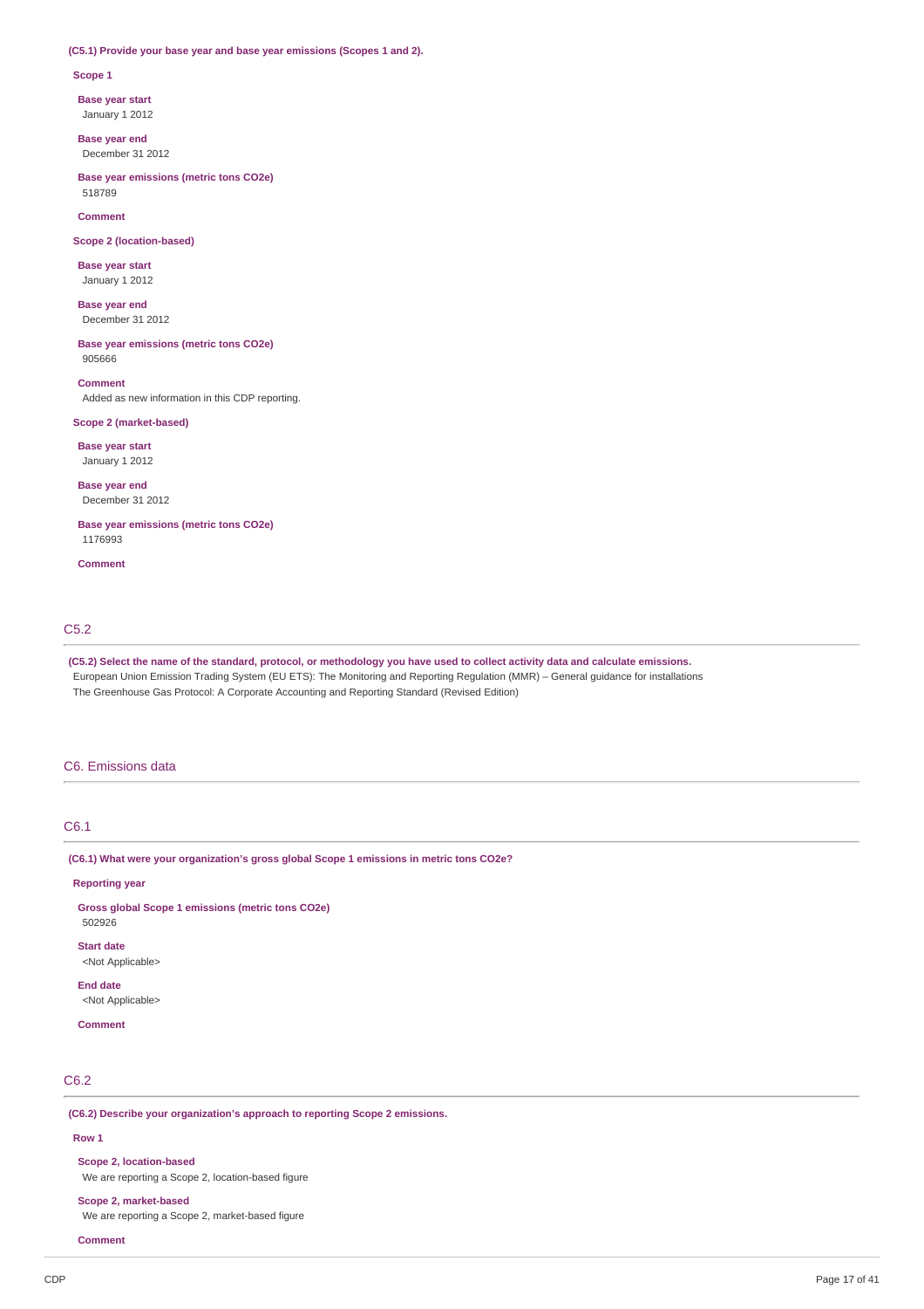**(C5.1) Provide your base year and base year emissions (Scopes 1 and 2).**

**Scope 1**

**Base year start**
January 1 2012

**Base year end**
December 31 2012

**Base year emissions (metric tons CO2e)**
518789

**Comment**

**Scope 2 (location-based)**

**Base year start**
January 1 2012

**Base year end**
December 31 2012

**Base year emissions (metric tons CO2e)**
905666

**Comment**
Added as new information in this CDP reporting.

**Scope 2 (market-based)**

**Base year start**
January 1 2012

**Base year end**
December 31 2012

**Base year emissions (metric tons CO2e)**
1176993

**Comment**

## C5.2

**(C5.2) Select the name of the standard, protocol, or methodology you have used to collect activity data and calculate emissions.**
European Union Emission Trading System (EU ETS): The Monitoring and Reporting Regulation (MMR) – General guidance for installations
The Greenhouse Gas Protocol: A Corporate Accounting and Reporting Standard (Revised Edition)

# C6. Emissions data

## C6.1

**(C6.1) What were your organization's gross global Scope 1 emissions in metric tons CO2e?**

**Reporting year**

**Gross global Scope 1 emissions (metric tons CO2e)**
502926

**Start date**
<Not Applicable>

**End date**
<Not Applicable>

**Comment**

## C6.2

**(C6.2) Describe your organization's approach to reporting Scope 2 emissions.**

**Row 1**

**Scope 2, location-based**
We are reporting a Scope 2, location-based figure

**Scope 2, market-based**
We are reporting a Scope 2, market-based figure

**Comment**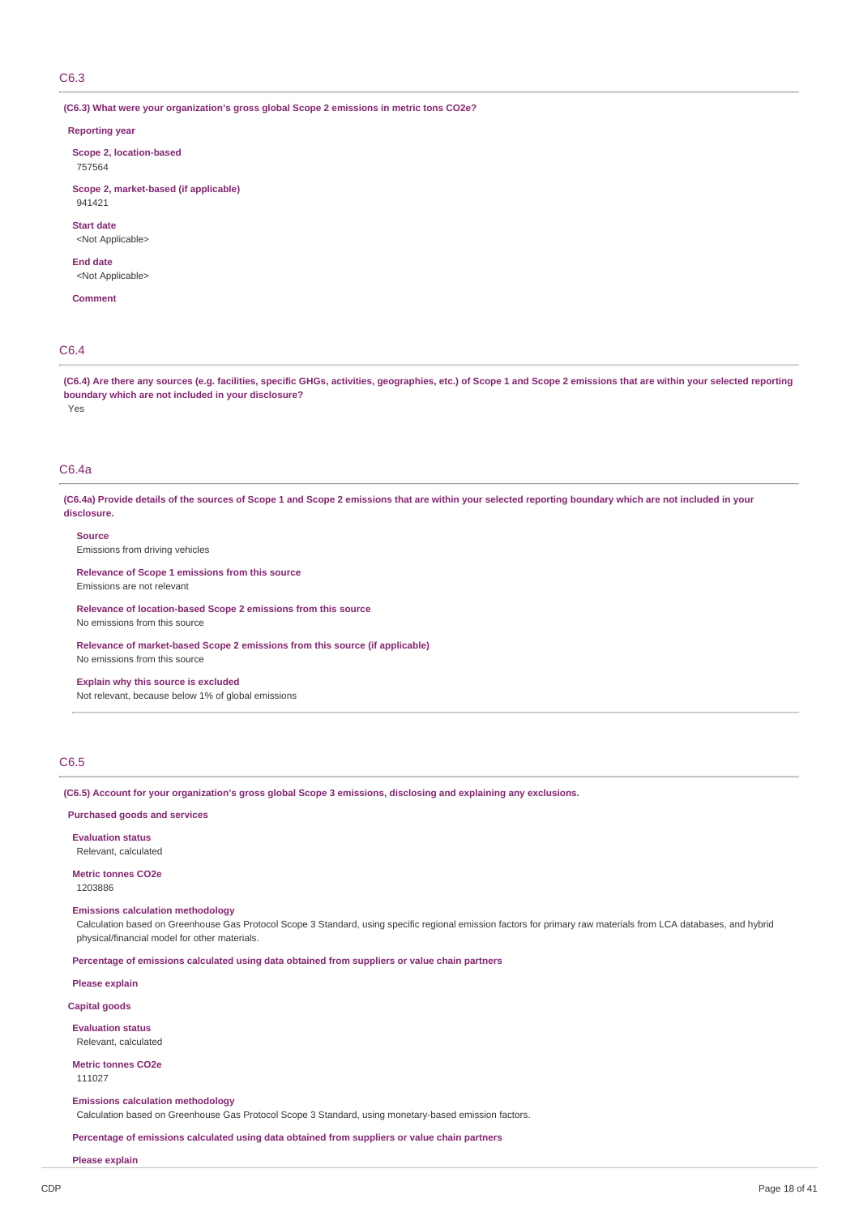## C6.3

**(C6.3) What were your organization's gross global Scope 2 emissions in metric tons CO2e?**

**Reporting year**

**Scope 2, location-based**
757564

**Scope 2, market-based (if applicable)**
941421

**Start date**
<Not Applicable>

**End date**
<Not Applicable>

**Comment**

## C6.4

**(C6.4) Are there any sources (e.g. facilities, specific GHGs, activities, geographies, etc.) of Scope 1 and Scope 2 emissions that are within your selected reporting boundary which are not included in your disclosure?**

Yes

## C6.4a

**(C6.4a) Provide details of the sources of Scope 1 and Scope 2 emissions that are within your selected reporting boundary which are not included in your disclosure.**

**Source**
Emissions from driving vehicles

**Relevance of Scope 1 emissions from this source**
Emissions are not relevant

**Relevance of location-based Scope 2 emissions from this source**
No emissions from this source

**Relevance of market-based Scope 2 emissions from this source (if applicable)**
No emissions from this source

**Explain why this source is excluded**
Not relevant, because below 1% of global emissions

## C6.5

**(C6.5) Account for your organization's gross global Scope 3 emissions, disclosing and explaining any exclusions.**

**Purchased goods and services**

**Evaluation status**
Relevant, calculated

**Metric tonnes CO2e**
1203886

**Emissions calculation methodology**
Calculation based on Greenhouse Gas Protocol Scope 3 Standard, using specific regional emission factors for primary raw materials from LCA databases, and hybrid physical/financial model for other materials.

**Percentage of emissions calculated using data obtained from suppliers or value chain partners**

**Please explain**

**Capital goods**

**Evaluation status**
Relevant, calculated

**Metric tonnes CO2e**
111027

**Emissions calculation methodology**
Calculation based on Greenhouse Gas Protocol Scope 3 Standard, using monetary-based emission factors.

**Percentage of emissions calculated using data obtained from suppliers or value chain partners**

**Please explain**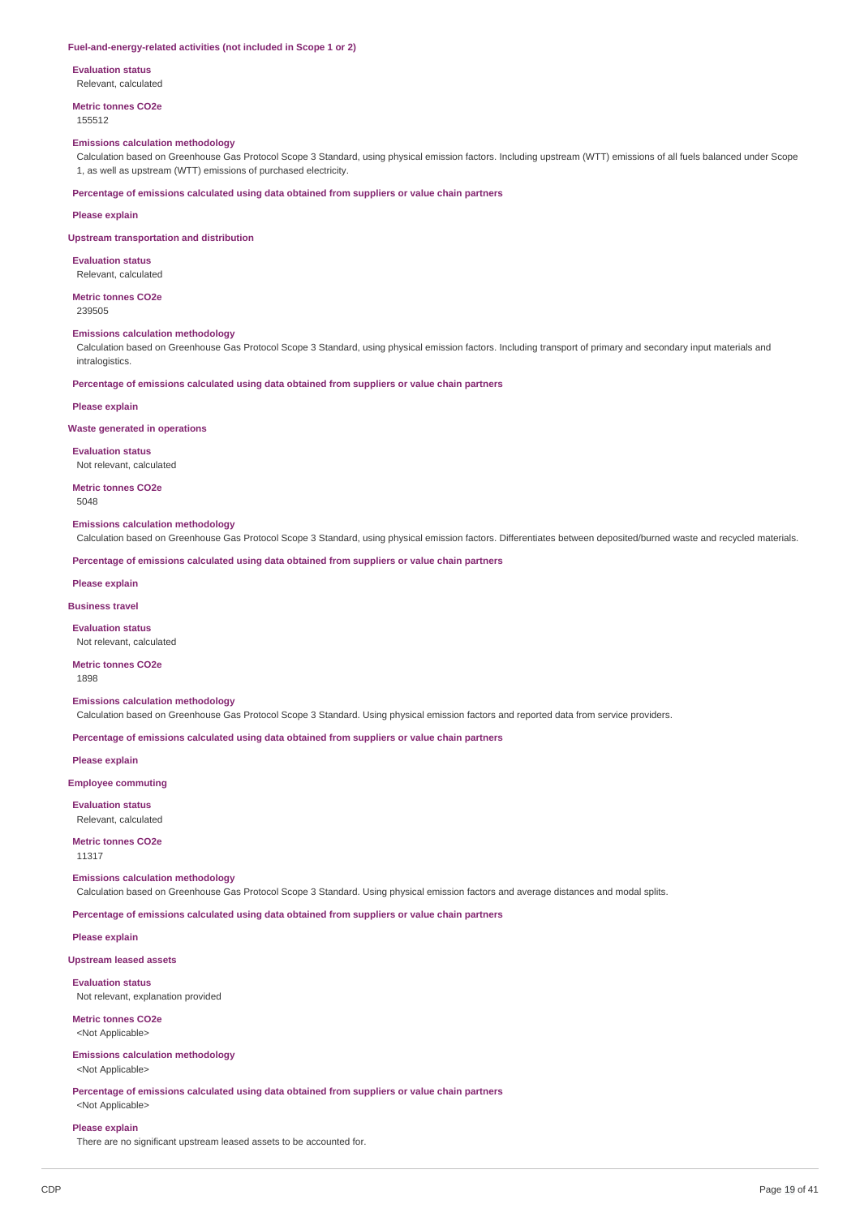**Fuel-and-energy-related activities (not included in Scope 1 or 2)**

**Evaluation status**

Relevant, calculated

**Metric tonnes CO2e**

155512

**Emissions calculation methodology**

Calculation based on Greenhouse Gas Protocol Scope 3 Standard, using physical emission factors. Including upstream (WTT) emissions of all fuels balanced under Scope 1, as well as upstream (WTT) emissions of purchased electricity.

**Percentage of emissions calculated using data obtained from suppliers or value chain partners**

**Please explain**

**Upstream transportation and distribution**

**Evaluation status**

Relevant, calculated

**Metric tonnes CO2e**

239505

**Emissions calculation methodology**

Calculation based on Greenhouse Gas Protocol Scope 3 Standard, using physical emission factors. Including transport of primary and secondary input materials and intralogistics.

**Percentage of emissions calculated using data obtained from suppliers or value chain partners**

**Please explain**

**Waste generated in operations**

**Evaluation status**

Not relevant, calculated

**Metric tonnes CO2e**

5048

**Emissions calculation methodology**

Calculation based on Greenhouse Gas Protocol Scope 3 Standard, using physical emission factors. Differentiates between deposited/burned waste and recycled materials.

**Percentage of emissions calculated using data obtained from suppliers or value chain partners**

**Please explain**

**Business travel**

**Evaluation status**

Not relevant, calculated

**Metric tonnes CO2e**

1898

**Emissions calculation methodology**

Calculation based on Greenhouse Gas Protocol Scope 3 Standard. Using physical emission factors and reported data from service providers.

**Percentage of emissions calculated using data obtained from suppliers or value chain partners**

**Please explain**

**Employee commuting**

**Evaluation status**

Relevant, calculated

**Metric tonnes CO2e**

11317

**Emissions calculation methodology**

Calculation based on Greenhouse Gas Protocol Scope 3 Standard. Using physical emission factors and average distances and modal splits.

**Percentage of emissions calculated using data obtained from suppliers or value chain partners**

**Please explain**

**Upstream leased assets**

**Evaluation status**

Not relevant, explanation provided

**Metric tonnes CO2e**

<Not Applicable>

**Emissions calculation methodology**

<Not Applicable>

**Percentage of emissions calculated using data obtained from suppliers or value chain partners**

<Not Applicable>

**Please explain**

There are no significant upstream leased assets to be accounted for.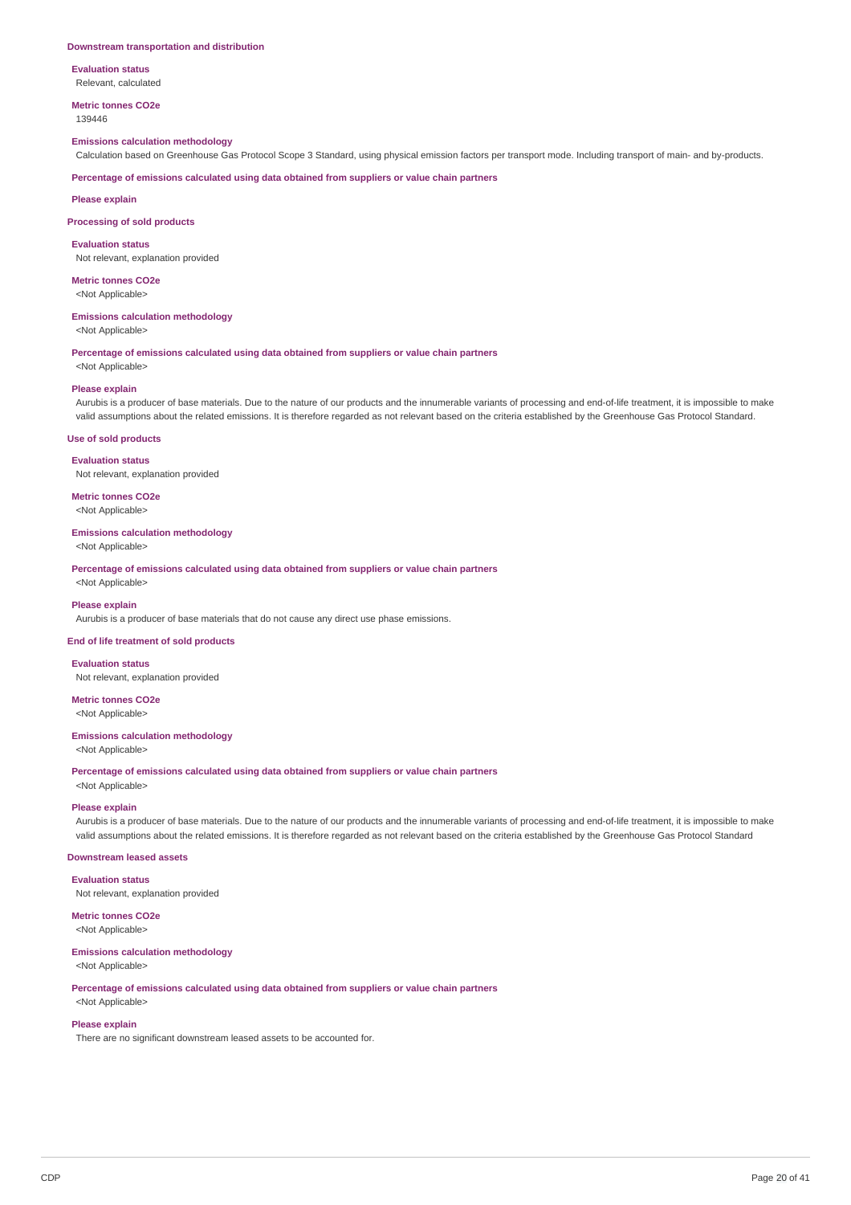### Downstream transportation and distribution

**Evaluation status**

Relevant, calculated

**Metric tonnes CO2e**

139446

**Emissions calculation methodology**

Calculation based on Greenhouse Gas Protocol Scope 3 Standard, using physical emission factors per transport mode. Including transport of main- and by-products.

**Percentage of emissions calculated using data obtained from suppliers or value chain partners**

**Please explain**

### Processing of sold products

**Evaluation status**

Not relevant, explanation provided

**Metric tonnes CO2e**

<Not Applicable>

**Emissions calculation methodology**

<Not Applicable>

**Percentage of emissions calculated using data obtained from suppliers or value chain partners**

<Not Applicable>

**Please explain**

Aurubis is a producer of base materials. Due to the nature of our products and the innumerable variants of processing and end-of-life treatment, it is impossible to make valid assumptions about the related emissions. It is therefore regarded as not relevant based on the criteria established by the Greenhouse Gas Protocol Standard.

### Use of sold products

**Evaluation status**

Not relevant, explanation provided

**Metric tonnes CO2e**

<Not Applicable>

**Emissions calculation methodology**

<Not Applicable>

**Percentage of emissions calculated using data obtained from suppliers or value chain partners**

<Not Applicable>

**Please explain**

Aurubis is a producer of base materials that do not cause any direct use phase emissions.

### End of life treatment of sold products

**Evaluation status**

Not relevant, explanation provided

**Metric tonnes CO2e**

<Not Applicable>

**Emissions calculation methodology**

<Not Applicable>

**Percentage of emissions calculated using data obtained from suppliers or value chain partners**

<Not Applicable>

**Please explain**

Aurubis is a producer of base materials. Due to the nature of our products and the innumerable variants of processing and end-of-life treatment, it is impossible to make valid assumptions about the related emissions. It is therefore regarded as not relevant based on the criteria established by the Greenhouse Gas Protocol Standard

### Downstream leased assets

**Evaluation status**

Not relevant, explanation provided

**Metric tonnes CO2e**

<Not Applicable>

**Emissions calculation methodology**

<Not Applicable>

**Percentage of emissions calculated using data obtained from suppliers or value chain partners**

<Not Applicable>

**Please explain**

There are no significant downstream leased assets to be accounted for.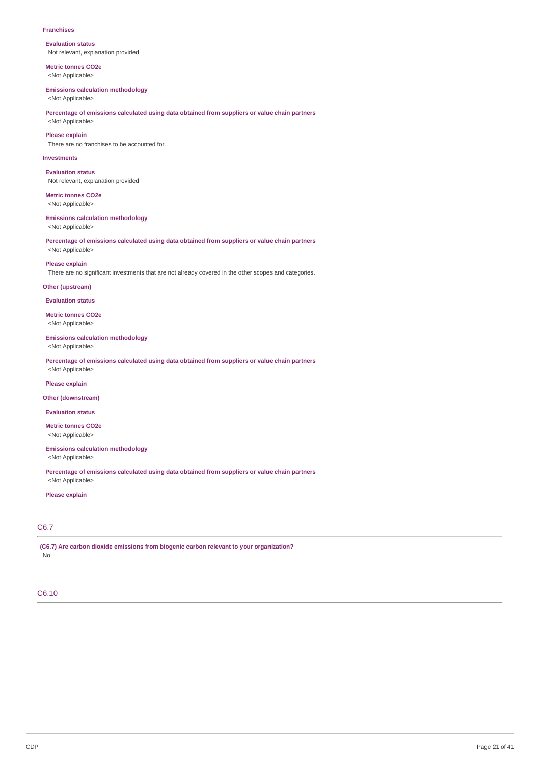**Franchises**

**Evaluation status**
Not relevant, explanation provided

**Metric tonnes CO2e**
<Not Applicable>

**Emissions calculation methodology**
<Not Applicable>

**Percentage of emissions calculated using data obtained from suppliers or value chain partners**
<Not Applicable>

**Please explain**
There are no franchises to be accounted for.

**Investments**

**Evaluation status**
Not relevant, explanation provided

**Metric tonnes CO2e**
<Not Applicable>

**Emissions calculation methodology**
<Not Applicable>

**Percentage of emissions calculated using data obtained from suppliers or value chain partners**
<Not Applicable>

**Please explain**
There are no significant investments that are not already covered in the other scopes and categories.

**Other (upstream)**

**Evaluation status**

**Metric tonnes CO2e**
<Not Applicable>

**Emissions calculation methodology**
<Not Applicable>

**Percentage of emissions calculated using data obtained from suppliers or value chain partners**
<Not Applicable>

**Please explain**

**Other (downstream)**

**Evaluation status**

**Metric tonnes CO2e**
<Not Applicable>

**Emissions calculation methodology**
<Not Applicable>

**Percentage of emissions calculated using data obtained from suppliers or value chain partners**
<Not Applicable>

**Please explain**

## C6.7

**(C6.7) Are carbon dioxide emissions from biogenic carbon relevant to your organization?**
No

## C6.10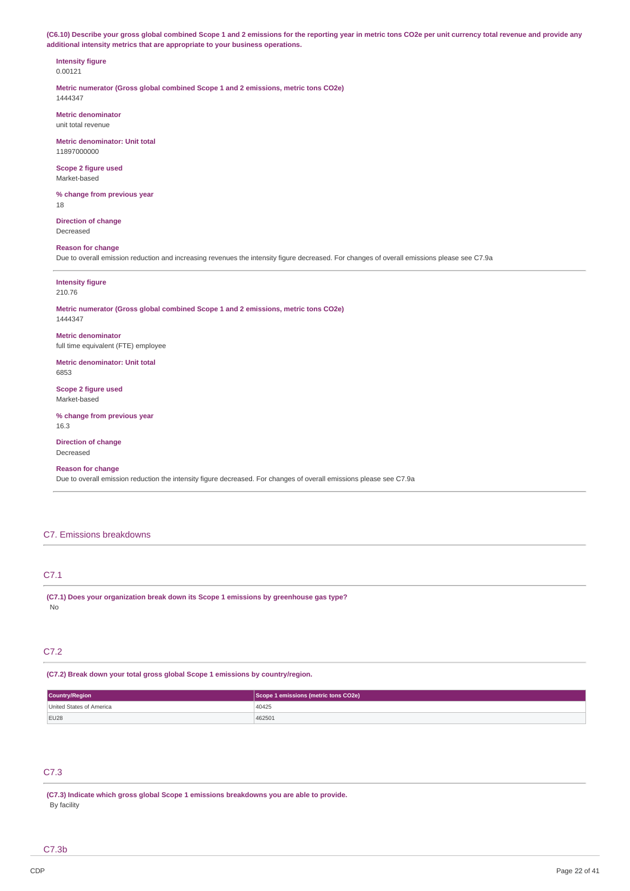**(C6.10) Describe your gross global combined Scope 1 and 2 emissions for the reporting year in metric tons CO2e per unit currency total revenue and provide any additional intensity metrics that are appropriate to your business operations.**

**Intensity figure**
0.00121

**Metric numerator (Gross global combined Scope 1 and 2 emissions, metric tons CO2e)**
1444347

**Metric denominator**
unit total revenue

**Metric denominator: Unit total**
11897000000

**Scope 2 figure used**
Market-based

**% change from previous year**
18

**Direction of change**
Decreased

**Reason for change**
Due to overall emission reduction and increasing revenues the intensity figure decreased. For changes of overall emissions please see C7.9a

---

**Intensity figure**
210.76

**Metric numerator (Gross global combined Scope 1 and 2 emissions, metric tons CO2e)**
1444347

**Metric denominator**
full time equivalent (FTE) employee

**Metric denominator: Unit total**
6853

**Scope 2 figure used**
Market-based

**% change from previous year**
16.3

**Direction of change**
Decreased

**Reason for change**
Due to overall emission reduction the intensity figure decreased. For changes of overall emissions please see C7.9a

## C7. Emissions breakdowns

### C7.1

**(C7.1) Does your organization break down its Scope 1 emissions by greenhouse gas type?**
No

### C7.2

**(C7.2) Break down your total gross global Scope 1 emissions by country/region.**

| Country/Region | Scope 1 emissions (metric tons CO2e) |
|---|---|
| United States of America | 40425 |
| EU28 | 462501 |

### C7.3

**(C7.3) Indicate which gross global Scope 1 emissions breakdowns you are able to provide.**
By facility

### C7.3b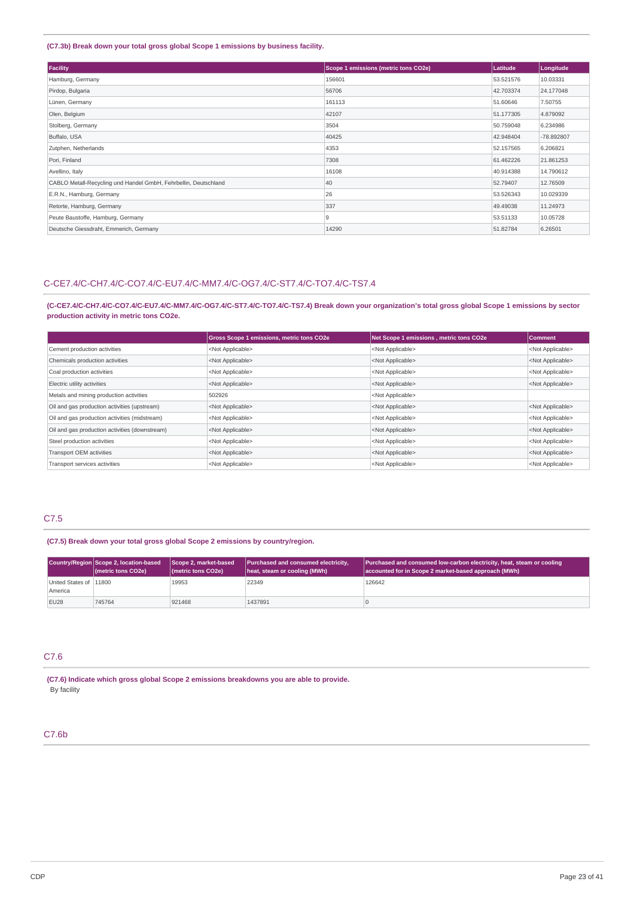**(C7.3b) Break down your total gross global Scope 1 emissions by business facility.**

| Facility | Scope 1 emissions (metric tons CO2e) | Latitude | Longitude |
|---|---|---|---|
| Hamburg, Germany | 156601 | 53.521576 | 10.03331 |
| Pirdop, Bulgaria | 56706 | 42.703374 | 24.177048 |
| Lünen, Germany | 161113 | 51.60646 | 7.50755 |
| Olen, Belgium | 42107 | 51.177305 | 4.879092 |
| Stolberg, Germany | 3504 | 50.759048 | 6.234986 |
| Buffalo, USA | 40425 | 42.948404 | -78.892807 |
| Zutphen, Netherlands | 4353 | 52.157565 | 6.206821 |
| Pori, Finland | 7308 | 61.462226 | 21.861253 |
| Avellino, Italy | 16108 | 40.914388 | 14.790612 |
| CABLO Metall-Recycling und Handel GmbH, Fehrbellin, Deutschland | 40 | 52.79407 | 12.76509 |
| E.R.N., Hamburg, Germany | 26 | 53.526343 | 10.029339 |
| Retorte, Hamburg, Germany | 337 | 49.49038 | 11.24973 |
| Peute Baustoffe, Hamburg, Germany | 9 | 53.51133 | 10.05728 |
| Deutsche Giessdraht, Emmerich, Germany | 14290 | 51.82784 | 6.26501 |

## C-CE7.4/C-CH7.4/C-CO7.4/C-EU7.4/C-MM7.4/C-OG7.4/C-ST7.4/C-TO7.4/C-TS7.4

**(C-CE7.4/C-CH7.4/C-CO7.4/C-EU7.4/C-MM7.4/C-OG7.4/C-ST7.4/C-TO7.4/C-TS7.4) Break down your organization's total gross global Scope 1 emissions by sector production activity in metric tons CO2e.**

| | Gross Scope 1 emissions, metric tons CO2e | Net Scope 1 emissions , metric tons CO2e | Comment |
|---|---|---|---|
| Cement production activities | <Not Applicable> | <Not Applicable> | <Not Applicable> |
| Chemicals production activities | <Not Applicable> | <Not Applicable> | <Not Applicable> |
| Coal production activities | <Not Applicable> | <Not Applicable> | <Not Applicable> |
| Electric utility activities | <Not Applicable> | <Not Applicable> | <Not Applicable> |
| Metals and mining production activities | 502926 | <Not Applicable> | |
| Oil and gas production activities (upstream) | <Not Applicable> | <Not Applicable> | <Not Applicable> |
| Oil and gas production activities (midstream) | <Not Applicable> | <Not Applicable> | <Not Applicable> |
| Oil and gas production activities (downstream) | <Not Applicable> | <Not Applicable> | <Not Applicable> |
| Steel production activities | <Not Applicable> | <Not Applicable> | <Not Applicable> |
| Transport OEM activities | <Not Applicable> | <Not Applicable> | <Not Applicable> |
| Transport services activities | <Not Applicable> | <Not Applicable> | <Not Applicable> |

## C7.5

**(C7.5) Break down your total gross global Scope 2 emissions by country/region.**

| Country/Region | Scope 2, location-based (metric tons CO2e) | Scope 2, market-based (metric tons CO2e) | Purchased and consumed electricity, heat, steam or cooling (MWh) | Purchased and consumed low-carbon electricity, heat, steam or cooling accounted for in Scope 2 market-based approach (MWh) |
|---|---|---|---|---|
| United States of America | 11800 | 19953 | 22349 | 126642 |
| EU28 | 745764 | 921468 | 1437891 | 0 |

## C7.6

**(C7.6) Indicate which gross global Scope 2 emissions breakdowns you are able to provide.**

By facility

## C7.6b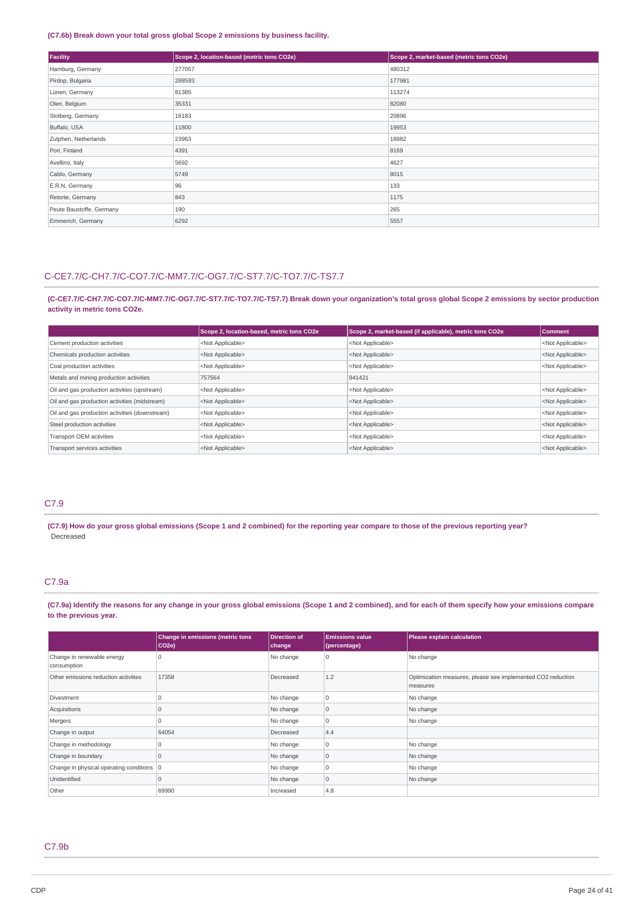**(C7.6b) Break down your total gross global Scope 2 emissions by business facility.**

| Facility | Scope 2, location-based (metric tons CO2e) | Scope 2, market-based (metric tons CO2e) |
|---|---|---|
| Hamburg, Germany | 277057 | 480312 |
| Pirdop, Bulgaria | 288593 | 177981 |
| Lünen, Germany | 81385 | 113274 |
| Olen, Belgium | 35331 | 82080 |
| Stolberg, Germany | 16183 | 20896 |
| Buffalo, USA | 11800 | 19953 |
| Zutphen, Netherlands | 23963 | 18982 |
| Pori, Finland | 4391 | 8169 |
| Avellino, Italy | 5692 | 4627 |
| Cablo, Germany | 5749 | 8015 |
| E.R.N, Germany | 96 | 133 |
| Retorte, Germany | 843 | 1175 |
| Peute Baustoffe, Germany | 190 | 265 |
| Emmerich, Germany | 6292 | 5557 |

## C-CE7.7/C-CH7.7/C-CO7.7/C-MM7.7/C-OG7.7/C-ST7.7/C-TO7.7/C-TS7.7

**(C-CE7.7/C-CH7.7/C-CO7.7/C-MM7.7/C-OG7.7/C-ST7.7/C-TO7.7/C-TS7.7) Break down your organization's total gross global Scope 2 emissions by sector production activity in metric tons CO2e.**

| | Scope 2, location-based, metric tons CO2e | Scope 2, market-based (if applicable), metric tons CO2e | Comment |
|---|---|---|---|
| Cement production activities | <Not Applicable> | <Not Applicable> | <Not Applicable> |
| Chemicals production activities | <Not Applicable> | <Not Applicable> | <Not Applicable> |
| Coal production activities | <Not Applicable> | <Not Applicable> | <Not Applicable> |
| Metals and mining production activities | 757564 | 941421 | |
| Oil and gas production activities (upstream) | <Not Applicable> | <Not Applicable> | <Not Applicable> |
| Oil and gas production activities (midstream) | <Not Applicable> | <Not Applicable> | <Not Applicable> |
| Oil and gas production activities (downstream) | <Not Applicable> | <Not Applicable> | <Not Applicable> |
| Steel production activities | <Not Applicable> | <Not Applicable> | <Not Applicable> |
| Transport OEM activities | <Not Applicable> | <Not Applicable> | <Not Applicable> |
| Transport services activities | <Not Applicable> | <Not Applicable> | <Not Applicable> |

## C7.9

**(C7.9) How do your gross global emissions (Scope 1 and 2 combined) for the reporting year compare to those of the previous reporting year?**

Decreased

## C7.9a

**(C7.9a) Identify the reasons for any change in your gross global emissions (Scope 1 and 2 combined), and for each of them specify how your emissions compare to the previous year.**

| | Change in emissions (metric tons CO2e) | Direction of change | Emissions value (percentage) | Please explain calculation |
|---|---|---|---|---|
| Change in renewable energy consumption | 0 | No change | 0 | No change |
| Other emissions reduction activities | 17358 | Decreased | 1.2 | Optimization measures, please see implemented CO2 reduction measures |
| Divestment | 0 | No change | 0 | No change |
| Acquisitions | 0 | No change | 0 | No change |
| Mergers | 0 | No change | 0 | No change |
| Change in output | 64054 | Decreased | 4.4 | |
| Change in methodology | 0 | No change | 0 | No change |
| Change in boundary | 0 | No change | 0 | No change |
| Change in physical operating conditions | 0 | No change | 0 | No change |
| Unidentified | 0 | No change | 0 | No change |
| Other | 69990 | Increased | 4.8 | |

## C7.9b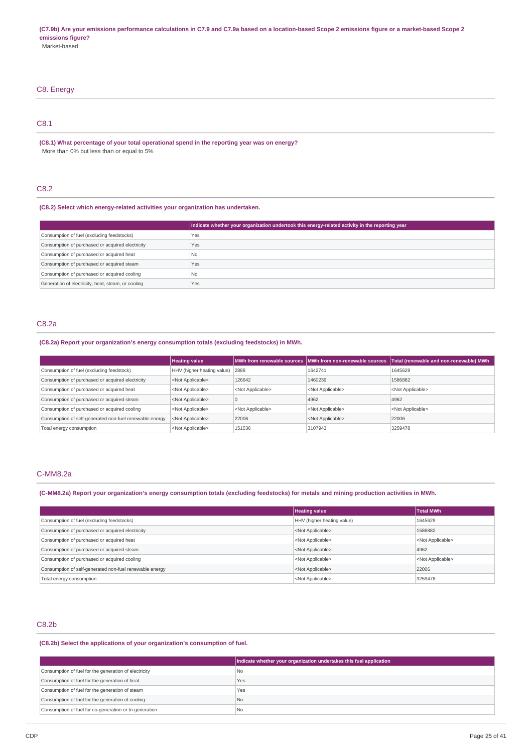**(C7.9b) Are your emissions performance calculations in C7.9 and C7.9a based on a location-based Scope 2 emissions figure or a market-based Scope 2 emissions figure?**

Market-based

## C8. Energy

### C8.1

**(C8.1) What percentage of your total operational spend in the reporting year was on energy?**

More than 0% but less than or equal to 5%

### C8.2

**(C8.2) Select which energy-related activities your organization has undertaken.**

| | Indicate whether your organization undertook this energy-related activity in the reporting year |
|---|---|
| Consumption of fuel (excluding feedstocks) | Yes |
| Consumption of purchased or acquired electricity | Yes |
| Consumption of purchased or acquired heat | No |
| Consumption of purchased or acquired steam | Yes |
| Consumption of purchased or acquired cooling | No |
| Generation of electricity, heat, steam, or cooling | Yes |

### C8.2a

**(C8.2a) Report your organization's energy consumption totals (excluding feedstocks) in MWh.**

| | Heating value | MWh from renewable sources | MWh from non-renewable sources | Total (renewable and non-renewable) MWh |
|---|---|---|---|---|
| Consumption of fuel (excluding feedstock) | HHV (higher heating value) | 2888 | 1642741 | 1645629 |
| Consumption of purchased or acquired electricity | <Not Applicable> | 126642 | 1460239 | 1586882 |
| Consumption of purchased or acquired heat | <Not Applicable> | <Not Applicable> | <Not Applicable> | <Not Applicable> |
| Consumption of purchased or acquired steam | <Not Applicable> | 0 | 4962 | 4962 |
| Consumption of purchased or acquired cooling | <Not Applicable> | <Not Applicable> | <Not Applicable> | <Not Applicable> |
| Consumption of self-generated non-fuel renewable energy | <Not Applicable> | 22006 | <Not Applicable> | 22006 |
| Total energy consumption | <Not Applicable> | 151536 | 3107943 | 3259478 |

### C-MM8.2a

**(C-MM8.2a) Report your organization's energy consumption totals (excluding feedstocks) for metals and mining production activities in MWh.**

| | Heating value | Total MWh |
|---|---|---|
| Consumption of fuel (excluding feedstocks) | HHV (higher heating value) | 1645629 |
| Consumption of purchased or acquired electricity | <Not Applicable> | 1586882 |
| Consumption of purchased or acquired heat | <Not Applicable> | <Not Applicable> |
| Consumption of purchased or acquired steam | <Not Applicable> | 4962 |
| Consumption of purchased or acquired cooling | <Not Applicable> | <Not Applicable> |
| Consumption of self-generated non-fuel renewable energy | <Not Applicable> | 22006 |
| Total energy consumption | <Not Applicable> | 3259478 |

### C8.2b

**(C8.2b) Select the applications of your organization's consumption of fuel.**

| | Indicate whether your organization undertakes this fuel application |
|---|---|
| Consumption of fuel for the generation of electricity | No |
| Consumption of fuel for the generation of heat | Yes |
| Consumption of fuel for the generation of steam | Yes |
| Consumption of fuel for the generation of cooling | No |
| Consumption of fuel for co-generation or tri-generation | No |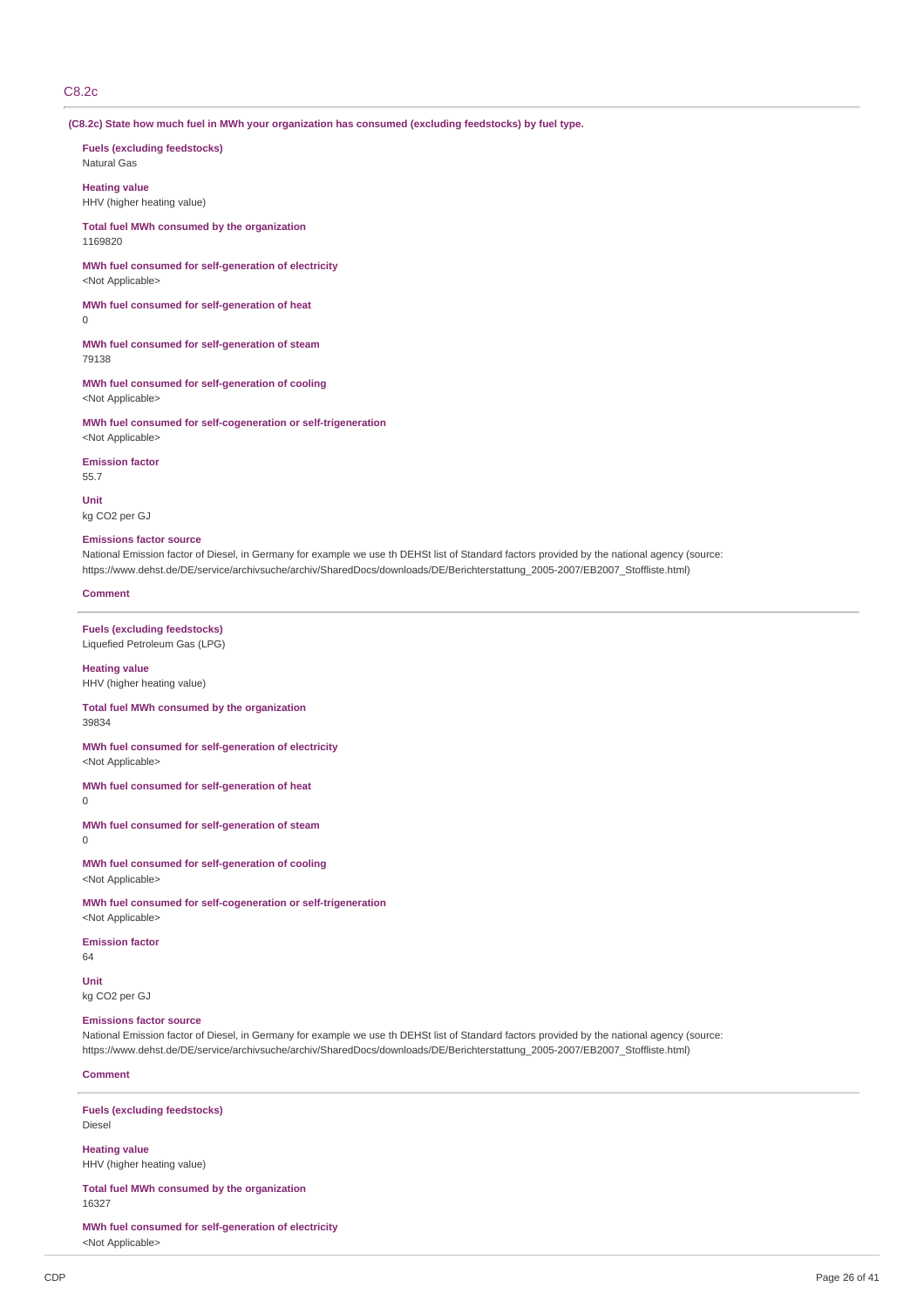## C8.2c

**(C8.2c) State how much fuel in MWh your organization has consumed (excluding feedstocks) by fuel type.**

**Fuels (excluding feedstocks)**
Natural Gas

**Heating value**
HHV (higher heating value)

**Total fuel MWh consumed by the organization**
1169820

**MWh fuel consumed for self-generation of electricity**
<Not Applicable>

**MWh fuel consumed for self-generation of heat**
0

**MWh fuel consumed for self-generation of steam**
79138

**MWh fuel consumed for self-generation of cooling**
<Not Applicable>

**MWh fuel consumed for self-cogeneration or self-trigeneration**
<Not Applicable>

**Emission factor**
55.7

**Unit**
kg CO2 per GJ

**Emissions factor source**
National Emission factor of Diesel, in Germany for example we use th DEHSt list of Standard factors provided by the national agency (source: https://www.dehst.de/DE/service/archivsuche/archiv/SharedDocs/downloads/DE/Berichterstattung_2005-2007/EB2007_Stoffliste.html)

**Comment**

---

**Fuels (excluding feedstocks)**
Liquefied Petroleum Gas (LPG)

**Heating value**
HHV (higher heating value)

**Total fuel MWh consumed by the organization**
39834

**MWh fuel consumed for self-generation of electricity**
<Not Applicable>

**MWh fuel consumed for self-generation of heat**
0

**MWh fuel consumed for self-generation of steam**
0

**MWh fuel consumed for self-generation of cooling**
<Not Applicable>

**MWh fuel consumed for self-cogeneration or self-trigeneration**
<Not Applicable>

**Emission factor**
64

**Unit**
kg CO2 per GJ

**Emissions factor source**
National Emission factor of Diesel, in Germany for example we use th DEHSt list of Standard factors provided by the national agency (source: https://www.dehst.de/DE/service/archivsuche/archiv/SharedDocs/downloads/DE/Berichterstattung_2005-2007/EB2007_Stoffliste.html)

**Comment**

---

**Fuels (excluding feedstocks)**
Diesel

**Heating value**
HHV (higher heating value)

**Total fuel MWh consumed by the organization**
16327

**MWh fuel consumed for self-generation of electricity**
<Not Applicable>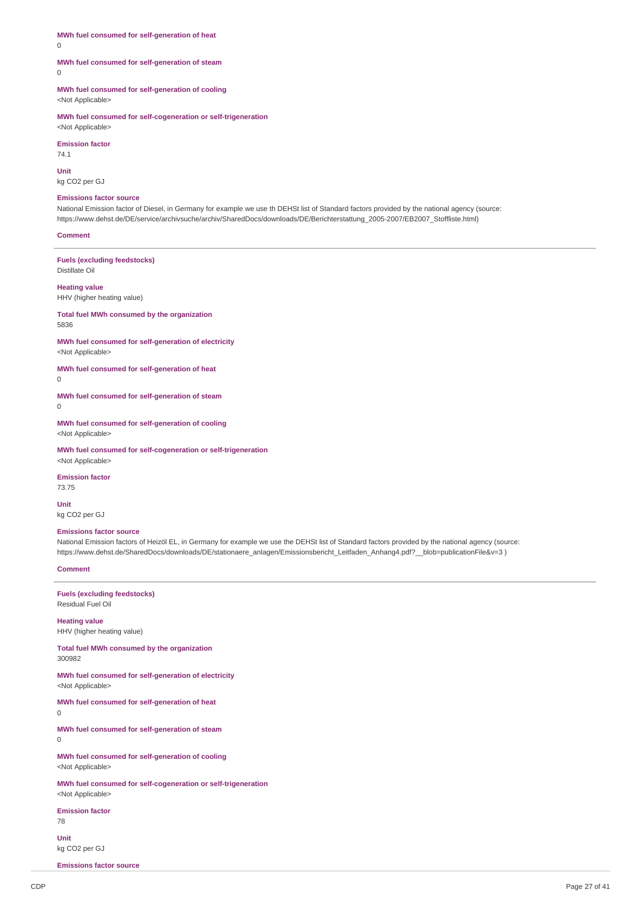**MWh fuel consumed for self-generation of heat**
0

**MWh fuel consumed for self-generation of steam**
0

**MWh fuel consumed for self-generation of cooling**
<Not Applicable>

**MWh fuel consumed for self-cogeneration or self-trigeneration**
<Not Applicable>

**Emission factor**
74.1

**Unit**
kg CO2 per GJ

**Emissions factor source**
National Emission factor of Diesel, in Germany for example we use th DEHSt list of Standard factors provided by the national agency (source: https://www.dehst.de/DE/service/archivsuche/archiv/SharedDocs/downloads/DE/Berichterstattung_2005-2007/EB2007_Stoffliste.html)

**Comment**

---

**Fuels (excluding feedstocks)**
Distillate Oil

**Heating value**
HHV (higher heating value)

**Total fuel MWh consumed by the organization**
5836

**MWh fuel consumed for self-generation of electricity**
<Not Applicable>

**MWh fuel consumed for self-generation of heat**
0

**MWh fuel consumed for self-generation of steam**
0

**MWh fuel consumed for self-generation of cooling**
<Not Applicable>

**MWh fuel consumed for self-cogeneration or self-trigeneration**
<Not Applicable>

**Emission factor**
73.75

**Unit**
kg CO2 per GJ

**Emissions factor source**
National Emission factors of Heizöl EL, in Germany for example we use the DEHSt list of Standard factors provided by the national agency (source: https://www.dehst.de/SharedDocs/downloads/DE/stationaere_anlagen/Emissionsbericht_Leitfaden_Anhang4.pdf?__blob=publicationFile&v=3 )

**Comment**

---

**Fuels (excluding feedstocks)**
Residual Fuel Oil

**Heating value**
HHV (higher heating value)

**Total fuel MWh consumed by the organization**
300982

**MWh fuel consumed for self-generation of electricity**
<Not Applicable>

**MWh fuel consumed for self-generation of heat**
0

**MWh fuel consumed for self-generation of steam**
0

**MWh fuel consumed for self-generation of cooling**
<Not Applicable>

**MWh fuel consumed for self-cogeneration or self-trigeneration**
<Not Applicable>

**Emission factor**
78

**Unit**
kg CO2 per GJ

**Emissions factor source**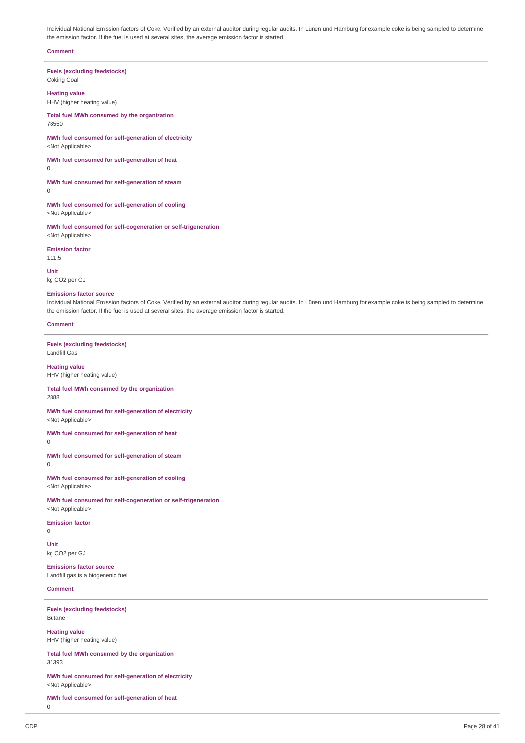Individual National Emission factors of Coke. Verified by an external auditor during regular audits. In Lünen und Hamburg for example coke is being sampled to determine the emission factor. If the fuel is used at several sites, the average emission factor is started.

**Comment**

---

**Fuels (excluding feedstocks)**
Coking Coal

**Heating value**
HHV (higher heating value)

**Total fuel MWh consumed by the organization**
78550

**MWh fuel consumed for self-generation of electricity**
<Not Applicable>

**MWh fuel consumed for self-generation of heat**
0

**MWh fuel consumed for self-generation of steam**
0

**MWh fuel consumed for self-generation of cooling**
<Not Applicable>

**MWh fuel consumed for self-cogeneration or self-trigeneration**
<Not Applicable>

**Emission factor**
111.5

**Unit**
kg CO2 per GJ

**Emissions factor source**
Individual National Emission factors of Coke. Verified by an external auditor during regular audits. In Lünen und Hamburg for example coke is being sampled to determine the emission factor. If the fuel is used at several sites, the average emission factor is started.

**Comment**

---

**Fuels (excluding feedstocks)**
Landfill Gas

**Heating value**
HHV (higher heating value)

**Total fuel MWh consumed by the organization**
2888

**MWh fuel consumed for self-generation of electricity**
<Not Applicable>

**MWh fuel consumed for self-generation of heat**
0

**MWh fuel consumed for self-generation of steam**
0

**MWh fuel consumed for self-generation of cooling**
<Not Applicable>

**MWh fuel consumed for self-cogeneration or self-trigeneration**
<Not Applicable>

**Emission factor**
0

**Unit**
kg CO2 per GJ

**Emissions factor source**
Landfill gas is a biogenic fuel

**Comment**

---

**Fuels (excluding feedstocks)**
Butane

**Heating value**
HHV (higher heating value)

**Total fuel MWh consumed by the organization**
31393

**MWh fuel consumed for self-generation of electricity**
<Not Applicable>

**MWh fuel consumed for self-generation of heat**
0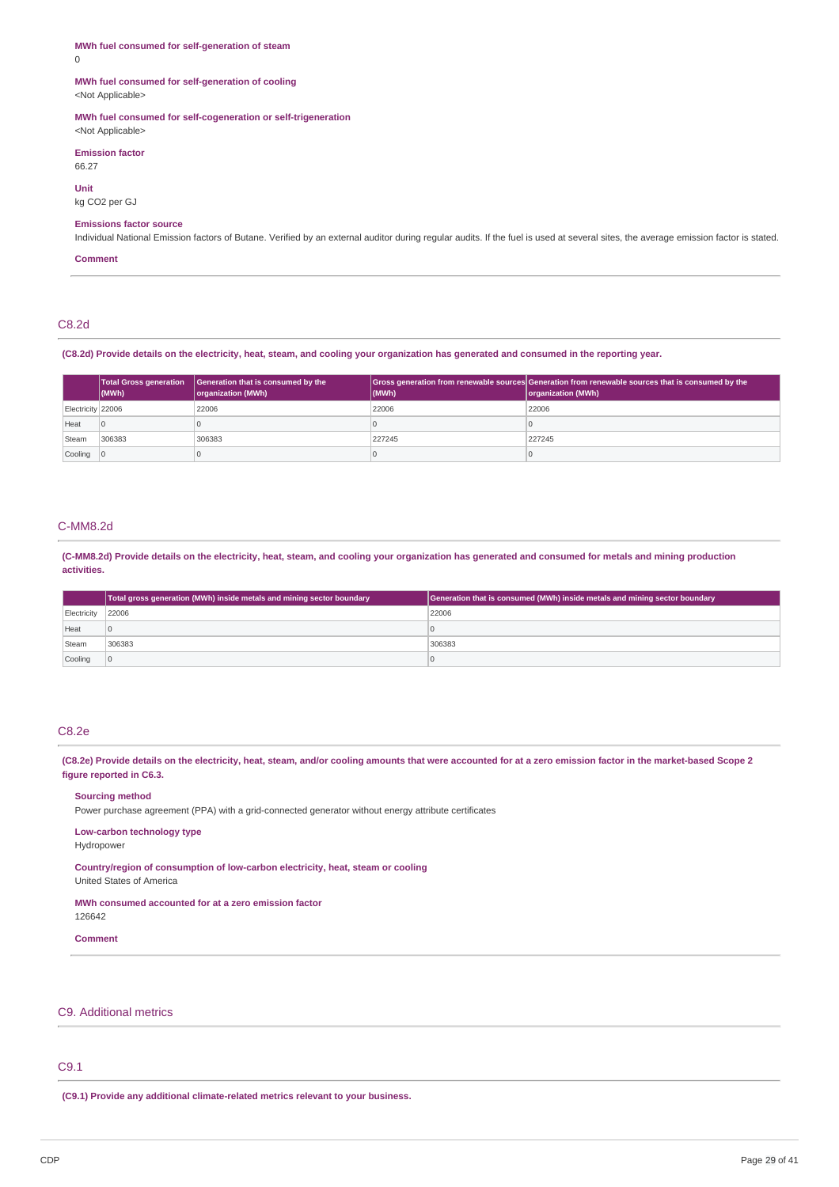**MWh fuel consumed for self-generation of steam**

0

**MWh fuel consumed for self-generation of cooling**

<Not Applicable>

**MWh fuel consumed for self-cogeneration or self-trigeneration**

<Not Applicable>

**Emission factor**

66.27

**Unit**

kg CO2 per GJ

**Emissions factor source**

Individual National Emission factors of Butane. Verified by an external auditor during regular audits. If the fuel is used at several sites, the average emission factor is stated.

**Comment**

## C8.2d

**(C8.2d) Provide details on the electricity, heat, steam, and cooling your organization has generated and consumed in the reporting year.**

| | Total Gross generation (MWh) | Generation that is consumed by the organization (MWh) | Gross generation from renewable sources (MWh) | Generation from renewable sources that is consumed by the organization (MWh) |
|---|---|---|---|---|
| Electricity | 22006 | 22006 | 22006 | 22006 |
| Heat | 0 | 0 | 0 | 0 |
| Steam | 306383 | 306383 | 227245 | 227245 |
| Cooling | 0 | 0 | 0 | 0 |

## C-MM8.2d

**(C-MM8.2d) Provide details on the electricity, heat, steam, and cooling your organization has generated and consumed for metals and mining production activities.**

| | Total gross generation (MWh) inside metals and mining sector boundary | Generation that is consumed (MWh) inside metals and mining sector boundary |
|---|---|---|
| Electricity | 22006 | 22006 |
| Heat | 0 | 0 |
| Steam | 306383 | 306383 |
| Cooling | 0 | 0 |

## C8.2e

**(C8.2e) Provide details on the electricity, heat, steam, and/or cooling amounts that were accounted for at a zero emission factor in the market-based Scope 2 figure reported in C6.3.**

**Sourcing method**

Power purchase agreement (PPA) with a grid-connected generator without energy attribute certificates

**Low-carbon technology type**

Hydropower

**Country/region of consumption of low-carbon electricity, heat, steam or cooling**

United States of America

**MWh consumed accounted for at a zero emission factor**

126642

**Comment**

# C9. Additional metrics

## C9.1

**(C9.1) Provide any additional climate-related metrics relevant to your business.**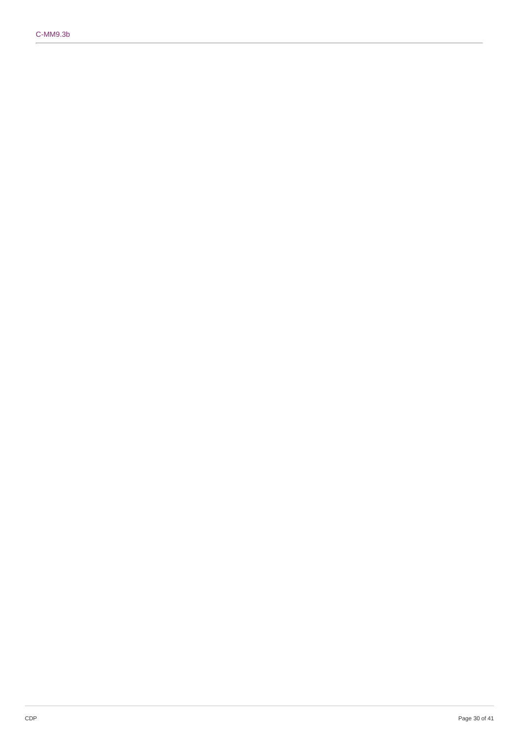C-MM9.3b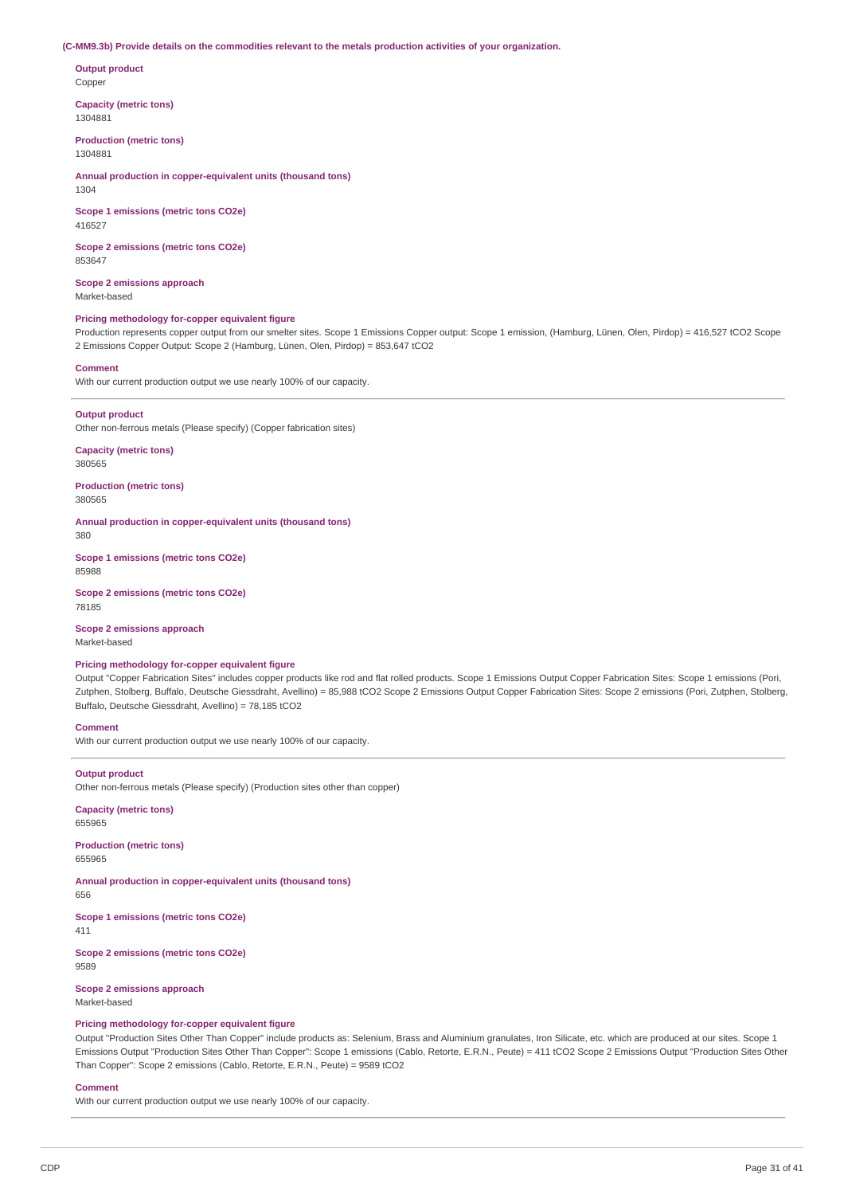**(C-MM9.3b) Provide details on the commodities relevant to the metals production activities of your organization.**

**Output product**
Copper

**Capacity (metric tons)**
1304881

**Production (metric tons)**
1304881

**Annual production in copper-equivalent units (thousand tons)**
1304

**Scope 1 emissions (metric tons CO2e)**
416527

**Scope 2 emissions (metric tons CO2e)**
853647

**Scope 2 emissions approach**
Market-based

**Pricing methodology for-copper equivalent figure**
Production represents copper output from our smelter sites. Scope 1 Emissions Copper output: Scope 1 emission, (Hamburg, Lünen, Olen, Pirdop) = 416,527 tCO2 Scope 2 Emissions Copper Output: Scope 2 (Hamburg, Lünen, Olen, Pirdop) = 853,647 tCO2

**Comment**
With our current production output we use nearly 100% of our capacity.

---

**Output product**
Other non-ferrous metals (Please specify) (Copper fabrication sites)

**Capacity (metric tons)**
380565

**Production (metric tons)**
380565

**Annual production in copper-equivalent units (thousand tons)**
380

**Scope 1 emissions (metric tons CO2e)**
85988

**Scope 2 emissions (metric tons CO2e)**
78185

**Scope 2 emissions approach**
Market-based

**Pricing methodology for-copper equivalent figure**
Output "Copper Fabrication Sites" includes copper products like rod and flat rolled products. Scope 1 Emissions Output Copper Fabrication Sites: Scope 1 emissions (Pori, Zutphen, Stolberg, Buffalo, Deutsche Giessdraht, Avellino) = 85,988 tCO2 Scope 2 Emissions Output Copper Fabrication Sites: Scope 2 emissions (Pori, Zutphen, Stolberg, Buffalo, Deutsche Giessdraht, Avellino) = 78,185 tCO2

**Comment**
With our current production output we use nearly 100% of our capacity.

---

**Output product**
Other non-ferrous metals (Please specify) (Production sites other than copper)

**Capacity (metric tons)**
655965

**Production (metric tons)**
655965

**Annual production in copper-equivalent units (thousand tons)**
656

**Scope 1 emissions (metric tons CO2e)**
411

**Scope 2 emissions (metric tons CO2e)**
9589

**Scope 2 emissions approach**
Market-based

**Pricing methodology for-copper equivalent figure**
Output "Production Sites Other Than Copper" include products as: Selenium, Brass and Aluminium granulates, Iron Silicate, etc. which are produced at our sites. Scope 1 Emissions Output "Production Sites Other Than Copper": Scope 1 emissions (Cablo, Retorte, E.R.N., Peute) = 411 tCO2 Scope 2 Emissions Output "Production Sites Other Than Copper": Scope 2 emissions (Cablo, Retorte, E.R.N., Peute) = 9589 tCO2

**Comment**
With our current production output we use nearly 100% of our capacity.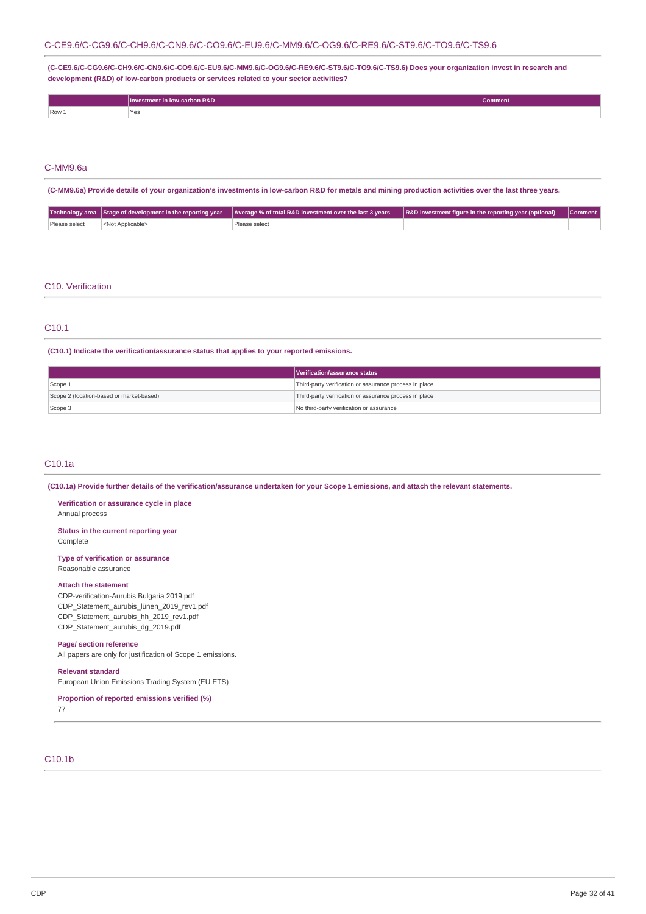## C-CE9.6/C-CG9.6/C-CH9.6/C-CN9.6/C-CO9.6/C-EU9.6/C-MM9.6/C-OG9.6/C-RE9.6/C-ST9.6/C-TO9.6/C-TS9.6

**(C-CE9.6/C-CG9.6/C-CH9.6/C-CN9.6/C-CO9.6/C-EU9.6/C-MM9.6/C-OG9.6/C-RE9.6/C-ST9.6/C-TO9.6/C-TS9.6) Does your organization invest in research and development (R&D) of low-carbon products or services related to your sector activities?**

| | Investment in low-carbon R&D | Comment |
|---|---|---|
| Row 1 | Yes | |

## C-MM9.6a

**(C-MM9.6a) Provide details of your organization's investments in low-carbon R&D for metals and mining production activities over the last three years.**

| Technology area | Stage of development in the reporting year | Average % of total R&D investment over the last 3 years | R&D investment figure in the reporting year (optional) | Comment |
|---|---|---|---|---|
| Please select | <Not Applicable> | Please select | | |

# C10. Verification

## C10.1

**(C10.1) Indicate the verification/assurance status that applies to your reported emissions.**

| | Verification/assurance status |
|---|---|
| Scope 1 | Third-party verification or assurance process in place |
| Scope 2 (location-based or market-based) | Third-party verification or assurance process in place |
| Scope 3 | No third-party verification or assurance |

## C10.1a

**(C10.1a) Provide further details of the verification/assurance undertaken for your Scope 1 emissions, and attach the relevant statements.**

**Verification or assurance cycle in place**
Annual process

**Status in the current reporting year**
Complete

**Type of verification or assurance**
Reasonable assurance

**Attach the statement**
CDP-verification-Aurubis Bulgaria 2019.pdf
CDP_Statement_aurubis_lünen_2019_rev1.pdf
CDP_Statement_aurubis_hh_2019_rev1.pdf
CDP_Statement_aurubis_dg_2019.pdf

**Page/ section reference**
All papers are only for justification of Scope 1 emissions.

**Relevant standard**
European Union Emissions Trading System (EU ETS)

**Proportion of reported emissions verified (%)**
77

## C10.1b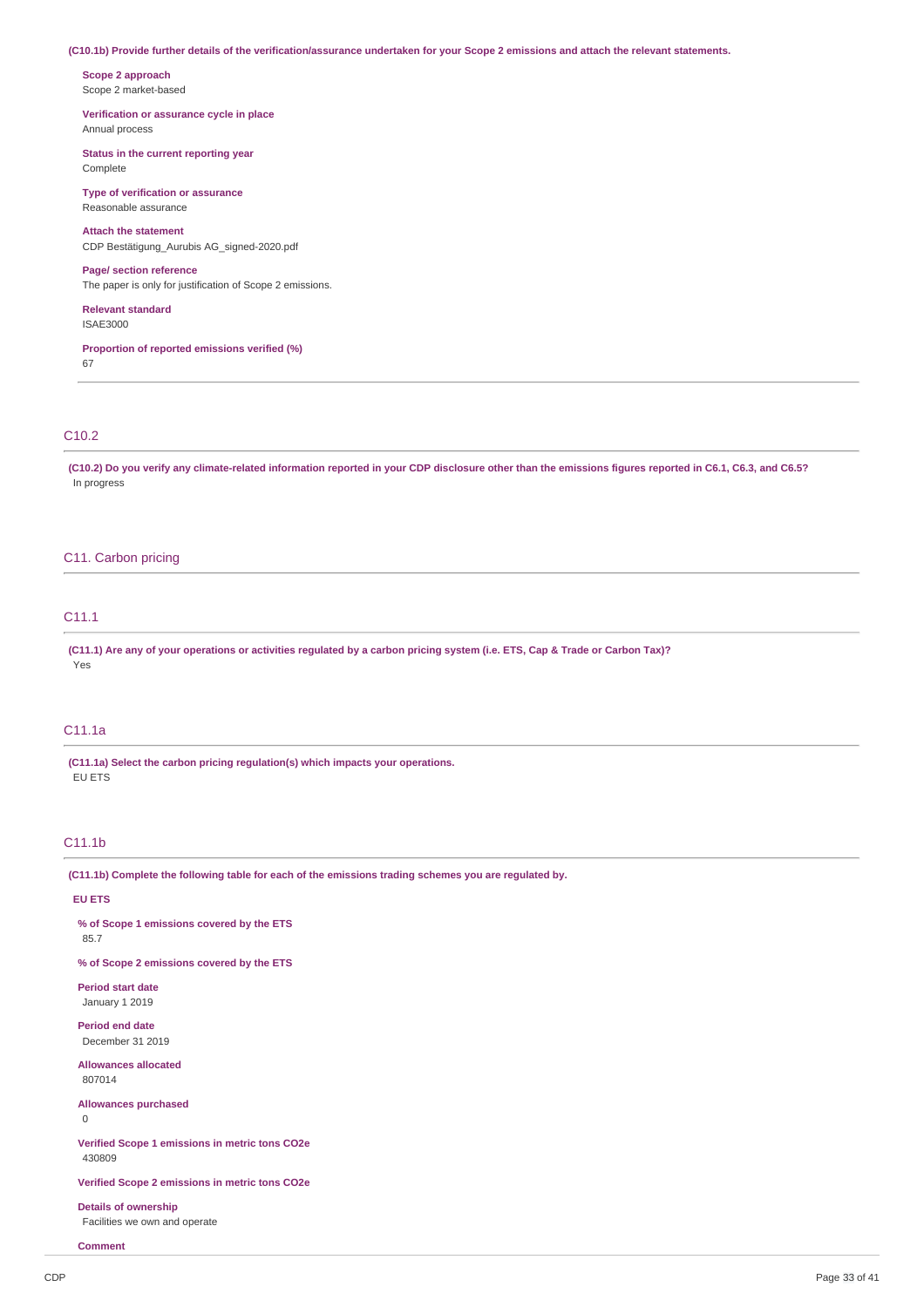**(C10.1b) Provide further details of the verification/assurance undertaken for your Scope 2 emissions and attach the relevant statements.**

**Scope 2 approach**
Scope 2 market-based

**Verification or assurance cycle in place**
Annual process

**Status in the current reporting year**
Complete

**Type of verification or assurance**
Reasonable assurance

**Attach the statement**
CDP Bestätigung_Aurubis AG_signed-2020.pdf

**Page/ section reference**
The paper is only for justification of Scope 2 emissions.

**Relevant standard**
ISAE3000

**Proportion of reported emissions verified (%)**
67

## C10.2

**(C10.2) Do you verify any climate-related information reported in your CDP disclosure other than the emissions figures reported in C6.1, C6.3, and C6.5?**
In progress

# C11. Carbon pricing

## C11.1

**(C11.1) Are any of your operations or activities regulated by a carbon pricing system (i.e. ETS, Cap & Trade or Carbon Tax)?**
Yes

## C11.1a

**(C11.1a) Select the carbon pricing regulation(s) which impacts your operations.**
EU ETS

## C11.1b

**(C11.1b) Complete the following table for each of the emissions trading schemes you are regulated by.**

**EU ETS**

**% of Scope 1 emissions covered by the ETS**
85.7

**% of Scope 2 emissions covered by the ETS**

**Period start date**
January 1 2019

**Period end date**
December 31 2019

**Allowances allocated**
807014

**Allowances purchased**
0

**Verified Scope 1 emissions in metric tons CO2e**
430809

**Verified Scope 2 emissions in metric tons CO2e**

**Details of ownership**
Facilities we own and operate

**Comment**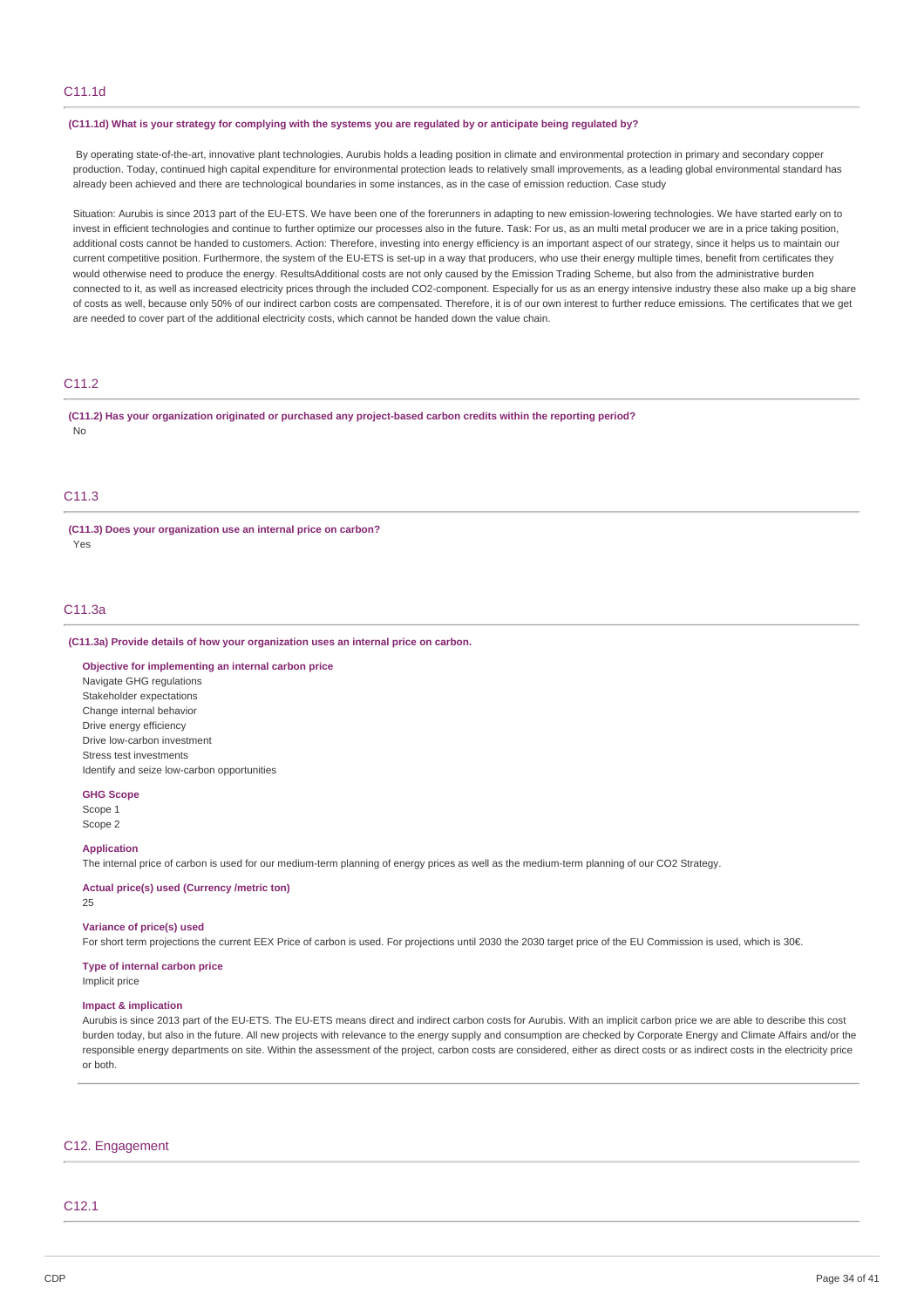## C11.1d

**(C11.1d) What is your strategy for complying with the systems you are regulated by or anticipate being regulated by?**

By operating state-of-the-art, innovative plant technologies, Aurubis holds a leading position in climate and environmental protection in primary and secondary copper production. Today, continued high capital expenditure for environmental protection leads to relatively small improvements, as a leading global environmental standard has already been achieved and there are technological boundaries in some instances, as in the case of emission reduction. Case study

Situation: Aurubis is since 2013 part of the EU-ETS. We have been one of the forerunners in adapting to new emission-lowering technologies. We have started early on to invest in efficient technologies and continue to further optimize our processes also in the future. Task: For us, as an multi metal producer we are in a price taking position, additional costs cannot be handed to customers. Action: Therefore, investing into energy efficiency is an important aspect of our strategy, since it helps us to maintain our current competitive position. Furthermore, the system of the EU-ETS is set-up in a way that producers, who use their energy multiple times, benefit from certificates they would otherwise need to produce the energy. ResultsAdditional costs are not only caused by the Emission Trading Scheme, but also from the administrative burden connected to it, as well as increased electricity prices through the included CO2-component. Especially for us as an energy intensive industry these also make up a big share of costs as well, because only 50% of our indirect carbon costs are compensated. Therefore, it is of our own interest to further reduce emissions. The certificates that we get are needed to cover part of the additional electricity costs, which cannot be handed down the value chain.

## C11.2

**(C11.2) Has your organization originated or purchased any project-based carbon credits within the reporting period?**

No

## C11.3

**(C11.3) Does your organization use an internal price on carbon?**

Yes

## C11.3a

**(C11.3a) Provide details of how your organization uses an internal price on carbon.**

**Objective for implementing an internal carbon price**

Navigate GHG regulations
Stakeholder expectations
Change internal behavior
Drive energy efficiency
Drive low-carbon investment
Stress test investments
Identify and seize low-carbon opportunities

**GHG Scope**

Scope 1
Scope 2

**Application**

The internal price of carbon is used for our medium-term planning of energy prices as well as the medium-term planning of our CO2 Strategy.

**Actual price(s) used (Currency /metric ton)**

25

**Variance of price(s) used**

For short term projections the current EEX Price of carbon is used. For projections until 2030 the 2030 target price of the EU Commission is used, which is 30€.

**Type of internal carbon price**

Implicit price

**Impact & implication**

Aurubis is since 2013 part of the EU-ETS. The EU-ETS means direct and indirect carbon costs for Aurubis. With an implicit carbon price we are able to describe this cost burden today, but also in the future. All new projects with relevance to the energy supply and consumption are checked by Corporate Energy and Climate Affairs and/or the responsible energy departments on site. Within the assessment of the project, carbon costs are considered, either as direct costs or as indirect costs in the electricity price or both.

# C12. Engagement

## C12.1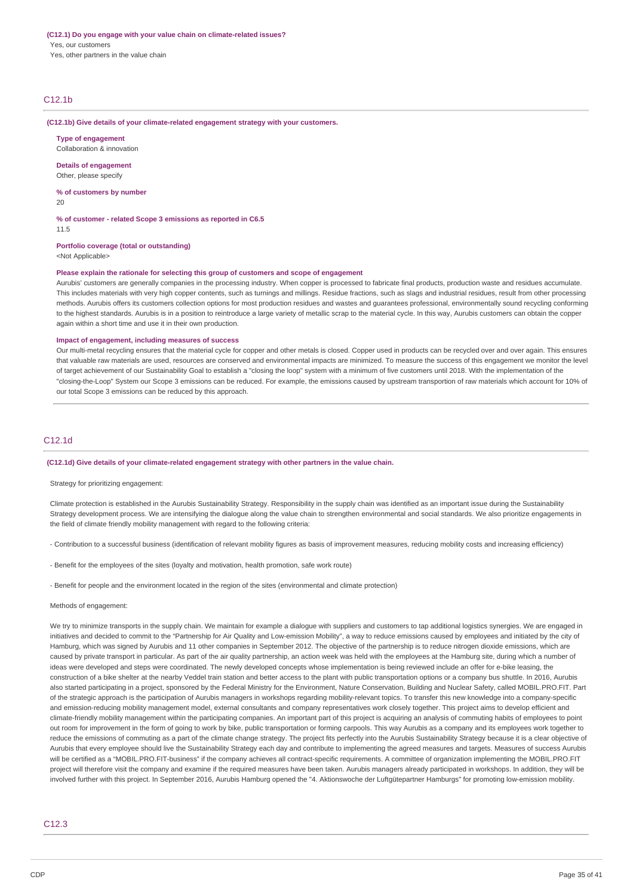**(C12.1) Do you engage with your value chain on climate-related issues?**

Yes, our customers

Yes, other partners in the value chain

## C12.1b

**(C12.1b) Give details of your climate-related engagement strategy with your customers.**

**Type of engagement**

Collaboration & innovation

**Details of engagement**

Other, please specify

**% of customers by number**

20

**% of customer - related Scope 3 emissions as reported in C6.5**

11.5

**Portfolio coverage (total or outstanding)**

<Not Applicable>

**Please explain the rationale for selecting this group of customers and scope of engagement**

Aurubis' customers are generally companies in the processing industry. When copper is processed to fabricate final products, production waste and residues accumulate. This includes materials with very high copper contents, such as turnings and millings. Residue fractions, such as slags and industrial residues, result from other processing methods. Aurubis offers its customers collection options for most production residues and wastes and guarantees professional, environmentally sound recycling conforming to the highest standards. Aurubis is in a position to reintroduce a large variety of metallic scrap to the material cycle. In this way, Aurubis customers can obtain the copper again within a short time and use it in their own production.

**Impact of engagement, including measures of success**

Our multi-metal recycling ensures that the material cycle for copper and other metals is closed. Copper used in products can be recycled over and over again. This ensures that valuable raw materials are used, resources are conserved and environmental impacts are minimized. To measure the success of this engagement we monitor the level of target achievement of our Sustainability Goal to establish a "closing the loop" system with a minimum of five customers until 2018. With the implementation of the "closing-the-Loop" System our Scope 3 emissions can be reduced. For example, the emissions caused by upstream transportion of raw materials which account for 10% of our total Scope 3 emissions can be reduced by this approach.

## C12.1d

**(C12.1d) Give details of your climate-related engagement strategy with other partners in the value chain.**

Strategy for prioritizing engagement:

Climate protection is established in the Aurubis Sustainability Strategy. Responsibility in the supply chain was identified as an important issue during the Sustainability Strategy development process. We are intensifying the dialogue along the value chain to strengthen environmental and social standards. We also prioritize engagements in the field of climate friendly mobility management with regard to the following criteria:

- Contribution to a successful business (identification of relevant mobility figures as basis of improvement measures, reducing mobility costs and increasing efficiency)

- Benefit for the employees of the sites (loyalty and motivation, health promotion, safe work route)

- Benefit for people and the environment located in the region of the sites (environmental and climate protection)

Methods of engagement:

We try to minimize transports in the supply chain. We maintain for example a dialogue with suppliers and customers to tap additional logistics synergies. We are engaged in initiatives and decided to commit to the "Partnership for Air Quality and Low-emission Mobility", a way to reduce emissions caused by employees and initiated by the city of Hamburg, which was signed by Aurubis and 11 other companies in September 2012. The objective of the partnership is to reduce nitrogen dioxide emissions, which are caused by private transport in particular. As part of the air quality partnership, an action week was held with the employees at the Hamburg site, during which a number of ideas were developed and steps were coordinated. The newly developed concepts whose implementation is being reviewed include an offer for e-bike leasing, the construction of a bike shelter at the nearby Veddel train station and better access to the plant with public transportation options or a company bus shuttle. In 2016, Aurubis also started participating in a project, sponsored by the Federal Ministry for the Environment, Nature Conservation, Building and Nuclear Safety, called MOBIL.PRO.FIT. Part of the strategic approach is the participation of Aurubis managers in workshops regarding mobility-relevant topics. To transfer this new knowledge into a company-specific and emission-reducing mobility management model, external consultants and company representatives work closely together. This project aims to develop efficient and climate-friendly mobility management within the participating companies. An important part of this project is acquiring an analysis of commuting habits of employees to point out room for improvement in the form of going to work by bike, public transportation or forming carpools. This way Aurubis as a company and its employees work together to reduce the emissions of commuting as a part of the climate change strategy. The project fits perfectly into the Aurubis Sustainability Strategy because it is a clear objective of Aurubis that every employee should live the Sustainability Strategy each day and contribute to implementing the agreed measures and targets. Measures of success Aurubis will be certified as a "MOBIL.PRO.FIT-business" if the company achieves all contract-specific requirements. A committee of organization implementing the MOBIL.PRO.FIT project will therefore visit the company and examine if the required measures have been taken. Aurubis managers already participated in workshops. In addition, they will be involved further with this project. In September 2016, Aurubis Hamburg opened the "4. Aktionswoche der Luftgütepartner Hamburgs" for promoting low-emission mobility.

## C12.3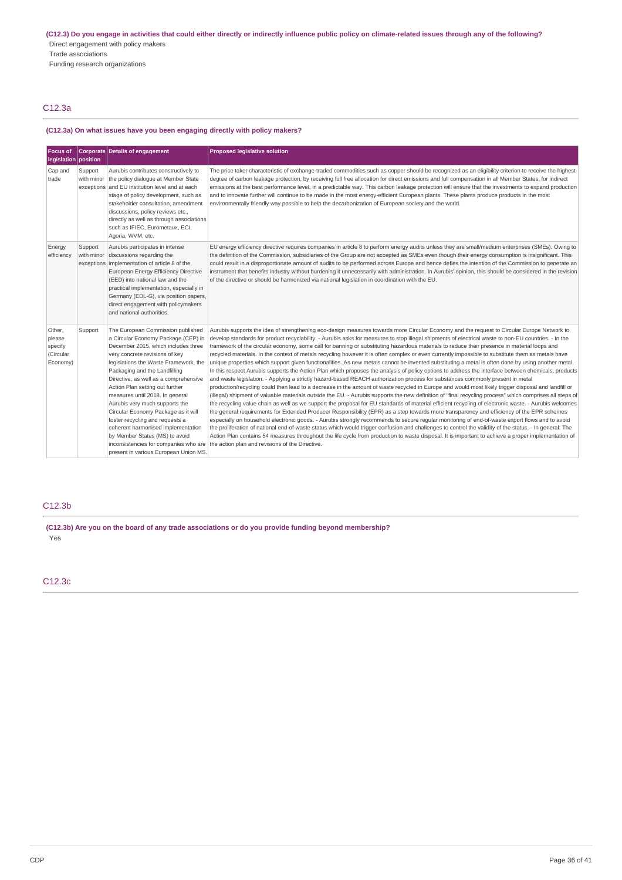**(C12.3) Do you engage in activities that could either directly or indirectly influence public policy on climate-related issues through any of the following?**

Direct engagement with policy makers

Trade associations

Funding research organizations

## C12.3a

**(C12.3a) On what issues have you been engaging directly with policy makers?**

| Focus of legislation | Corporate position | Details of engagement | Proposed legislative solution |
|---|---|---|---|
| Cap and trade | Support with minor exceptions | Aurubis contributes constructively to the policy dialogue at Member State and EU institution level and at each stage of policy development, such as stakeholder consultation, amendment discussions, policy reviews etc., directly as well as through associations such as IFIEC, Eurometaux, ECI, Agoria, WVM, etc. | The price taker characteristic of exchange-traded commodities such as copper should be recognized as an eligibility criterion to receive the highest degree of carbon leakage protection, by receiving full free allocation for direct emissions and full compensation in all Member States, for indirect emissions at the best performance level, in a predictable way. This carbon leakage protection will ensure that the investments to expand production and to innovate further will continue to be made in the most energy-efficient European plants. These plants produce products in the most environmentally friendly way possible to help the decarbonization of European society and the world. |
| Energy efficiency | Support with minor exceptions | Aurubis participates in intense discussions regarding the implementation of article 8 of the European Energy Efficiency Directive (EED) into national law and the practical implementation, especially in Germany (EDL-G), via position papers, direct engagement with policymakers and national authorities. | EU energy efficiency directive requires companies in article 8 to perform energy audits unless they are small/medium enterprises (SMEs). Owing to the definition of the Commission, subsidiaries of the Group are not accepted as SMEs even though their energy consumption is insignificant. This could result in a disproportionate amount of audits to be performed across Europe and hence defies the intention of the Commission to generate an instrument that benefits industry without burdening it unnecessarily with administration. In Aurubis' opinion, this should be considered in the revision of the directive or should be harmonized via national legislation in coordination with the EU. |
| Other, please specify (Circular Economy) | Support | The European Commission published a Circular Economy Package (CEP) in December 2015, which includes three very concrete revisions of key legislations the Waste Framework, the Packaging and the Landfilling Directive, as well as a comprehensive Action Plan setting out further measures until 2018. In general Aurubis very much supports the Circular Economy Package as it will foster recycling and requests a coherent harmonised implementation by Member States (MS) to avoid inconsistencies for companies who are present in various European Union MS. | Aurubis supports the idea of strengthening eco-design measures towards more Circular Economy and the request to Circular Europe Network to develop standards for product recyclability. - Aurubis asks for measures to stop illegal shipments of electrical waste to non-EU countries. - In the framework of the circular economy, some call for banning or substituting hazardous materials to reduce their presence in material loops and recycled materials. In the context of metals recycling however it is often complex or even currently impossible to substitute them as metals have unique properties which support given functionalities. As new metals cannot be invented substituting a metal is often done by using another metal. In this respect Aurubis supports the Action Plan which proposes the analysis of policy options to address the interface between chemicals, products and waste legislation. - Applying a strictly hazard-based REACH authorization process for substances commonly present in metal production/recycling could then lead to a decrease in the amount of waste recycled in Europe and would most likely trigger disposal and landfill or (illegal) shipment of valuable materials outside the EU. - Aurubis supports the new definition of "final recycling process" which comprises all steps of the recycling value chain as well as we support the proposal for EU standards of material efficient recycling of electronic waste. - Aurubis welcomes the general requirements for Extended Producer Responsibility (EPR) as a step towards more transparency and efficiency of the EPR schemes especially on household electronic goods. - Aurubis strongly recommends to secure regular monitoring of end-of-waste export flows and to avoid the proliferation of national end-of-waste status which would trigger confusion and challenges to control the validity of the status. - In general: The Action Plan contains 54 measures throughout the life cycle from production to waste disposal. It is important to achieve a proper implementation of the action plan and revisions of the Directive. |

## C12.3b

**(C12.3b) Are you on the board of any trade associations or do you provide funding beyond membership?**

Yes

## C12.3c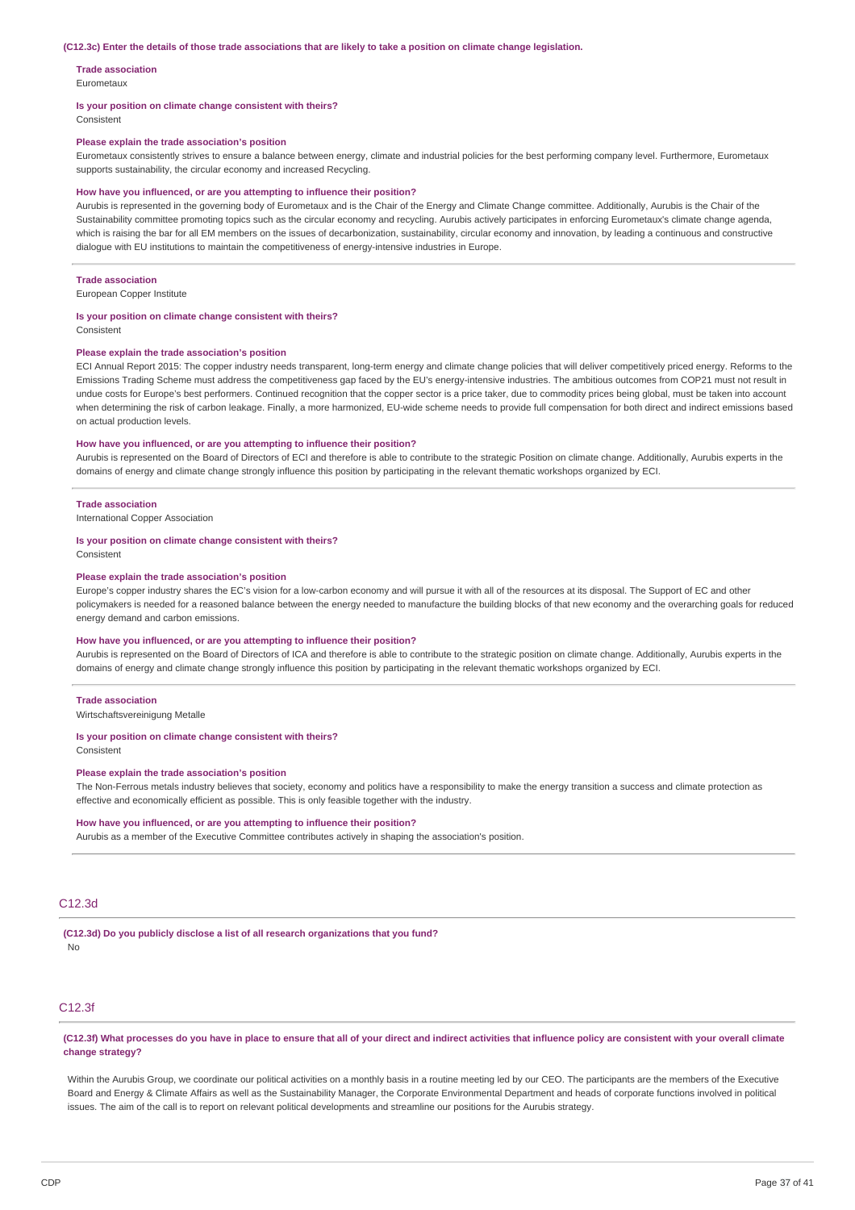**(C12.3c) Enter the details of those trade associations that are likely to take a position on climate change legislation.**

**Trade association**

Eurometaux

**Is your position on climate change consistent with theirs?**

Consistent

**Please explain the trade association's position**

Eurometaux consistently strives to ensure a balance between energy, climate and industrial policies for the best performing company level. Furthermore, Eurometaux supports sustainability, the circular economy and increased Recycling.

**How have you influenced, or are you attempting to influence their position?**

Aurubis is represented in the governing body of Eurometaux and is the Chair of the Energy and Climate Change committee. Additionally, Aurubis is the Chair of the Sustainability committee promoting topics such as the circular economy and recycling. Aurubis actively participates in enforcing Eurometaux's climate change agenda, which is raising the bar for all EM members on the issues of decarbonization, sustainability, circular economy and innovation, by leading a continuous and constructive dialogue with EU institutions to maintain the competitiveness of energy-intensive industries in Europe.

---

**Trade association**

European Copper Institute

**Is your position on climate change consistent with theirs?**

Consistent

**Please explain the trade association's position**

ECI Annual Report 2015: The copper industry needs transparent, long-term energy and climate change policies that will deliver competitively priced energy. Reforms to the Emissions Trading Scheme must address the competitiveness gap faced by the EU's energy-intensive industries. The ambitious outcomes from COP21 must not result in undue costs for Europe's best performers. Continued recognition that the copper sector is a price taker, due to commodity prices being global, must be taken into account when determining the risk of carbon leakage. Finally, a more harmonized, EU-wide scheme needs to provide full compensation for both direct and indirect emissions based on actual production levels.

**How have you influenced, or are you attempting to influence their position?**

Aurubis is represented on the Board of Directors of ECI and therefore is able to contribute to the strategic Position on climate change. Additionally, Aurubis experts in the domains of energy and climate change strongly influence this position by participating in the relevant thematic workshops organized by ECI.

---

**Trade association**

International Copper Association

**Is your position on climate change consistent with theirs?**

Consistent

**Please explain the trade association's position**

Europe's copper industry shares the EC's vision for a low-carbon economy and will pursue it with all of the resources at its disposal. The Support of EC and other policymakers is needed for a reasoned balance between the energy needed to manufacture the building blocks of that new economy and the overarching goals for reduced energy demand and carbon emissions.

**How have you influenced, or are you attempting to influence their position?**

Aurubis is represented on the Board of Directors of ICA and therefore is able to contribute to the strategic position on climate change. Additionally, Aurubis experts in the domains of energy and climate change strongly influence this position by participating in the relevant thematic workshops organized by ECI.

---

**Trade association**

Wirtschaftsvereinigung Metalle

**Is your position on climate change consistent with theirs?**

Consistent

**Please explain the trade association's position**

The Non-Ferrous metals industry believes that society, economy and politics have a responsibility to make the energy transition a success and climate protection as effective and economically efficient as possible. This is only feasible together with the industry.

**How have you influenced, or are you attempting to influence their position?**

Aurubis as a member of the Executive Committee contributes actively in shaping the association's position.

## C12.3d

**(C12.3d) Do you publicly disclose a list of all research organizations that you fund?**

No

## C12.3f

**(C12.3f) What processes do you have in place to ensure that all of your direct and indirect activities that influence policy are consistent with your overall climate change strategy?**

Within the Aurubis Group, we coordinate our political activities on a monthly basis in a routine meeting led by our CEO. The participants are the members of the Executive Board and Energy & Climate Affairs as well as the Sustainability Manager, the Corporate Environmental Department and heads of corporate functions involved in political issues. The aim of the call is to report on relevant political developments and streamline our positions for the Aurubis strategy.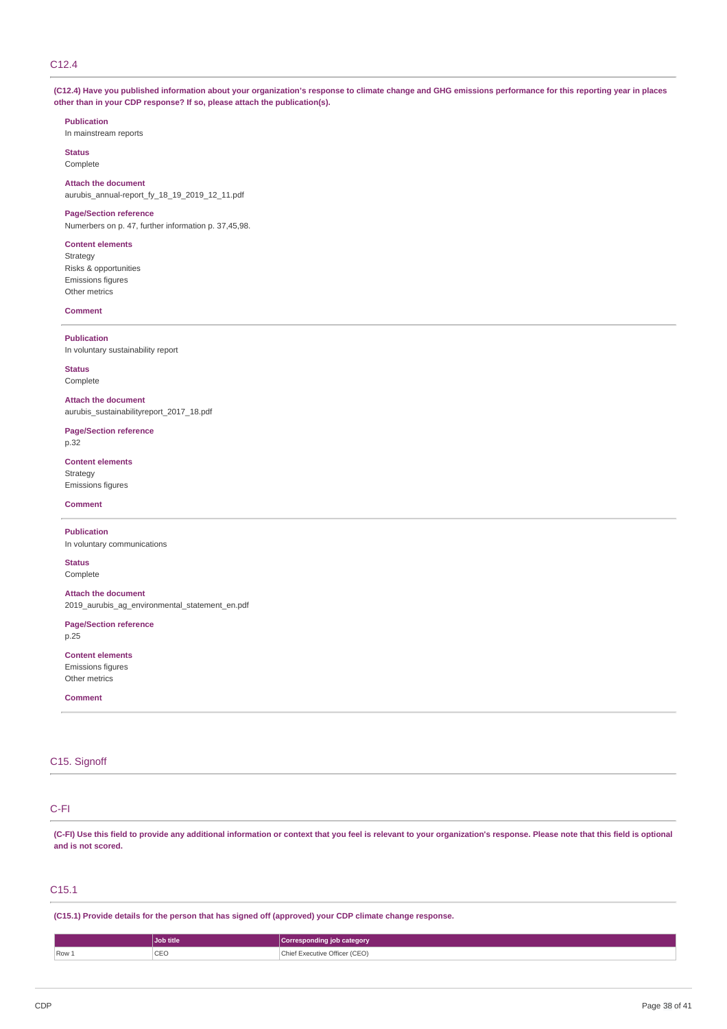## C12.4

**(C12.4) Have you published information about your organization's response to climate change and GHG emissions performance for this reporting year in places other than in your CDP response? If so, please attach the publication(s).**

**Publication**
In mainstream reports

**Status**
Complete

**Attach the document**
aurubis_annual-report_fy_18_19_2019_12_11.pdf

**Page/Section reference**
Numberders on p. 47, further information p. 37,45,98.

**Content elements**
Strategy
Risks & opportunities
Emissions figures
Other metrics

**Comment**

---

**Publication**
In voluntary sustainability report

**Status**
Complete

**Attach the document**
aurubis_sustainabilityreport_2017_18.pdf

**Page/Section reference**
p.32

**Content elements**
Strategy
Emissions figures

**Comment**

---

**Publication**
In voluntary communications

**Status**
Complete

**Attach the document**
2019_aurubis_ag_environmental_statement_en.pdf

**Page/Section reference**
p.25

**Content elements**
Emissions figures
Other metrics

**Comment**

---

## C15. Signoff

## C-FI

**(C-FI) Use this field to provide any additional information or context that you feel is relevant to your organization's response. Please note that this field is optional and is not scored.**

## C15.1

**(C15.1) Provide details for the person that has signed off (approved) your CDP climate change response.**

| | Job title | Corresponding job category |
|---|---|---|
| Row 1 | CEO | Chief Executive Officer (CEO) |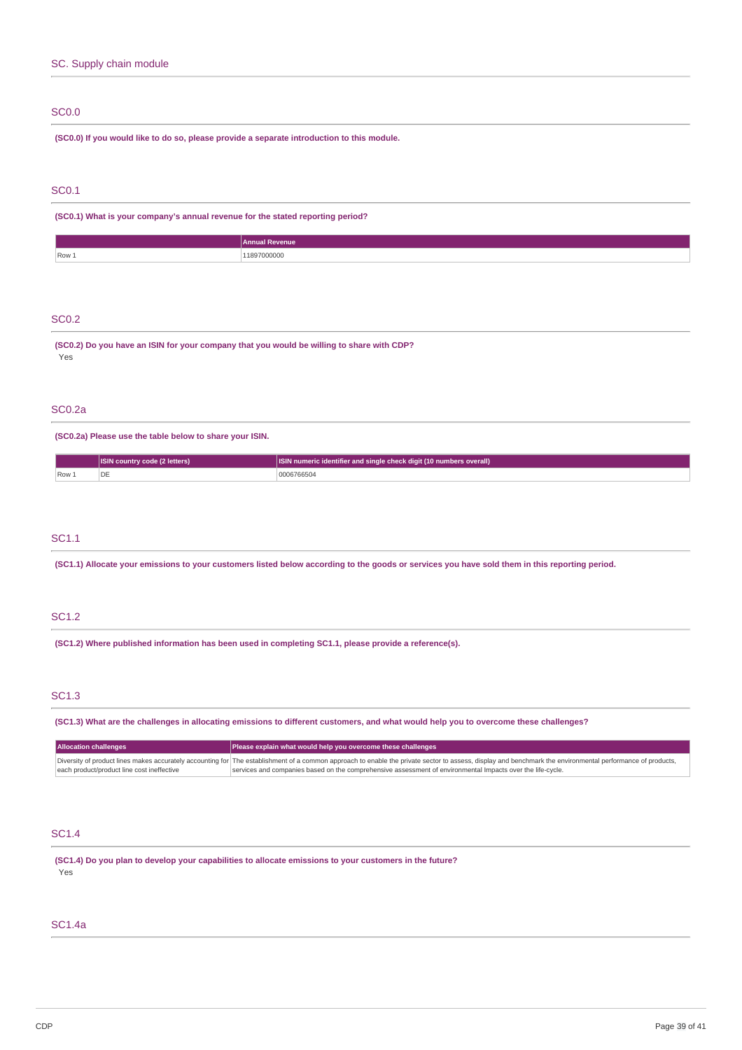## SC. Supply chain module

### SC0.0

**(SC0.0) If you would like to do so, please provide a separate introduction to this module.**

### SC0.1

**(SC0.1) What is your company's annual revenue for the stated reporting period?**

| | Annual Revenue |
|---|---|
| Row 1 | 11897000000 |

### SC0.2

**(SC0.2) Do you have an ISIN for your company that you would be willing to share with CDP?**

Yes

### SC0.2a

**(SC0.2a) Please use the table below to share your ISIN.**

| | ISIN country code (2 letters) | ISIN numeric identifier and single check digit (10 numbers overall) |
|---|---|---|
| Row 1 | DE | 0006766504 |

### SC1.1

**(SC1.1) Allocate your emissions to your customers listed below according to the goods or services you have sold them in this reporting period.**

### SC1.2

**(SC1.2) Where published information has been used in completing SC1.1, please provide a reference(s).**

### SC1.3

**(SC1.3) What are the challenges in allocating emissions to different customers, and what would help you to overcome these challenges?**

| Allocation challenges | Please explain what would help you overcome these challenges |
|---|---|
| Diversity of product lines makes accurately accounting for each product/product line cost ineffective | The establishment of a common approach to enable the private sector to assess, display and benchmark the environmental performance of products, services and companies based on the comprehensive assessment of environmental Impacts over the life-cycle. |

### SC1.4

**(SC1.4) Do you plan to develop your capabilities to allocate emissions to your customers in the future?**

Yes

### SC1.4a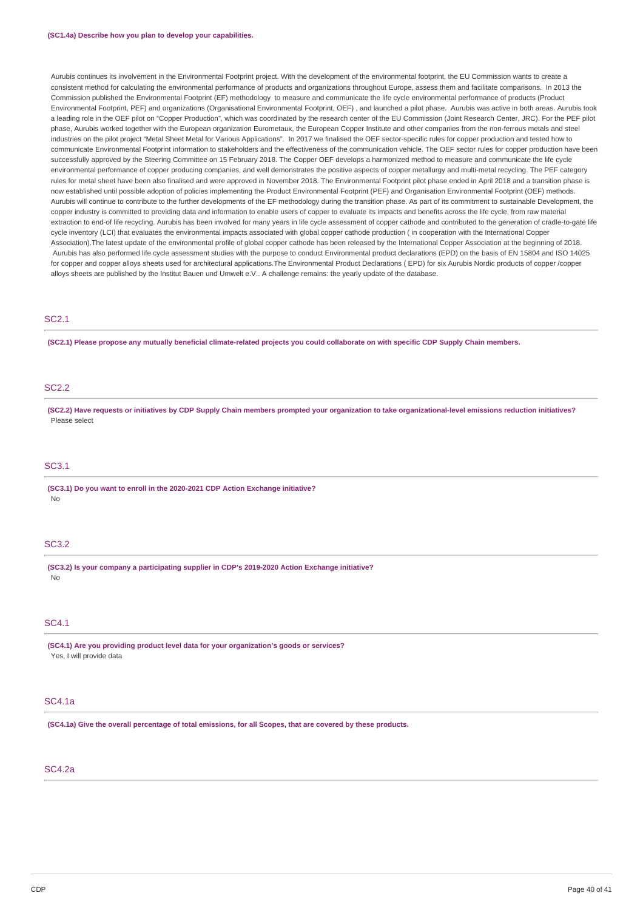**(SC1.4a) Describe how you plan to develop your capabilities.**

Aurubis continues its involvement in the Environmental Footprint project. With the development of the environmental footprint, the EU Commission wants to create a consistent method for calculating the environmental performance of products and organizations throughout Europe, assess them and facilitate comparisons. In 2013 the Commission published the Environmental Footprint (EF) methodology to measure and communicate the life cycle environmental performance of products (Product Environmental Footprint, PEF) and organizations (Organisational Environmental Footprint, OEF) , and launched a pilot phase. Aurubis was active in both areas. Aurubis took a leading role in the OEF pilot on "Copper Production", which was coordinated by the research center of the EU Commission (Joint Research Center, JRC). For the PEF pilot phase, Aurubis worked together with the European organization Eurometaux, the European Copper Institute and other companies from the non-ferrous metals and steel industries on the pilot project "Metal Sheet Metal for Various Applications". In 2017 we finalised the OEF sector-specific rules for copper production and tested how to communicate Environmental Footprint information to stakeholders and the effectiveness of the communication vehicle. The OEF sector rules for copper production have been successfully approved by the Steering Committee on 15 February 2018. The Copper OEF develops a harmonized method to measure and communicate the life cycle environmental performance of copper producing companies, and well demonstrates the positive aspects of copper metallurgy and multi-metal recycling. The PEF category rules for metal sheet have been also finalised and were approved in November 2018. The Environmental Footprint pilot phase ended in April 2018 and a transition phase is now established until possible adoption of policies implementing the Product Environmental Footprint (PEF) and Organisation Environmental Footprint (OEF) methods. Aurubis will continue to contribute to the further developments of the EF methodology during the transition phase. As part of its commitment to sustainable Development, the copper industry is committed to providing data and information to enable users of copper to evaluate its impacts and benefits across the life cycle, from raw material extraction to end-of life recycling. Aurubis has been involved for many years in life cycle assessment of copper cathode and contributed to the generation of cradle-to-gate life cycle inventory (LCI) that evaluates the environmental impacts associated with global copper cathode production ( in cooperation with the International Copper Association).The latest update of the environmental profile of global copper cathode has been released by the International Copper Association at the beginning of 2018. Aurubis has also performed life cycle assessment studies with the purpose to conduct Environmental product declarations (EPD) on the basis of EN 15804 and ISO 14025 for copper and copper alloys sheets used for architectural applications.The Environmental Product Declarations ( EPD) for six Aurubis Nordic products of copper /copper alloys sheets are published by the Institut Bauen und Umwelt e.V.. A challenge remains: the yearly update of the database.

## SC2.1

**(SC2.1) Please propose any mutually beneficial climate-related projects you could collaborate on with specific CDP Supply Chain members.**

## SC2.2

**(SC2.2) Have requests or initiatives by CDP Supply Chain members prompted your organization to take organizational-level emissions reduction initiatives?**

Please select

## SC3.1

**(SC3.1) Do you want to enroll in the 2020-2021 CDP Action Exchange initiative?**

No

## SC3.2

**(SC3.2) Is your company a participating supplier in CDP's 2019-2020 Action Exchange initiative?**

No

## SC4.1

**(SC4.1) Are you providing product level data for your organization's goods or services?**

Yes, I will provide data

## SC4.1a

**(SC4.1a) Give the overall percentage of total emissions, for all Scopes, that are covered by these products.**

## SC4.2a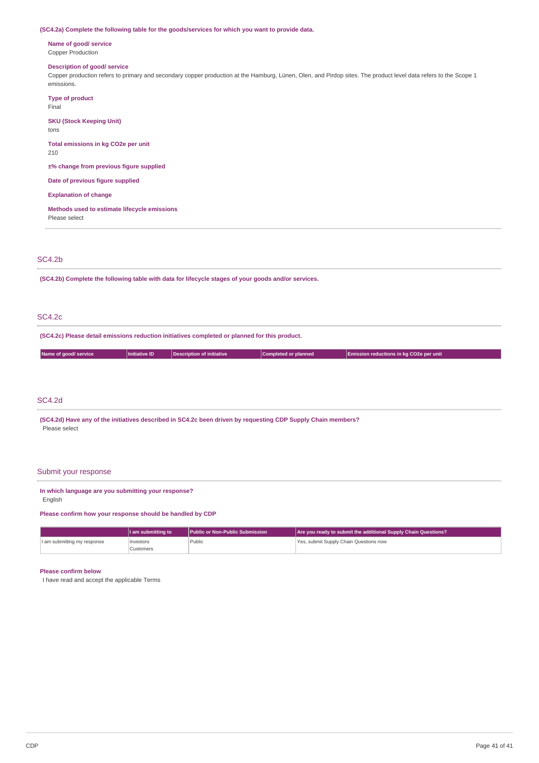**(SC4.2a) Complete the following table for the goods/services for which you want to provide data.**

**Name of good/ service**
Copper Production

**Description of good/ service**
Copper production refers to primary and secondary copper production at the Hamburg, Lünen, Olen, and Pirdop sites. The product level data refers to the Scope 1 emissions.

**Type of product**
Final

**SKU (Stock Keeping Unit)**
tons

**Total emissions in kg CO2e per unit**
210

**±% change from previous figure supplied**

**Date of previous figure supplied**

**Explanation of change**

**Methods used to estimate lifecycle emissions**
Please select

## SC4.2b

**(SC4.2b) Complete the following table with data for lifecycle stages of your goods and/or services.**

## SC4.2c

**(SC4.2c) Please detail emissions reduction initiatives completed or planned for this product.**

| Name of good/ service | Initiative ID | Description of initiative | Completed or planned | Emission reductions in kg CO2e per unit |
|---|---|---|---|---|

## SC4.2d

**(SC4.2d) Have any of the initiatives described in SC4.2c been driven by requesting CDP Supply Chain members?**
Please select

## Submit your response

**In which language are you submitting your response?**
English

**Please confirm how your response should be handled by CDP**

| | I am submitting to | Public or Non-Public Submission | Are you ready to submit the additional Supply Chain Questions? |
|---|---|---|---|
| I am submitting my response | Investors<br>Customers | Public | Yes, submit Supply Chain Questions now |

**Please confirm below**
I have read and accept the applicable Terms